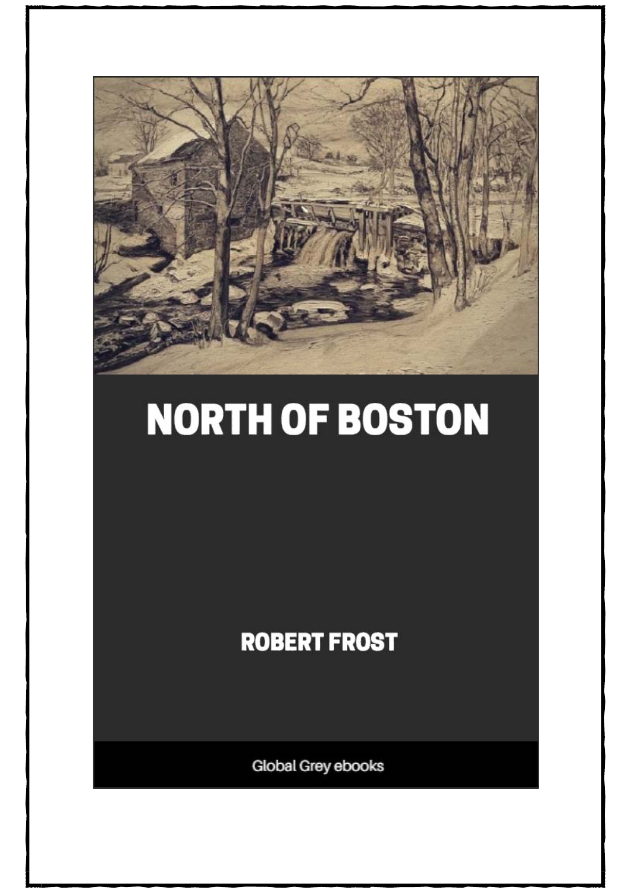# NORTH OF BOSTON

ROBERT FROST

Global Grey ebooks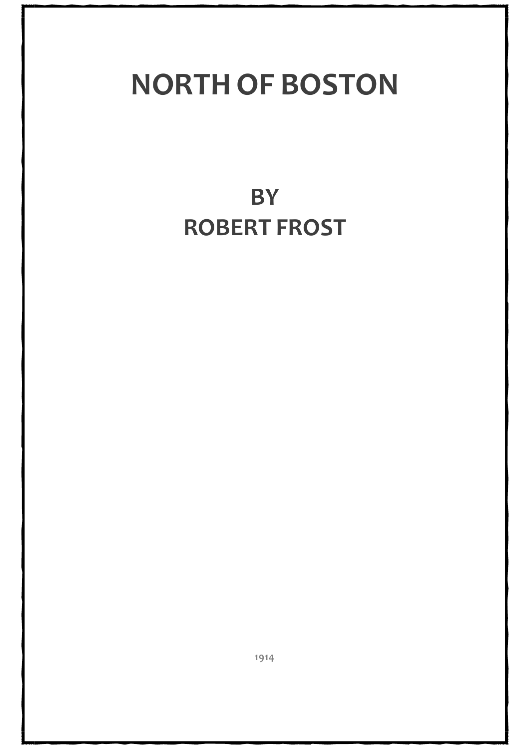# NORTH OF BOSTON

## BY
## ROBERT FROST

1914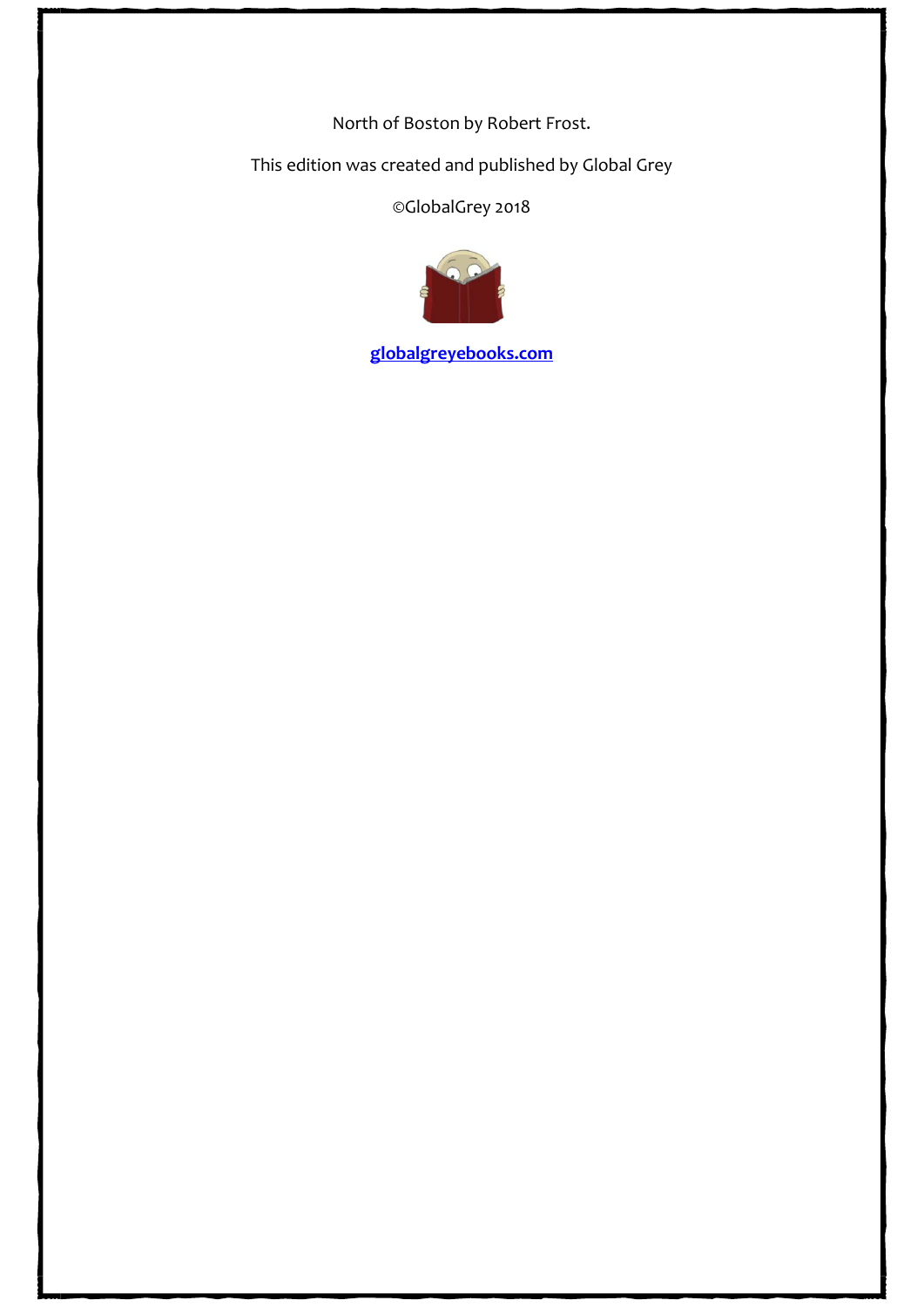North of Boston by Robert Frost.

This edition was created and published by Global Grey

©GlobalGrey 2018

**globalgreyebooks.com**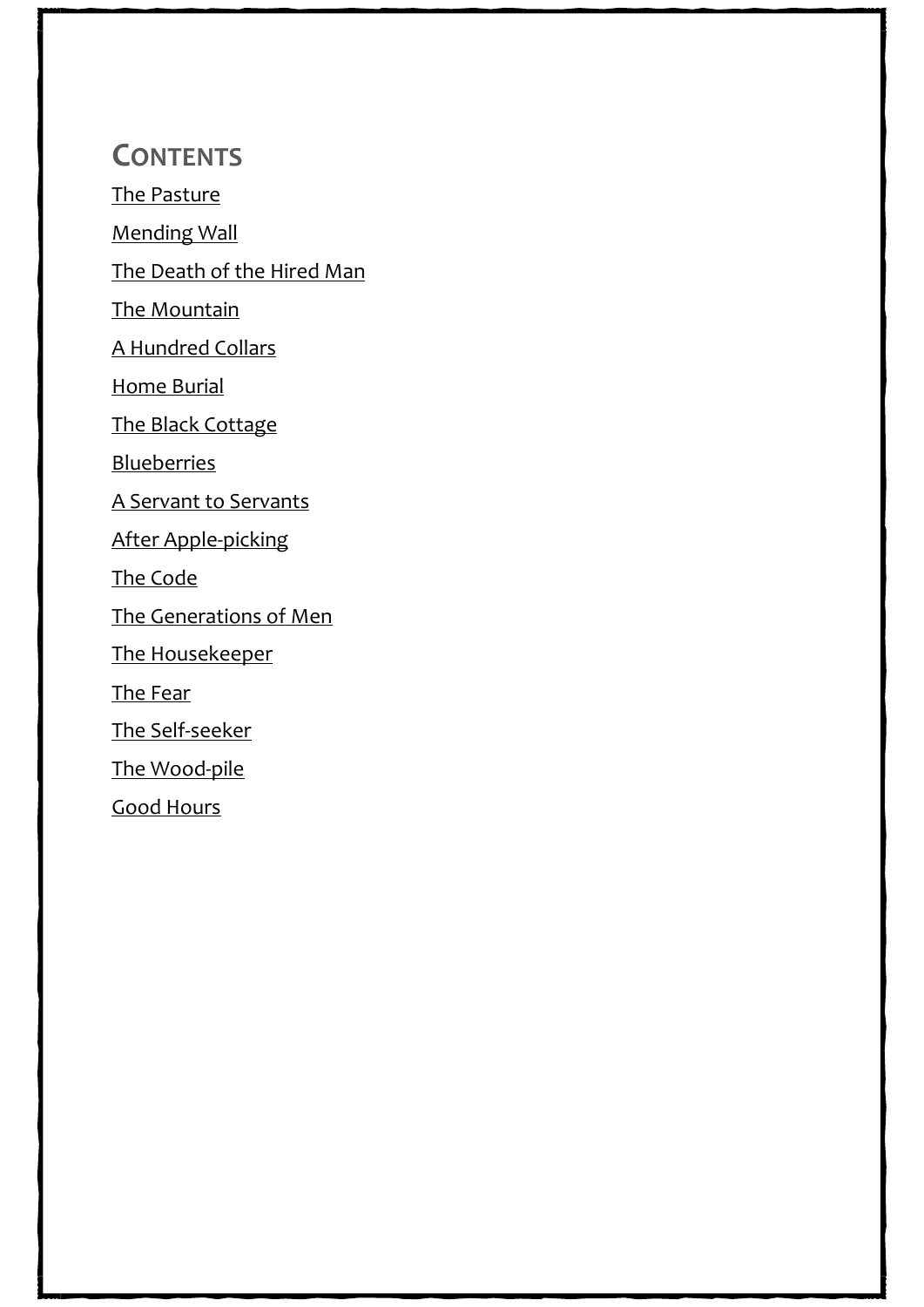## CONTENTS

The Pasture

Mending Wall

The Death of the Hired Man

The Mountain

A Hundred Collars

Home Burial

The Black Cottage

Blueberries

A Servant to Servants

After Apple-picking

The Code

The Generations of Men

The Housekeeper

The Fear

The Self-seeker

The Wood-pile

Good Hours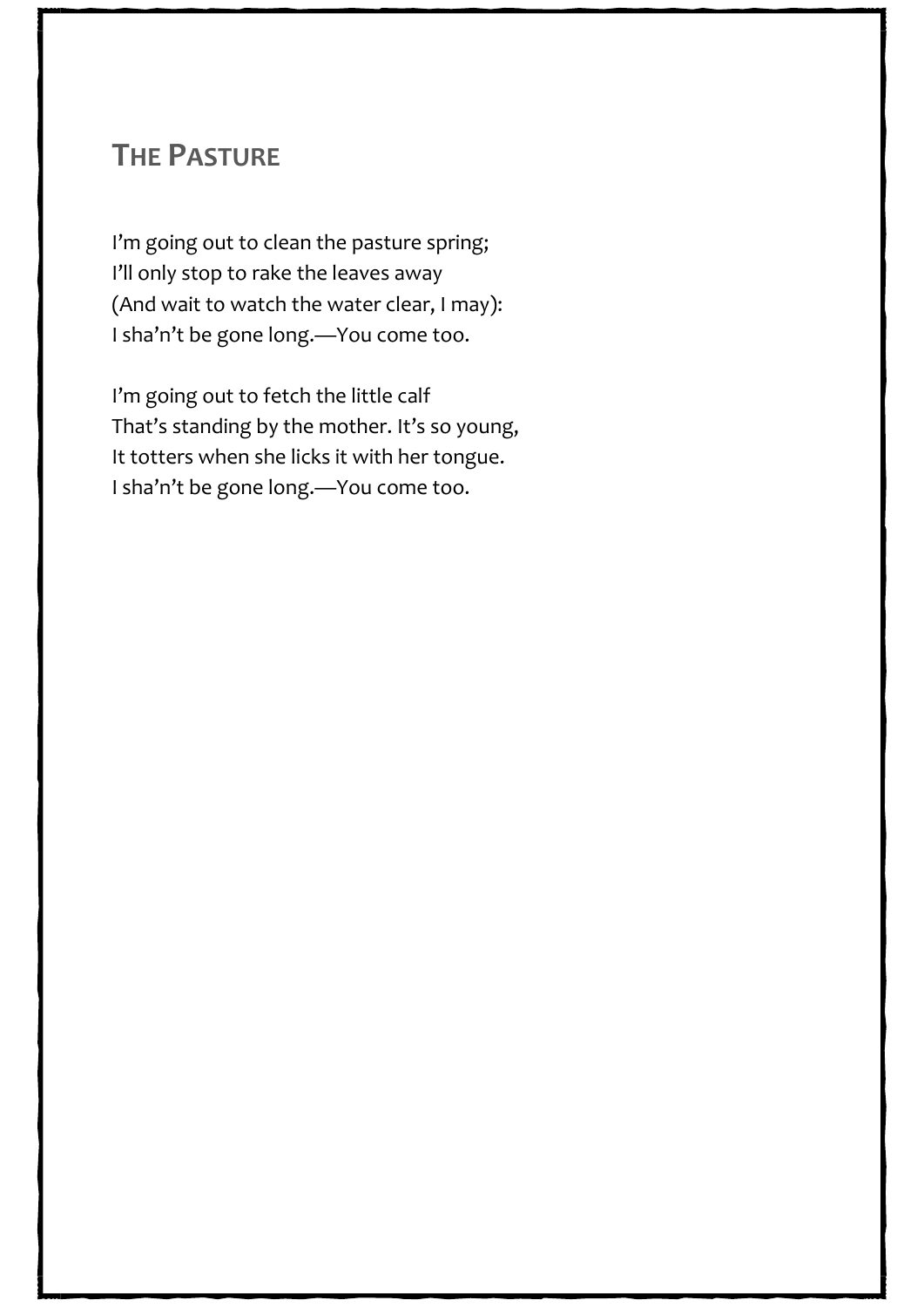## The Pasture

I'm going out to clean the pasture spring;  
I'll only stop to rake the leaves away  
(And wait to watch the water clear, I may):  
I sha'n't be gone long.—You come too.

I'm going out to fetch the little calf  
That's standing by the mother. It's so young,  
It totters when she licks it with her tongue.  
I sha'n't be gone long.—You come too.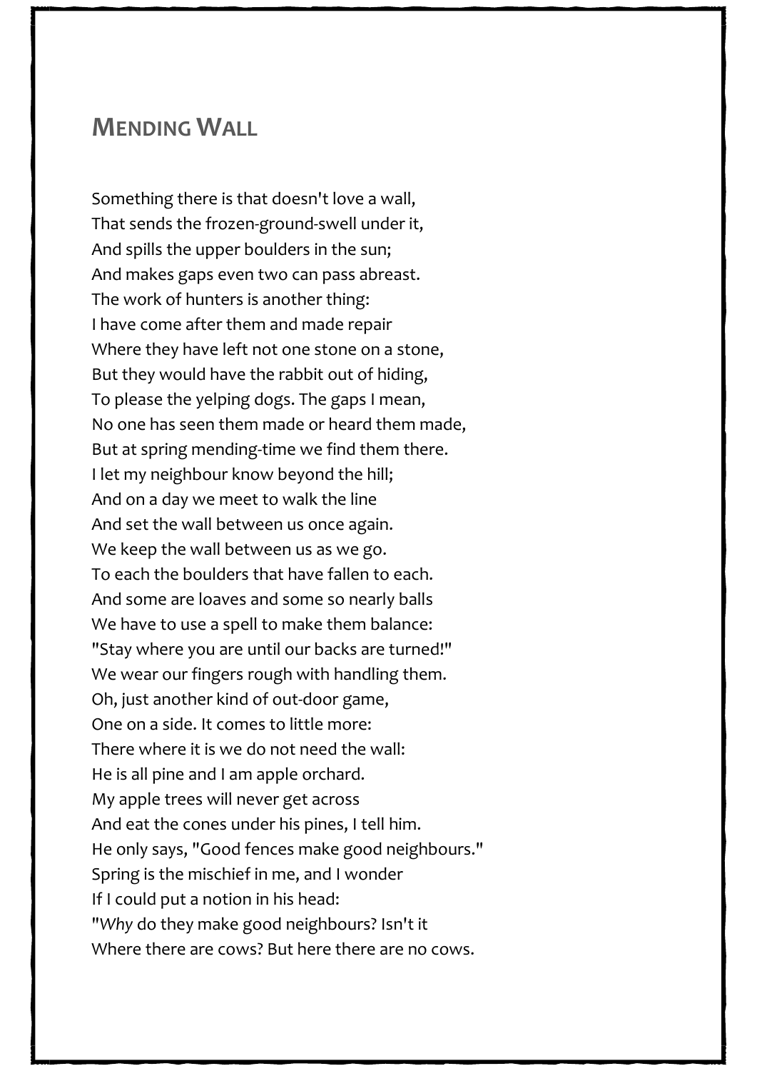## MENDING WALL

Something there is that doesn't love a wall,  
That sends the frozen-ground-swell under it,  
And spills the upper boulders in the sun;  
And makes gaps even two can pass abreast.  
The work of hunters is another thing:  
I have come after them and made repair  
Where they have left not one stone on a stone,  
But they would have the rabbit out of hiding,  
To please the yelping dogs. The gaps I mean,  
No one has seen them made or heard them made,  
But at spring mending-time we find them there.  
I let my neighbour know beyond the hill;  
And on a day we meet to walk the line  
And set the wall between us once again.  
We keep the wall between us as we go.  
To each the boulders that have fallen to each.  
And some are loaves and some so nearly balls  
We have to use a spell to make them balance:  
"Stay where you are until our backs are turned!"  
We wear our fingers rough with handling them.  
Oh, just another kind of out-door game,  
One on a side. It comes to little more:  
There where it is we do not need the wall:  
He is all pine and I am apple orchard.  
My apple trees will never get across  
And eat the cones under his pines, I tell him.  
He only says, "Good fences make good neighbours."  
Spring is the mischief in me, and I wonder  
If I could put a notion in his head:  
"*Why* do they make good neighbours? Isn't it  
Where there are cows? But here there are no cows.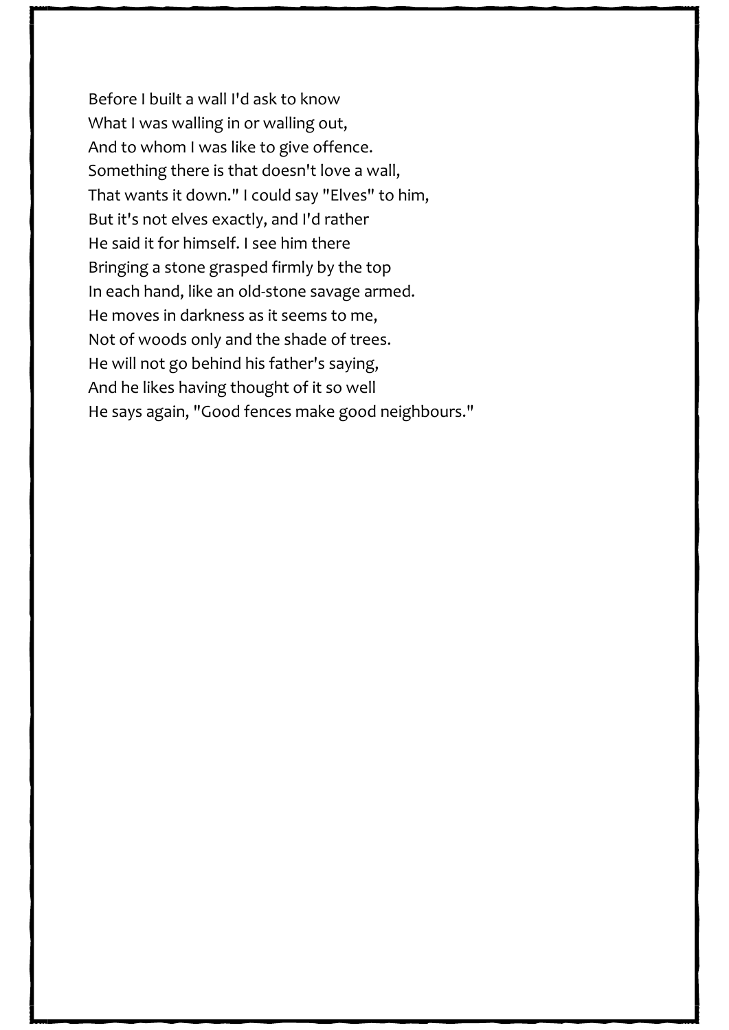Before I built a wall I'd ask to know
What I was walling in or walling out,
And to whom I was like to give offence.
Something there is that doesn't love a wall,
That wants it down." I could say "Elves" to him,
But it's not elves exactly, and I'd rather
He said it for himself. I see him there
Bringing a stone grasped firmly by the top
In each hand, like an old-stone savage armed.
He moves in darkness as it seems to me,
Not of woods only and the shade of trees.
He will not go behind his father's saying,
And he likes having thought of it so well
He says again, "Good fences make good neighbours."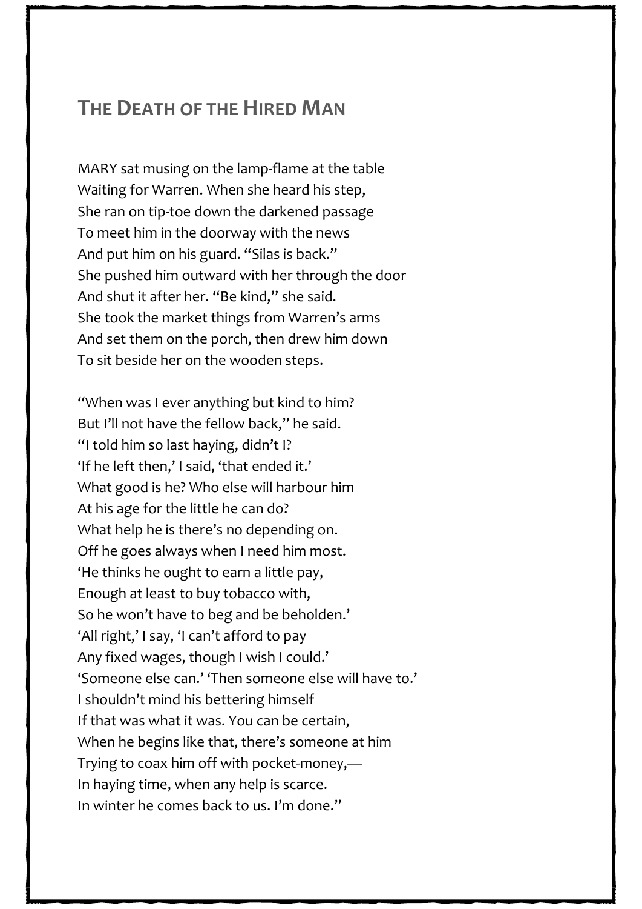## THE DEATH OF THE HIRED MAN

MARY sat musing on the lamp-flame at the table
Waiting for Warren. When she heard his step,
She ran on tip-toe down the darkened passage
To meet him in the doorway with the news
And put him on his guard. "Silas is back."
She pushed him outward with her through the door
And shut it after her. "Be kind," she said.
She took the market things from Warren's arms
And set them on the porch, then drew him down
To sit beside her on the wooden steps.

"When was I ever anything but kind to him?
But I'll not have the fellow back," he said.
"I told him so last haying, didn't I?
'If he left then,' I said, 'that ended it.'
What good is he? Who else will harbour him
At his age for the little he can do?
What help he is there's no depending on.
Off he goes always when I need him most.
'He thinks he ought to earn a little pay,
Enough at least to buy tobacco with,
So he won't have to beg and be beholden.'
'All right,' I say, 'I can't afford to pay
Any fixed wages, though I wish I could.'
'Someone else can.' 'Then someone else will have to.'
I shouldn't mind his bettering himself
If that was what it was. You can be certain,
When he begins like that, there's someone at him
Trying to coax him off with pocket-money,—
In haying time, when any help is scarce.
In winter he comes back to us. I'm done."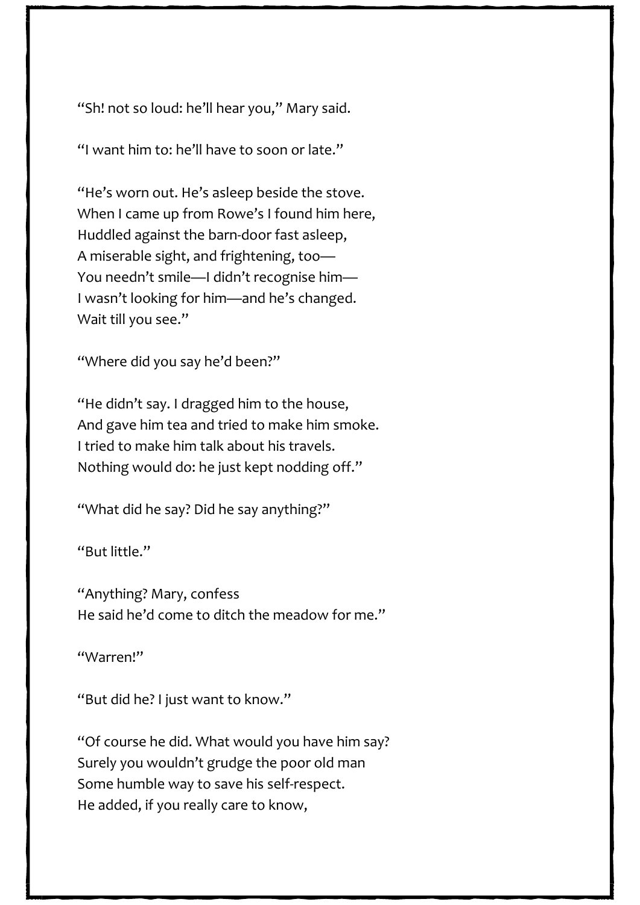"Sh! not so loud: he'll hear you," Mary said.

"I want him to: he'll have to soon or late."

"He's worn out. He's asleep beside the stove.
When I came up from Rowe's I found him here,
Huddled against the barn-door fast asleep,
A miserable sight, and frightening, too—
You needn't smile—I didn't recognise him—
I wasn't looking for him—and he's changed.
Wait till you see."

"Where did you say he'd been?"

"He didn't say. I dragged him to the house,
And gave him tea and tried to make him smoke.
I tried to make him talk about his travels.
Nothing would do: he just kept nodding off."

"What did he say? Did he say anything?"

"But little."

"Anything? Mary, confess
He said he'd come to ditch the meadow for me."

"Warren!"

"But did he? I just want to know."

"Of course he did. What would you have him say?
Surely you wouldn't grudge the poor old man
Some humble way to save his self-respect.
He added, if you really care to know,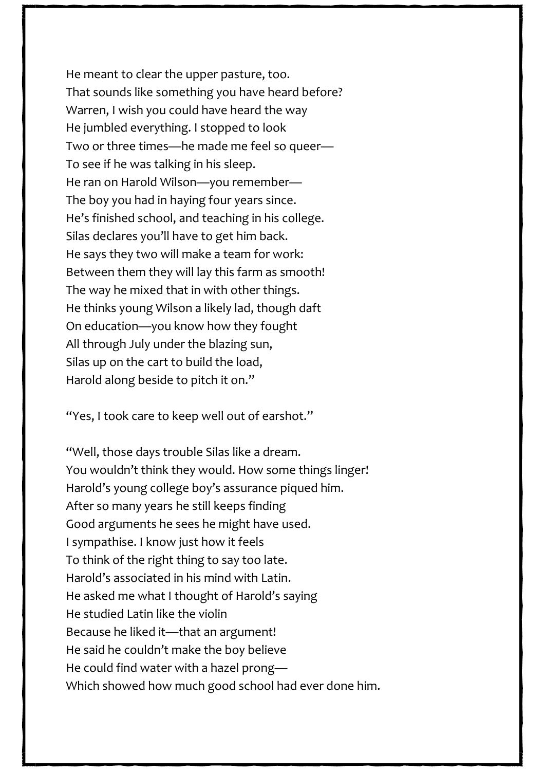He meant to clear the upper pasture, too.
That sounds like something you have heard before?
Warren, I wish you could have heard the way
He jumbled everything. I stopped to look
Two or three times—he made me feel so queer—
To see if he was talking in his sleep.
He ran on Harold Wilson—you remember—
The boy you had in haying four years since.
He's finished school, and teaching in his college.
Silas declares you'll have to get him back.
He says they two will make a team for work:
Between them they will lay this farm as smooth!
The way he mixed that in with other things.
He thinks young Wilson a likely lad, though daft
On education—you know how they fought
All through July under the blazing sun,
Silas up on the cart to build the load,
Harold along beside to pitch it on."

"Yes, I took care to keep well out of earshot."

"Well, those days trouble Silas like a dream.
You wouldn't think they would. How some things linger!
Harold's young college boy's assurance piqued him.
After so many years he still keeps finding
Good arguments he sees he might have used.
I sympathise. I know just how it feels
To think of the right thing to say too late.
Harold's associated in his mind with Latin.
He asked me what I thought of Harold's saying
He studied Latin like the violin
Because he liked it—that an argument!
He said he couldn't make the boy believe
He could find water with a hazel prong—
Which showed how much good school had ever done him.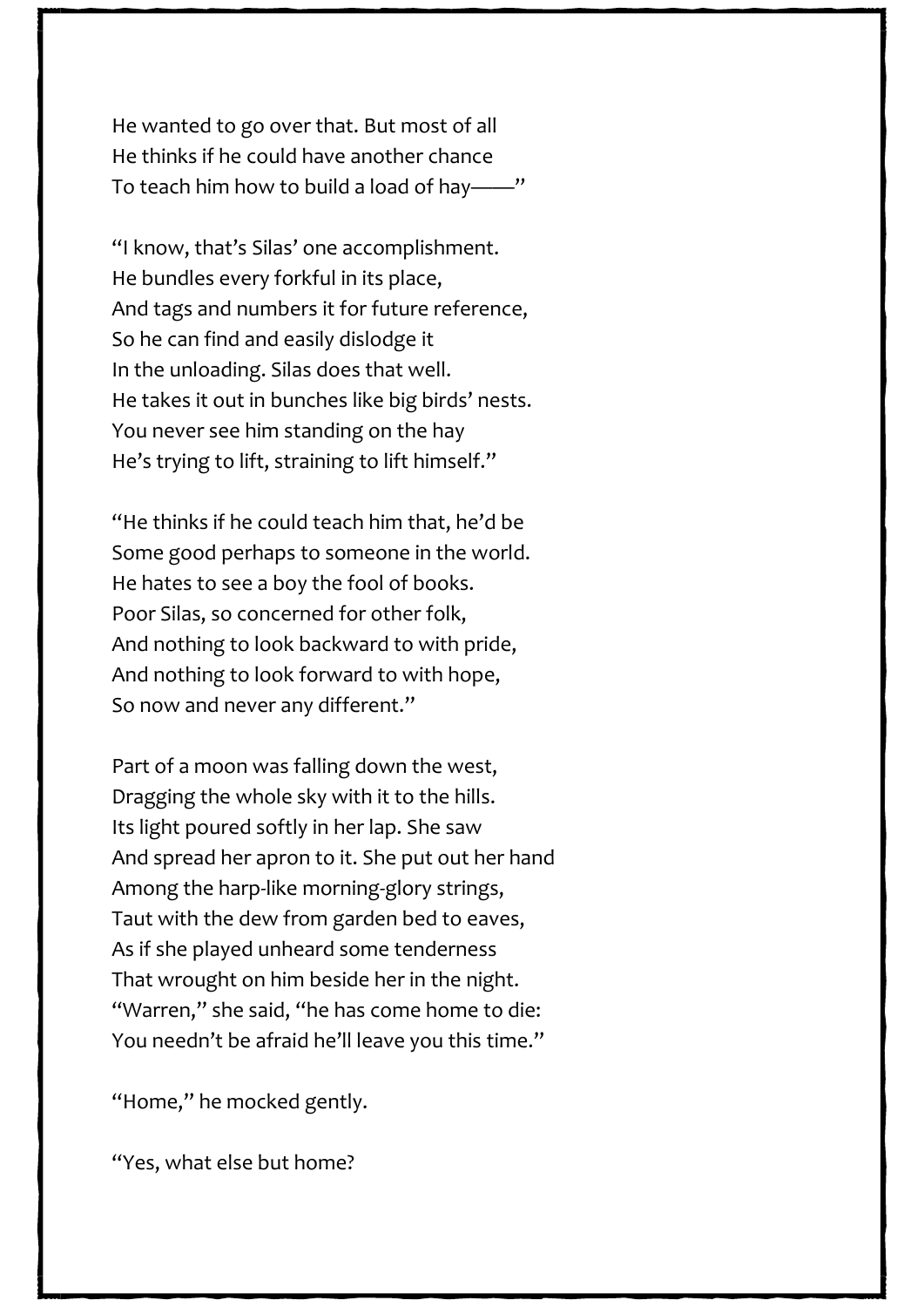He wanted to go over that. But most of all
He thinks if he could have another chance
To teach him how to build a load of hay——"

"I know, that's Silas' one accomplishment.
He bundles every forkful in its place,
And tags and numbers it for future reference,
So he can find and easily dislodge it
In the unloading. Silas does that well.
He takes it out in bunches like big birds' nests.
You never see him standing on the hay
He's trying to lift, straining to lift himself."

"He thinks if he could teach him that, he'd be
Some good perhaps to someone in the world.
He hates to see a boy the fool of books.
Poor Silas, so concerned for other folk,
And nothing to look backward to with pride,
And nothing to look forward to with hope,
So now and never any different."

Part of a moon was falling down the west,
Dragging the whole sky with it to the hills.
Its light poured softly in her lap. She saw
And spread her apron to it. She put out her hand
Among the harp-like morning-glory strings,
Taut with the dew from garden bed to eaves,
As if she played unheard some tenderness
That wrought on him beside her in the night.
"Warren," she said, "he has come home to die:
You needn't be afraid he'll leave you this time."

"Home," he mocked gently.

"Yes, what else but home?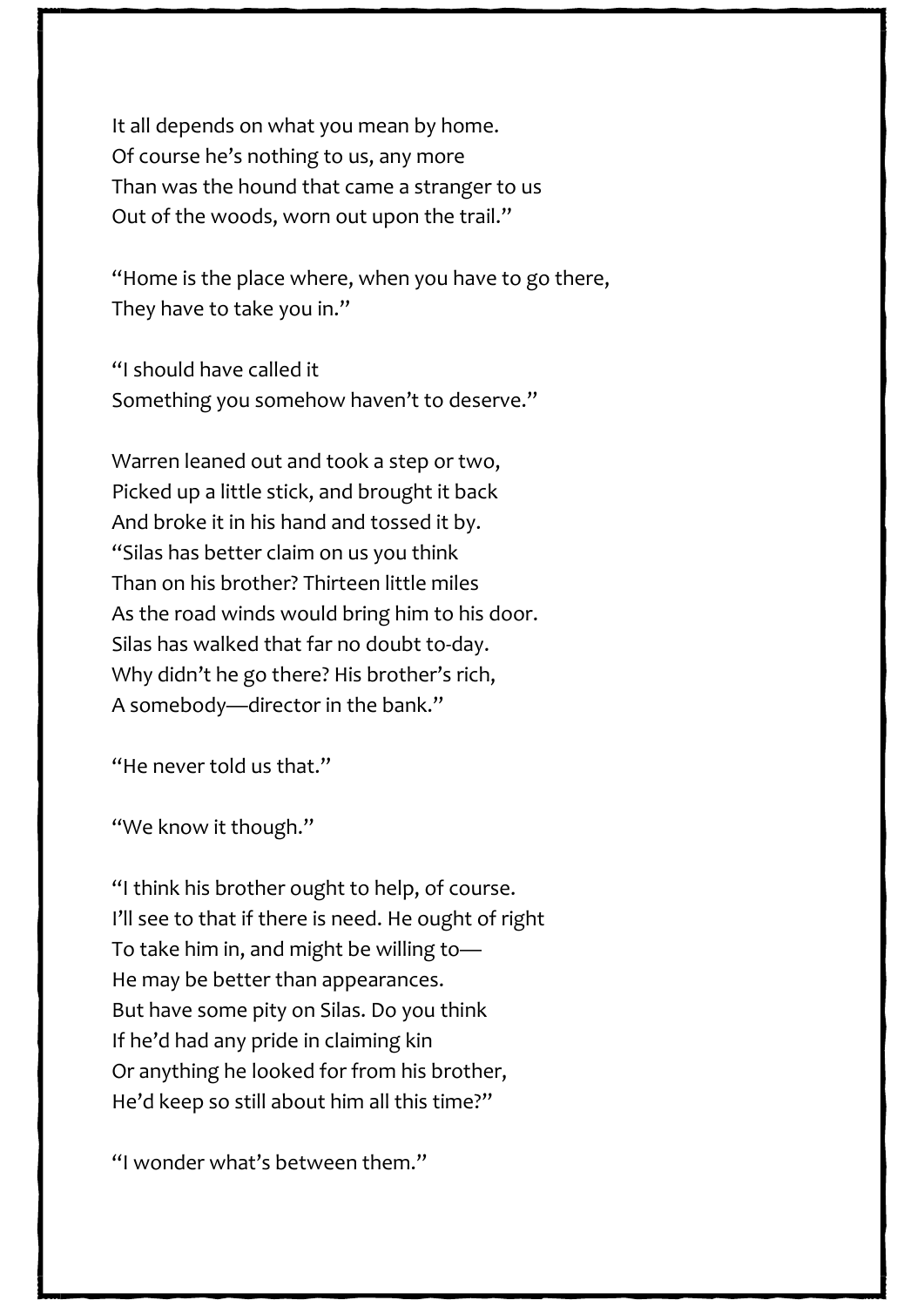It all depends on what you mean by home.
Of course he's nothing to us, any more
Than was the hound that came a stranger to us
Out of the woods, worn out upon the trail."

"Home is the place where, when you have to go there,
They have to take you in."

"I should have called it
Something you somehow haven't to deserve."

Warren leaned out and took a step or two,
Picked up a little stick, and brought it back
And broke it in his hand and tossed it by.
"Silas has better claim on us you think
Than on his brother? Thirteen little miles
As the road winds would bring him to his door.
Silas has walked that far no doubt to-day.
Why didn't he go there? His brother's rich,
A somebody—director in the bank."

"He never told us that."

"We know it though."

"I think his brother ought to help, of course.
I'll see to that if there is need. He ought of right
To take him in, and might be willing to—
He may be better than appearances.
But have some pity on Silas. Do you think
If he'd had any pride in claiming kin
Or anything he looked for from his brother,
He'd keep so still about him all this time?"

"I wonder what's between them."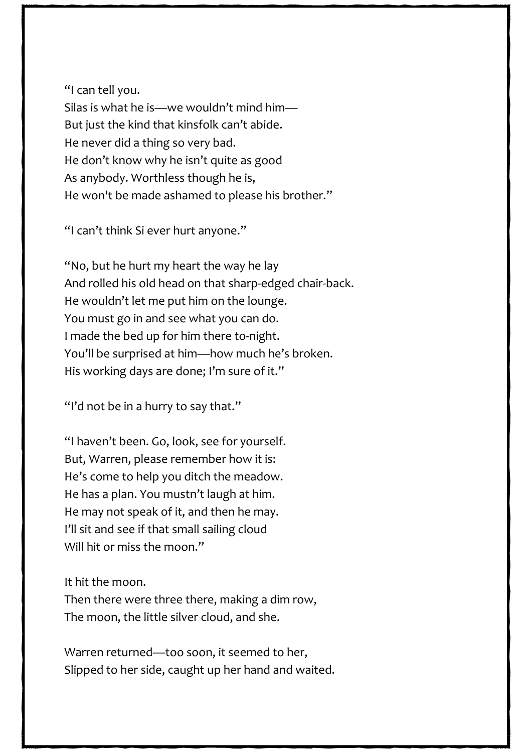"I can tell you.
Silas is what he is—we wouldn't mind him—
But just the kind that kinsfolk can't abide.
He never did a thing so very bad.
He don't know why he isn't quite as good
As anybody. Worthless though he is,
He won't be made ashamed to please his brother."

"I can't think Si ever hurt anyone."

"No, but he hurt my heart the way he lay
And rolled his old head on that sharp-edged chair-back.
He wouldn't let me put him on the lounge.
You must go in and see what you can do.
I made the bed up for him there to-night.
You'll be surprised at him—how much he's broken.
His working days are done; I'm sure of it."

"I'd not be in a hurry to say that."

"I haven't been. Go, look, see for yourself.
But, Warren, please remember how it is:
He's come to help you ditch the meadow.
He has a plan. You mustn't laugh at him.
He may not speak of it, and then he may.
I'll sit and see if that small sailing cloud
Will hit or miss the moon."

It hit the moon.
Then there were three there, making a dim row,
The moon, the little silver cloud, and she.

Warren returned—too soon, it seemed to her,
Slipped to her side, caught up her hand and waited.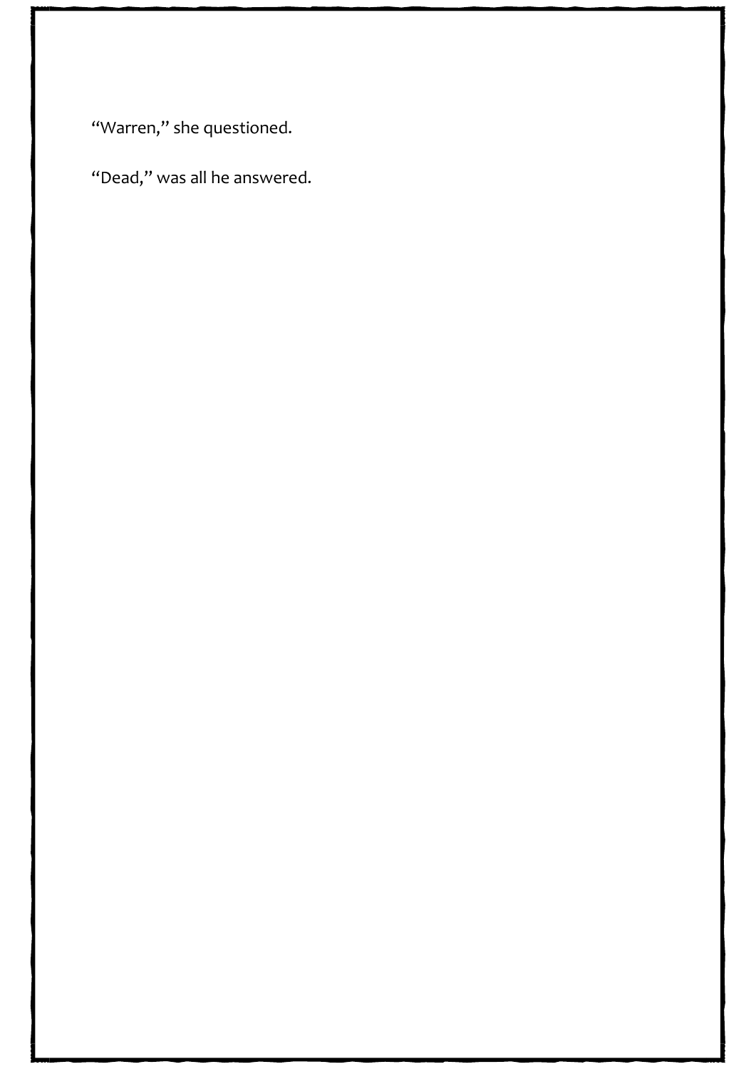"Warren," she questioned.

"Dead," was all he answered.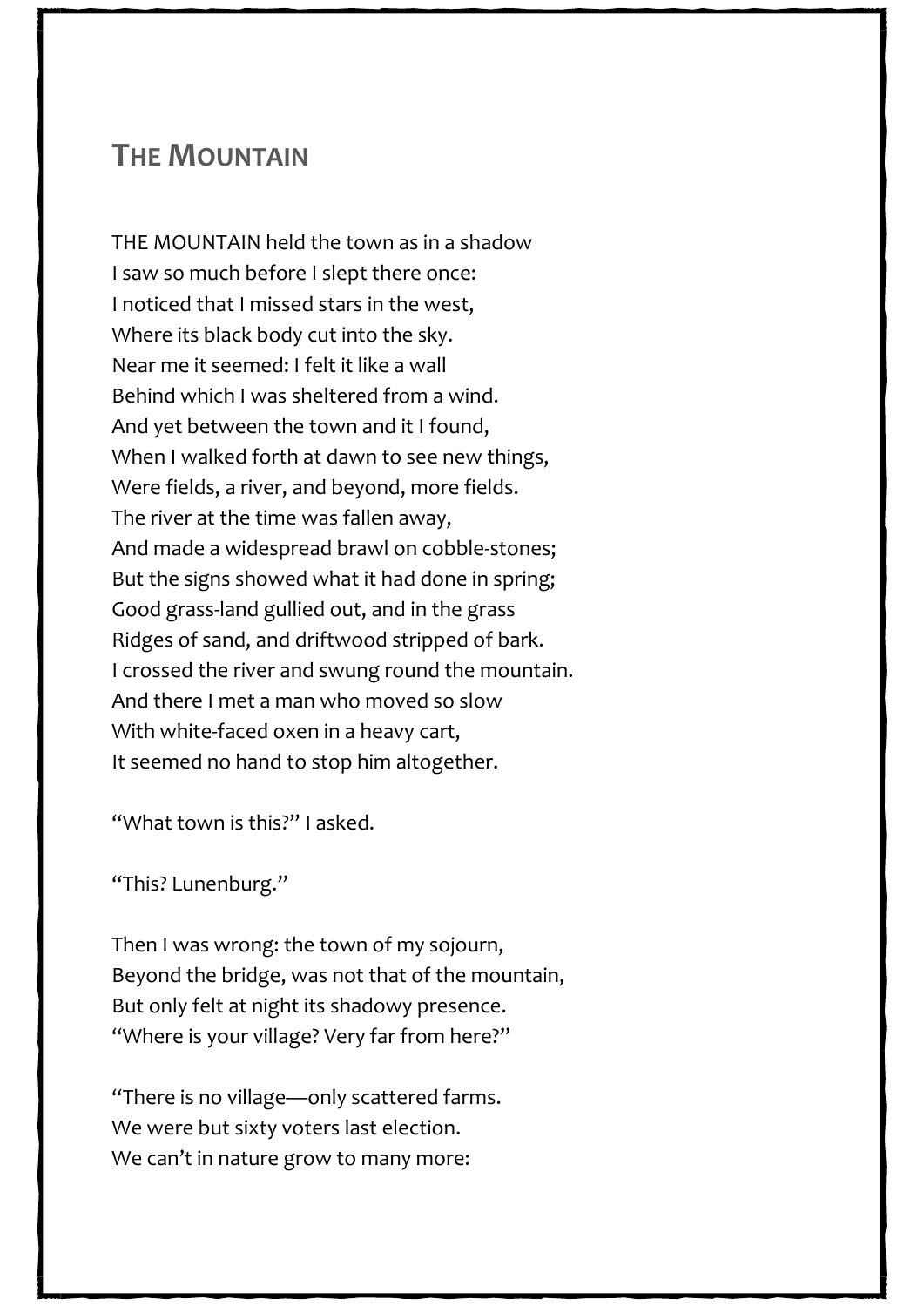## The Mountain

THE MOUNTAIN held the town as in a shadow
I saw so much before I slept there once:
I noticed that I missed stars in the west,
Where its black body cut into the sky.
Near me it seemed: I felt it like a wall
Behind which I was sheltered from a wind.
And yet between the town and it I found,
When I walked forth at dawn to see new things,
Were fields, a river, and beyond, more fields.
The river at the time was fallen away,
And made a widespread brawl on cobble-stones;
But the signs showed what it had done in spring;
Good grass-land gullied out, and in the grass
Ridges of sand, and driftwood stripped of bark.
I crossed the river and swung round the mountain.
And there I met a man who moved so slow
With white-faced oxen in a heavy cart,
It seemed no hand to stop him altogether.

"What town is this?" I asked.

"This? Lunenburg."

Then I was wrong: the town of my sojourn,
Beyond the bridge, was not that of the mountain,
But only felt at night its shadowy presence.
"Where is your village? Very far from here?"

"There is no village—only scattered farms.
We were but sixty voters last election.
We can't in nature grow to many more: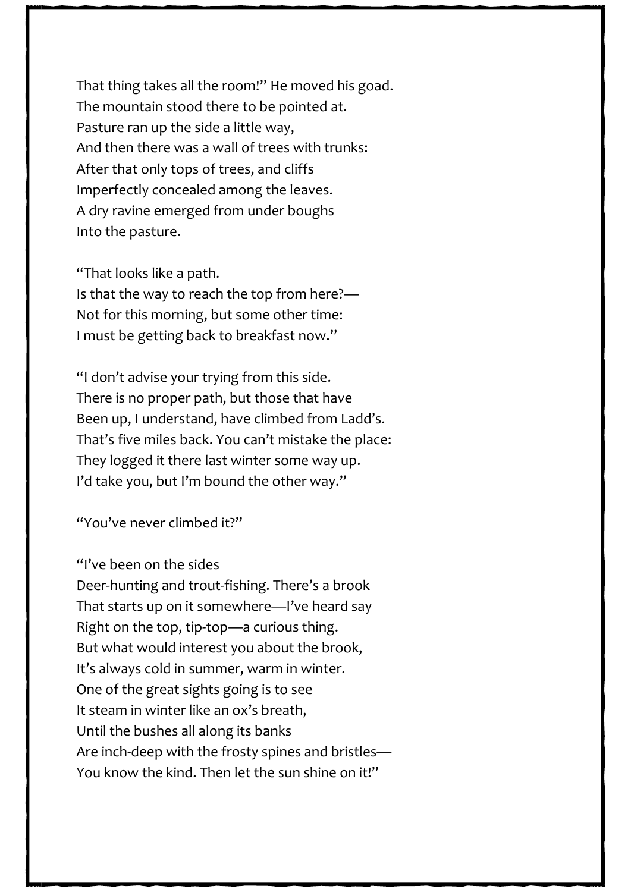That thing takes all the room!" He moved his goad.  
The mountain stood there to be pointed at.  
Pasture ran up the side a little way,  
And then there was a wall of trees with trunks:  
After that only tops of trees, and cliffs  
Imperfectly concealed among the leaves.  
A dry ravine emerged from under boughs  
Into the pasture.

"That looks like a path.  
Is that the way to reach the top from here?—  
Not for this morning, but some other time:  
I must be getting back to breakfast now."

"I don't advise your trying from this side.  
There is no proper path, but those that have  
Been up, I understand, have climbed from Ladd's.  
That's five miles back. You can't mistake the place:  
They logged it there last winter some way up.  
I'd take you, but I'm bound the other way."

"You've never climbed it?"

"I've been on the sides  
Deer-hunting and trout-fishing. There's a brook  
That starts up on it somewhere—I've heard say  
Right on the top, tip-top—a curious thing.  
But what would interest you about the brook,  
It's always cold in summer, warm in winter.  
One of the great sights going is to see  
It steam in winter like an ox's breath,  
Until the bushes all along its banks  
Are inch-deep with the frosty spines and bristles—  
You know the kind. Then let the sun shine on it!"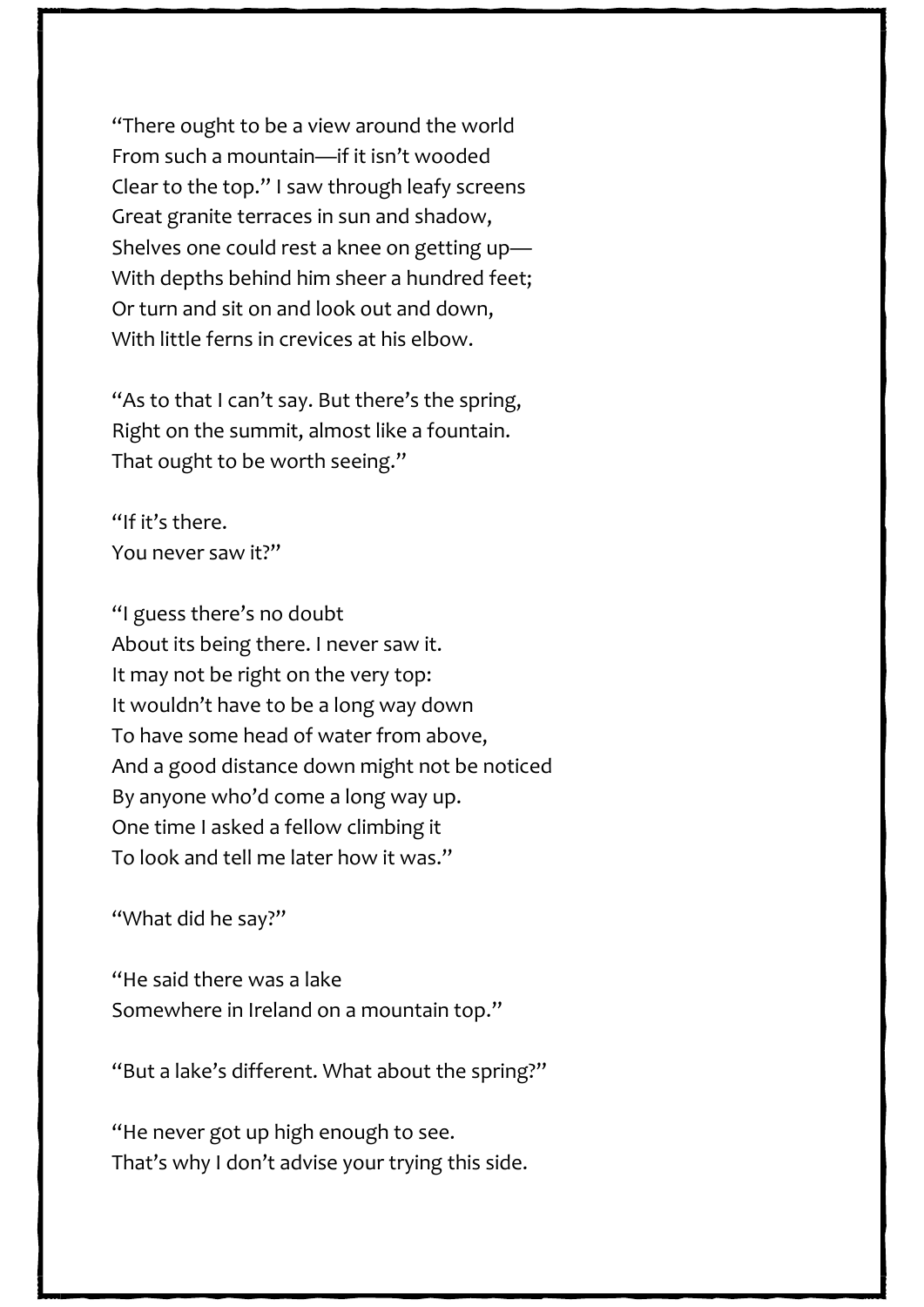"There ought to be a view around the world
From such a mountain—if it isn't wooded
Clear to the top." I saw through leafy screens
Great granite terraces in sun and shadow,
Shelves one could rest a knee on getting up—
With depths behind him sheer a hundred feet;
Or turn and sit on and look out and down,
With little ferns in crevices at his elbow.

"As to that I can't say. But there's the spring,
Right on the summit, almost like a fountain.
That ought to be worth seeing."

"If it's there.
You never saw it?"

"I guess there's no doubt
About its being there. I never saw it.
It may not be right on the very top:
It wouldn't have to be a long way down
To have some head of water from above,
And a good distance down might not be noticed
By anyone who'd come a long way up.
One time I asked a fellow climbing it
To look and tell me later how it was."

"What did he say?"

"He said there was a lake
Somewhere in Ireland on a mountain top."

"But a lake's different. What about the spring?"

"He never got up high enough to see.
That's why I don't advise your trying this side.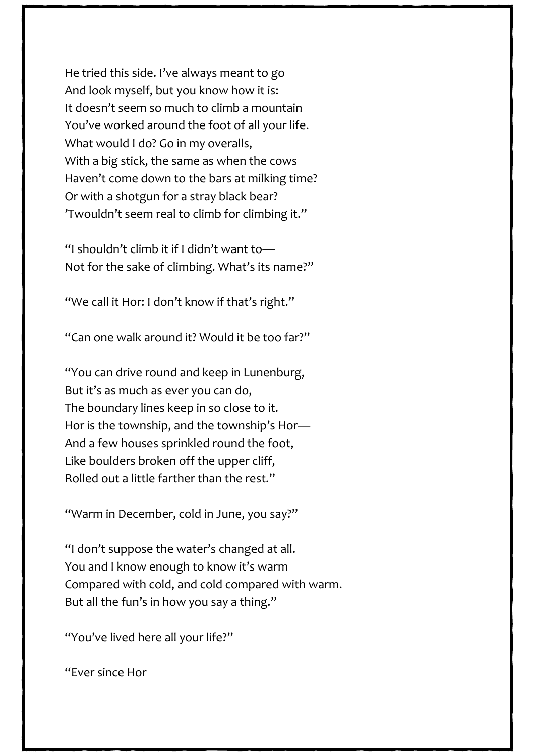He tried this side. I've always meant to go
And look myself, but you know how it is:
It doesn't seem so much to climb a mountain
You've worked around the foot of all your life.
What would I do? Go in my overalls,
With a big stick, the same as when the cows
Haven't come down to the bars at milking time?
Or with a shotgun for a stray black bear?
'Twouldn't seem real to climb for climbing it."

"I shouldn't climb it if I didn't want to—
Not for the sake of climbing. What's its name?"

"We call it Hor: I don't know if that's right."

"Can one walk around it? Would it be too far?"

"You can drive round and keep in Lunenburg,
But it's as much as ever you can do,
The boundary lines keep in so close to it.
Hor is the township, and the township's Hor—
And a few houses sprinkled round the foot,
Like boulders broken off the upper cliff,
Rolled out a little farther than the rest."

"Warm in December, cold in June, you say?"

"I don't suppose the water's changed at all.
You and I know enough to know it's warm
Compared with cold, and cold compared with warm.
But all the fun's in how you say a thing."

"You've lived here all your life?"

"Ever since Hor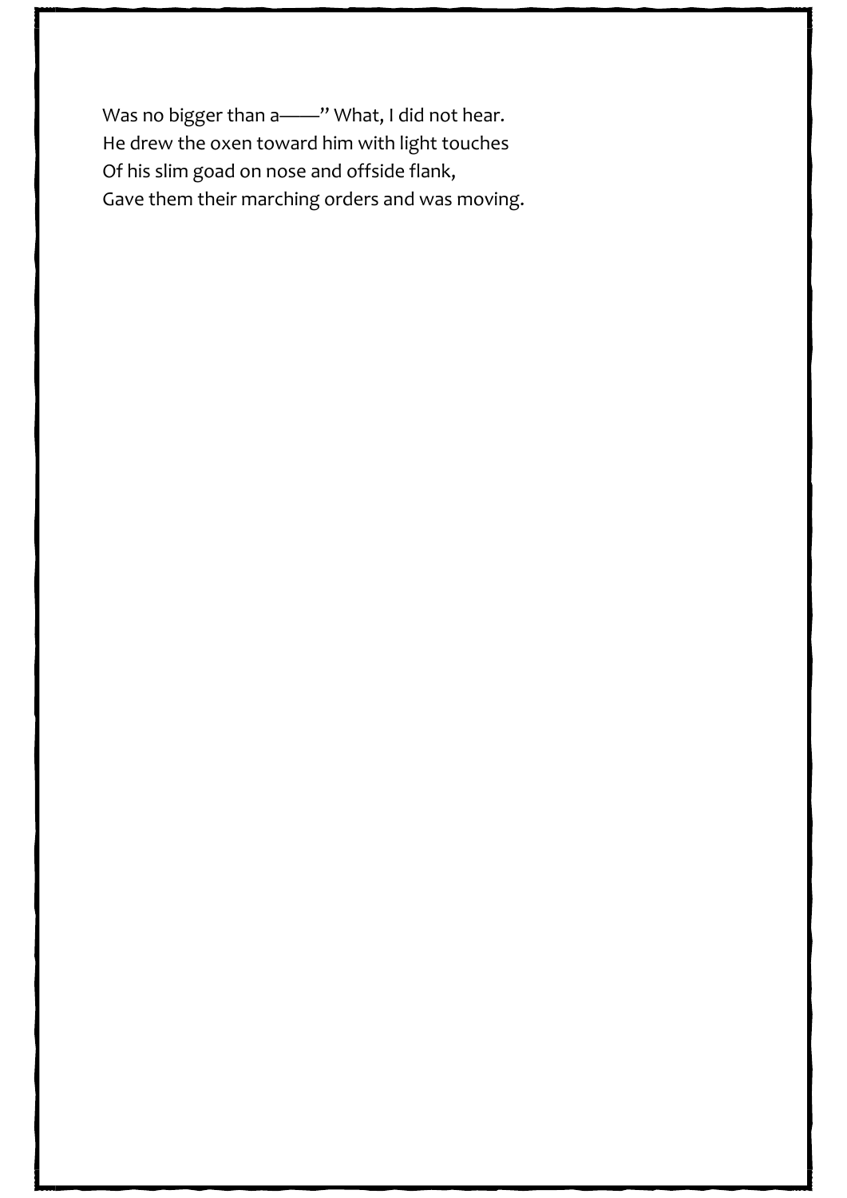Was no bigger than a——" What, I did not hear.
He drew the oxen toward him with light touches
Of his slim goad on nose and offside flank,
Gave them their marching orders and was moving.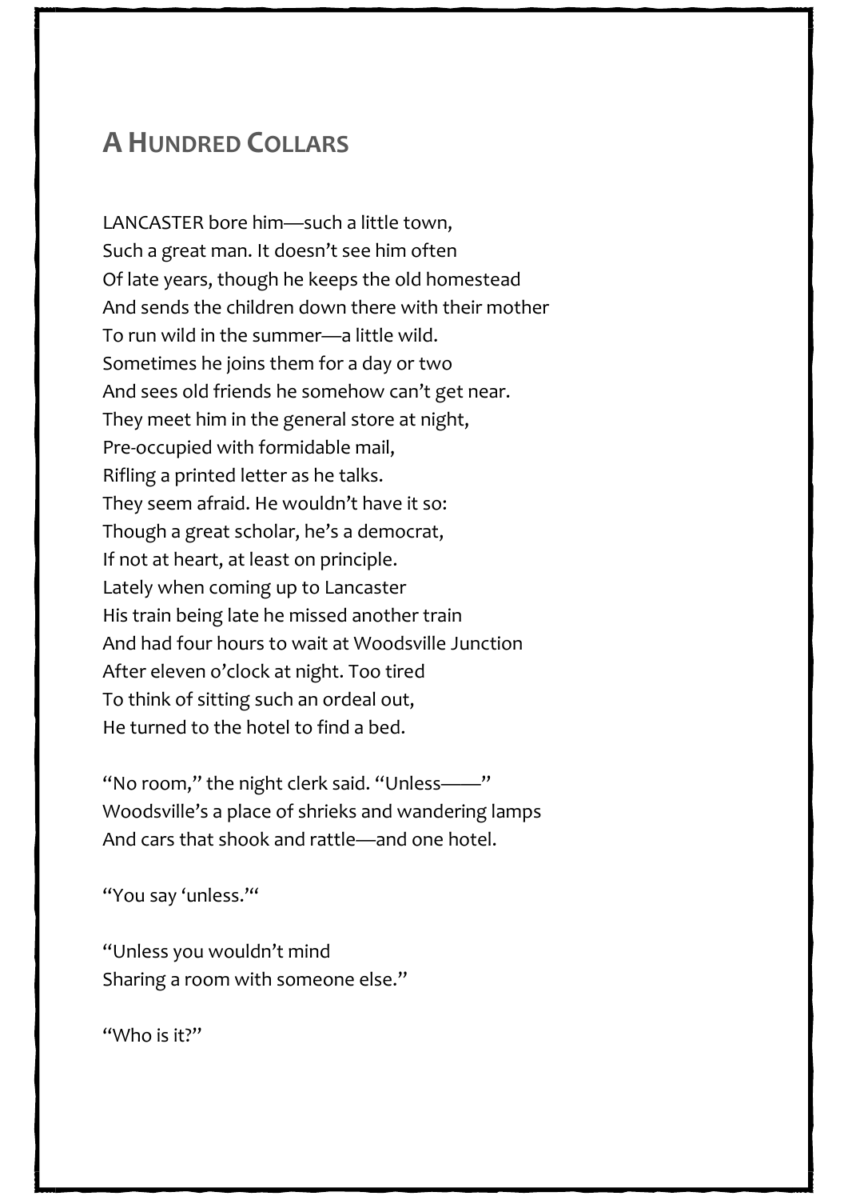## A HUNDRED COLLARS

LANCASTER bore him—such a little town,
Such a great man. It doesn't see him often
Of late years, though he keeps the old homestead
And sends the children down there with their mother
To run wild in the summer—a little wild.
Sometimes he joins them for a day or two
And sees old friends he somehow can't get near.
They meet him in the general store at night,
Pre-occupied with formidable mail,
Rifling a printed letter as he talks.
They seem afraid. He wouldn't have it so:
Though a great scholar, he's a democrat,
If not at heart, at least on principle.
Lately when coming up to Lancaster
His train being late he missed another train
And had four hours to wait at Woodsville Junction
After eleven o'clock at night. Too tired
To think of sitting such an ordeal out,
He turned to the hotel to find a bed.

"No room," the night clerk said. "Unless——"
Woodsville's a place of shrieks and wandering lamps
And cars that shook and rattle—and one hotel.

"You say 'unless.'"

"Unless you wouldn't mind
Sharing a room with someone else."

"Who is it?"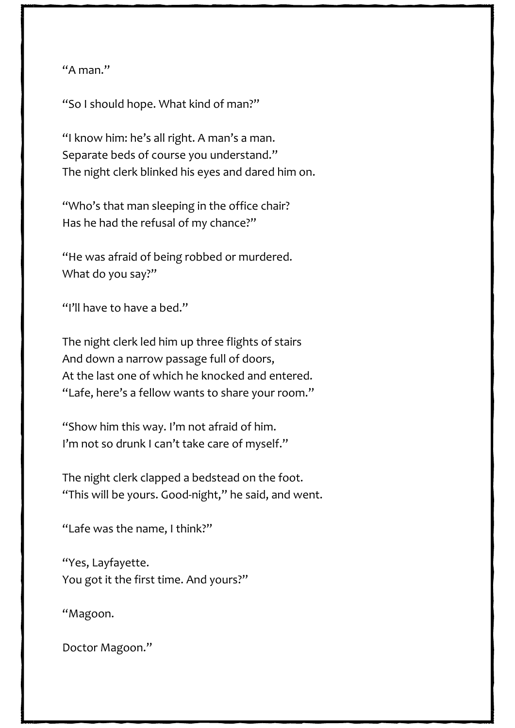"A man."

"So I should hope. What kind of man?"

"I know him: he's all right. A man's a man.  
Separate beds of course you understand."  
The night clerk blinked his eyes and dared him on.

"Who's that man sleeping in the office chair?  
Has he had the refusal of my chance?"

"He was afraid of being robbed or murdered.  
What do you say?"

"I'll have to have a bed."

The night clerk led him up three flights of stairs  
And down a narrow passage full of doors,  
At the last one of which he knocked and entered.  
"Lafe, here's a fellow wants to share your room."

"Show him this way. I'm not afraid of him.  
I'm not so drunk I can't take care of myself."

The night clerk clapped a bedstead on the foot.  
"This will be yours. Good-night," he said, and went.

"Lafe was the name, I think?"

"Yes, Layfayette.  
You got it the first time. And yours?"

"Magoon.

Doctor Magoon."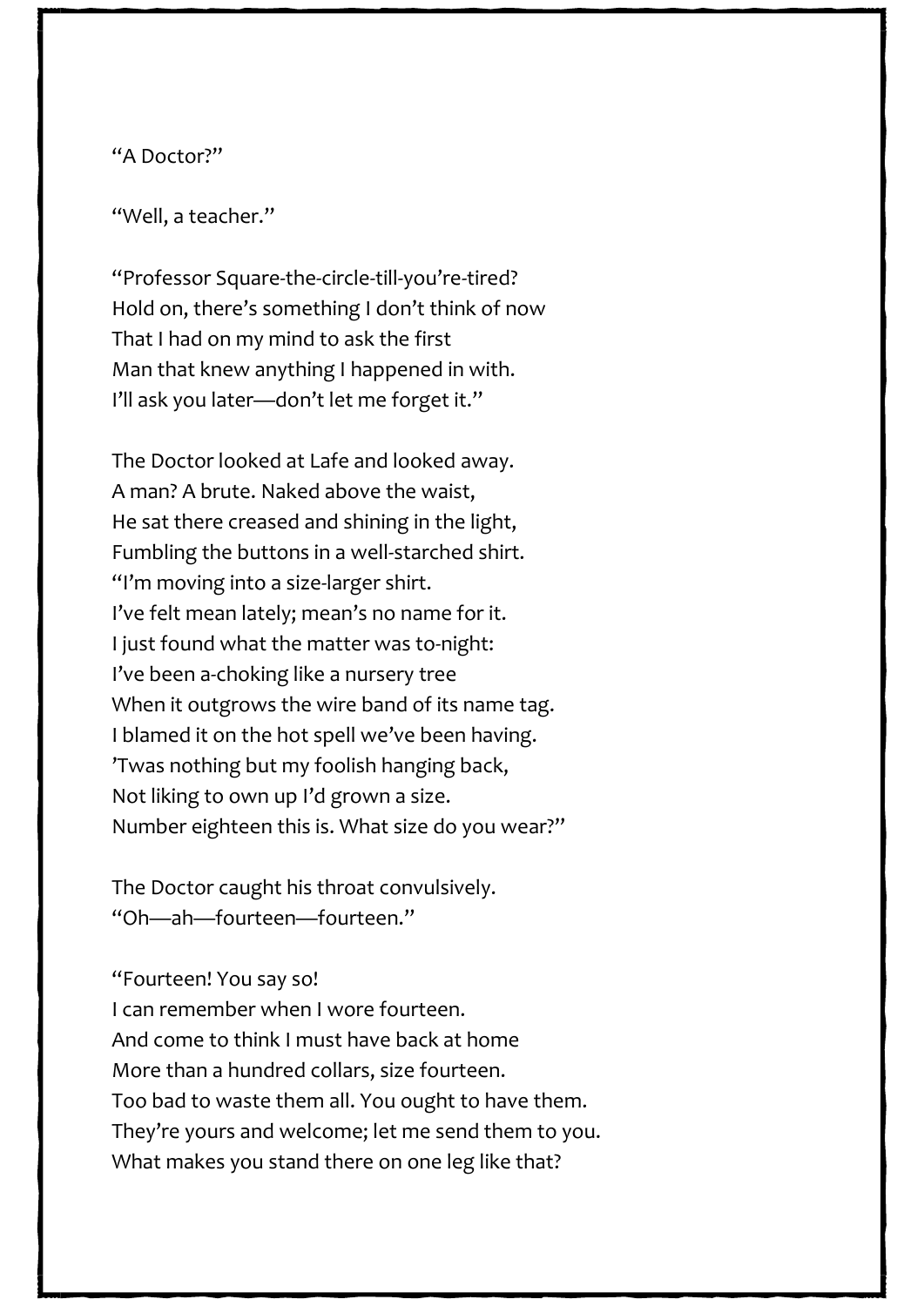"A Doctor?"

"Well, a teacher."

"Professor Square-the-circle-till-you're-tired?  
Hold on, there's something I don't think of now  
That I had on my mind to ask the first  
Man that knew anything I happened in with.  
I'll ask you later—don't let me forget it."

The Doctor looked at Lafe and looked away.  
A man? A brute. Naked above the waist,  
He sat there creased and shining in the light,  
Fumbling the buttons in a well-starched shirt.  
"I'm moving into a size-larger shirt.  
I've felt mean lately; mean's no name for it.  
I just found what the matter was to-night:  
I've been a-choking like a nursery tree  
When it outgrows the wire band of its name tag.  
I blamed it on the hot spell we've been having.  
'Twas nothing but my foolish hanging back,  
Not liking to own up I'd grown a size.  
Number eighteen this is. What size do you wear?"

The Doctor caught his throat convulsively.  
"Oh—ah—fourteen—fourteen."

"Fourteen! You say so!  
I can remember when I wore fourteen.  
And come to think I must have back at home  
More than a hundred collars, size fourteen.  
Too bad to waste them all. You ought to have them.  
They're yours and welcome; let me send them to you.  
What makes you stand there on one leg like that?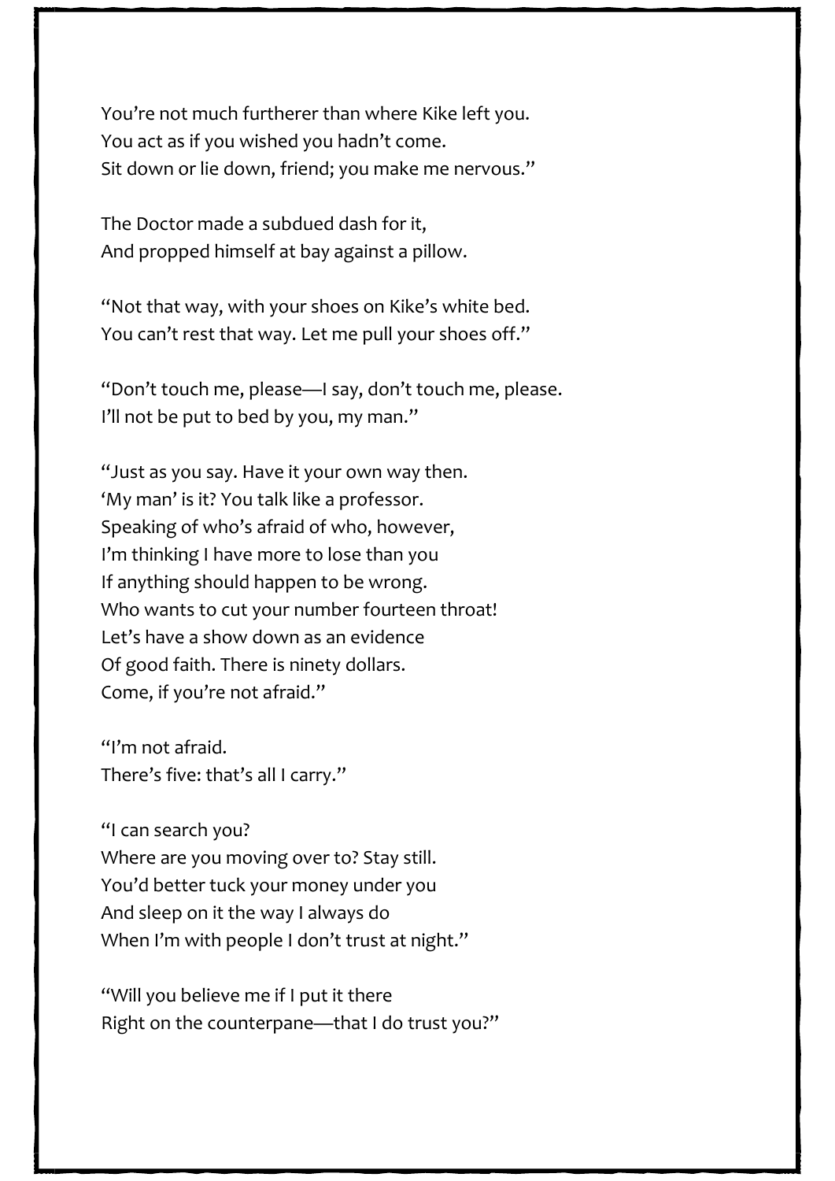You're not much furtherer than where Kike left you.
You act as if you wished you hadn't come.
Sit down or lie down, friend; you make me nervous."

The Doctor made a subdued dash for it,
And propped himself at bay against a pillow.

"Not that way, with your shoes on Kike's white bed.
You can't rest that way. Let me pull your shoes off."

"Don't touch me, please—I say, don't touch me, please.
I'll not be put to bed by you, my man."

"Just as you say. Have it your own way then.
'My man' is it? You talk like a professor.
Speaking of who's afraid of who, however,
I'm thinking I have more to lose than you
If anything should happen to be wrong.
Who wants to cut your number fourteen throat!
Let's have a show down as an evidence
Of good faith. There is ninety dollars.
Come, if you're not afraid."

"I'm not afraid.
There's five: that's all I carry."

"I can search you?
Where are you moving over to? Stay still.
You'd better tuck your money under you
And sleep on it the way I always do
When I'm with people I don't trust at night."

"Will you believe me if I put it there
Right on the counterpane—that I do trust you?"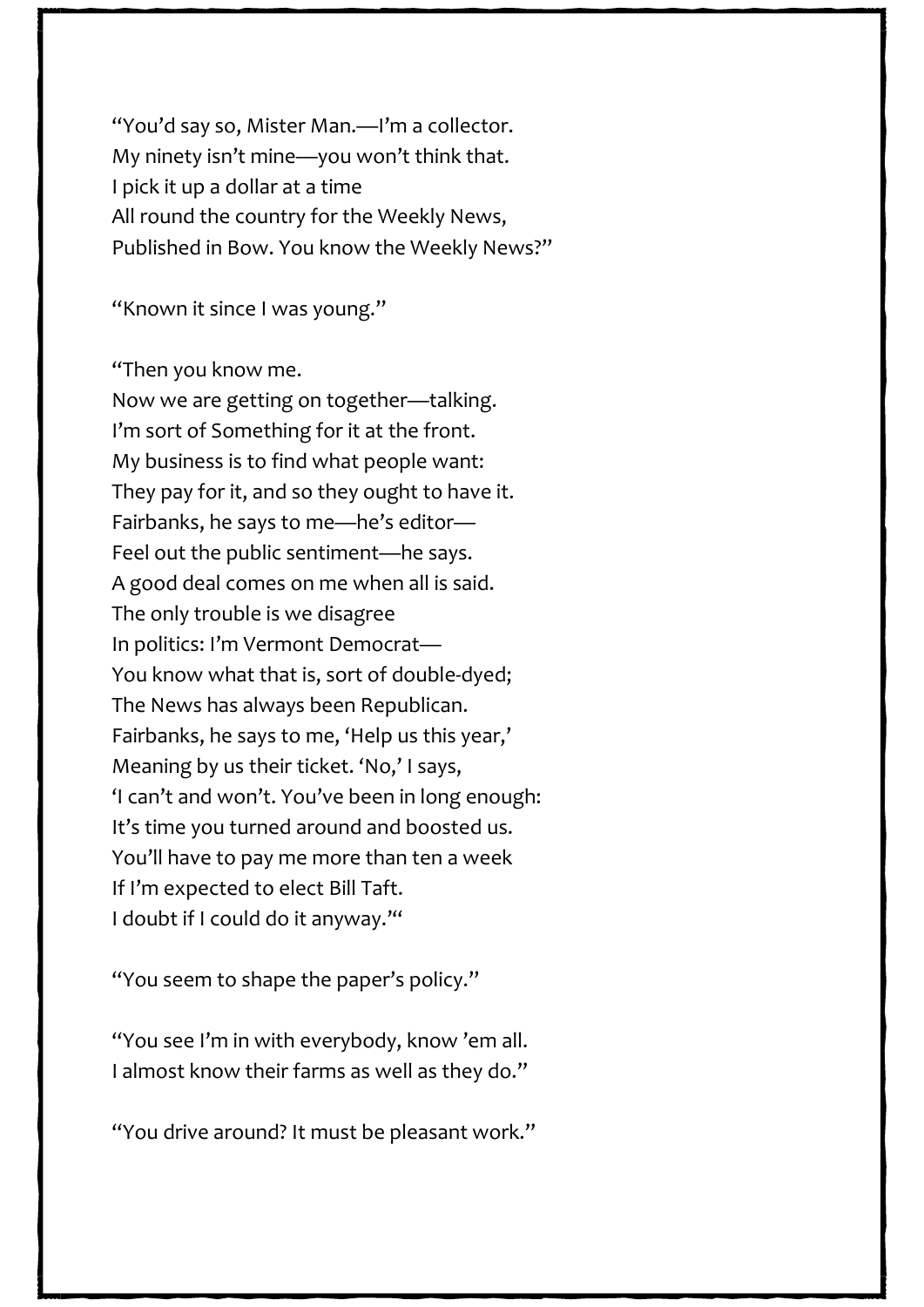"You'd say so, Mister Man.—I'm a collector.
My ninety isn't mine—you won't think that.
I pick it up a dollar at a time
All round the country for the Weekly News,
Published in Bow. You know the Weekly News?"

"Known it since I was young."

"Then you know me.
Now we are getting on together—talking.
I'm sort of Something for it at the front.
My business is to find what people want:
They pay for it, and so they ought to have it.
Fairbanks, he says to me—he's editor—
Feel out the public sentiment—he says.
A good deal comes on me when all is said.
The only trouble is we disagree
In politics: I'm Vermont Democrat—
You know what that is, sort of double-dyed;
The News has always been Republican.
Fairbanks, he says to me, 'Help us this year,'
Meaning by us their ticket. 'No,' I says,
'I can't and won't. You've been in long enough:
It's time you turned around and boosted us.
You'll have to pay me more than ten a week
If I'm expected to elect Bill Taft.
I doubt if I could do it anyway.'"

"You seem to shape the paper's policy."

"You see I'm in with everybody, know 'em all.
I almost know their farms as well as they do."

"You drive around? It must be pleasant work."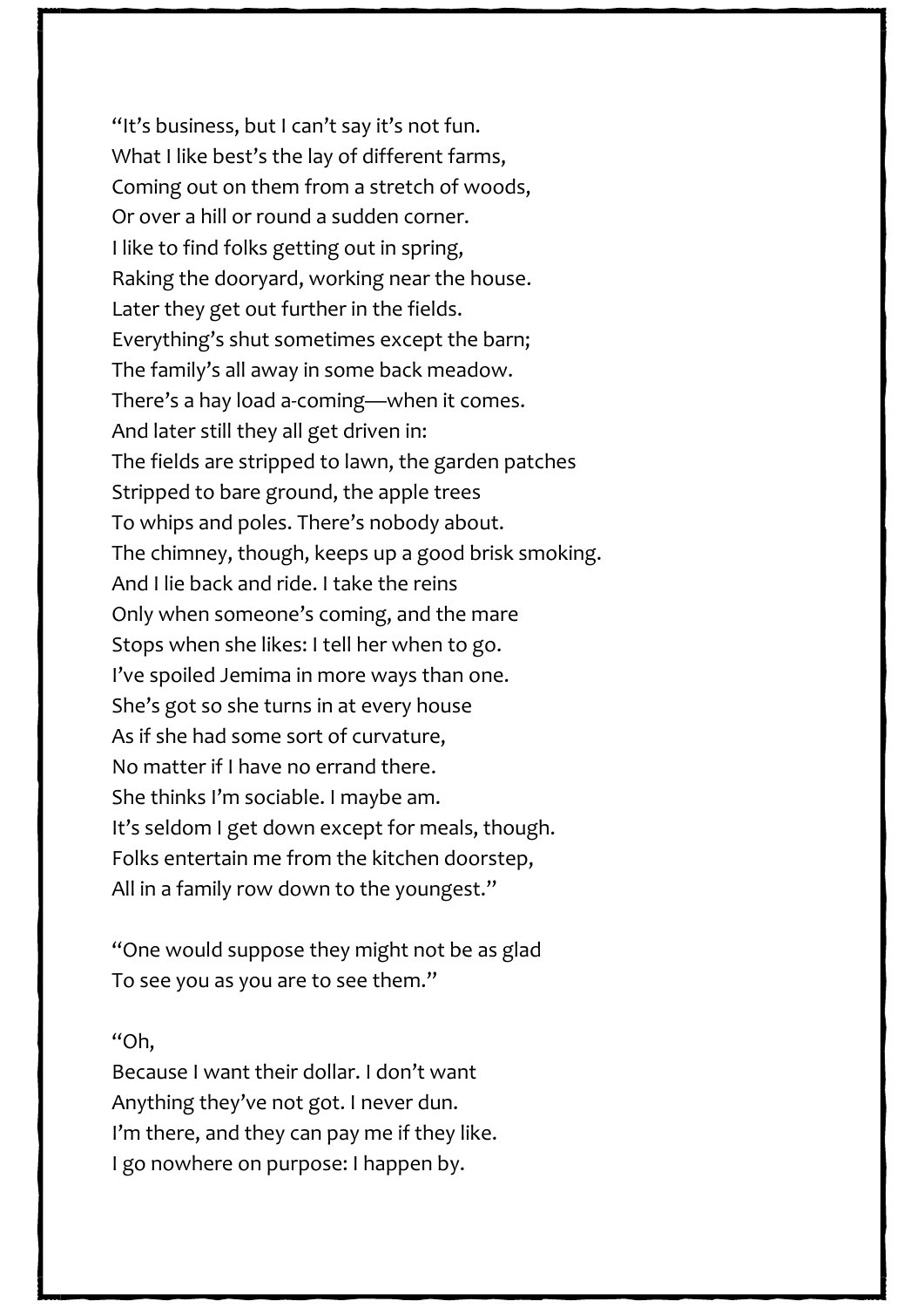"It's business, but I can't say it's not fun.
What I like best's the lay of different farms,
Coming out on them from a stretch of woods,
Or over a hill or round a sudden corner.
I like to find folks getting out in spring,
Raking the dooryard, working near the house.
Later they get out further in the fields.
Everything's shut sometimes except the barn;
The family's all away in some back meadow.
There's a hay load a-coming—when it comes.
And later still they all get driven in:
The fields are stripped to lawn, the garden patches
Stripped to bare ground, the apple trees
To whips and poles. There's nobody about.
The chimney, though, keeps up a good brisk smoking.
And I lie back and ride. I take the reins
Only when someone's coming, and the mare
Stops when she likes: I tell her when to go.
I've spoiled Jemima in more ways than one.
She's got so she turns in at every house
As if she had some sort of curvature,
No matter if I have no errand there.
She thinks I'm sociable. I maybe am.
It's seldom I get down except for meals, though.
Folks entertain me from the kitchen doorstep,
All in a family row down to the youngest."

"One would suppose they might not be as glad
To see you as you are to see them."

"Oh,
Because I want their dollar. I don't want
Anything they've not got. I never dun.
I'm there, and they can pay me if they like.
I go nowhere on purpose: I happen by.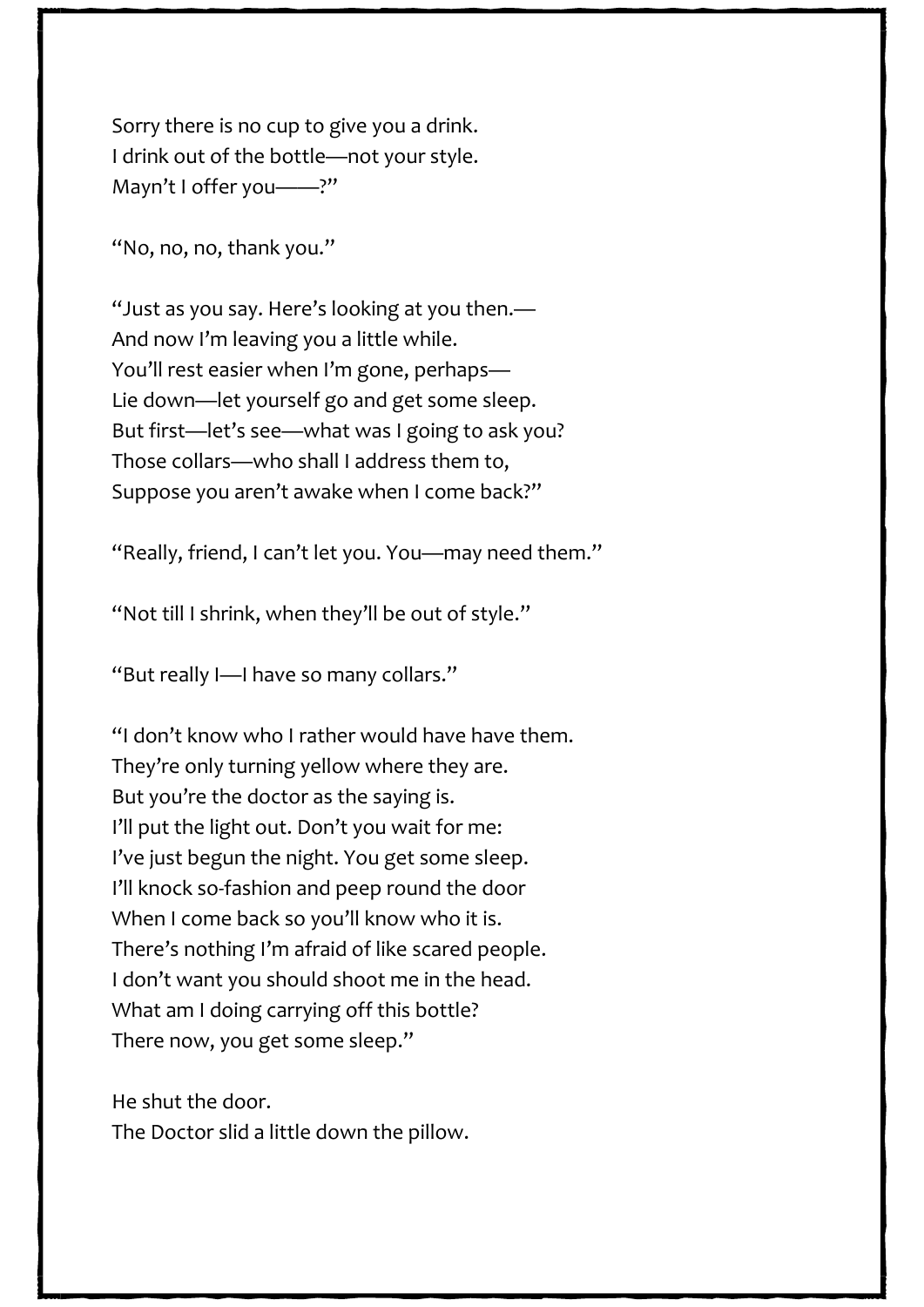Sorry there is no cup to give you a drink.
I drink out of the bottle—not your style.
Mayn't I offer you——?"

"No, no, no, thank you."

"Just as you say. Here's looking at you then.—
And now I'm leaving you a little while.
You'll rest easier when I'm gone, perhaps—
Lie down—let yourself go and get some sleep.
But first—let's see—what was I going to ask you?
Those collars—who shall I address them to,
Suppose you aren't awake when I come back?"

"Really, friend, I can't let you. You—may need them."

"Not till I shrink, when they'll be out of style."

"But really I—I have so many collars."

"I don't know who I rather would have have them.
They're only turning yellow where they are.
But you're the doctor as the saying is.
I'll put the light out. Don't you wait for me:
I've just begun the night. You get some sleep.
I'll knock so-fashion and peep round the door
When I come back so you'll know who it is.
There's nothing I'm afraid of like scared people.
I don't want you should shoot me in the head.
What am I doing carrying off this bottle?
There now, you get some sleep."

He shut the door.
The Doctor slid a little down the pillow.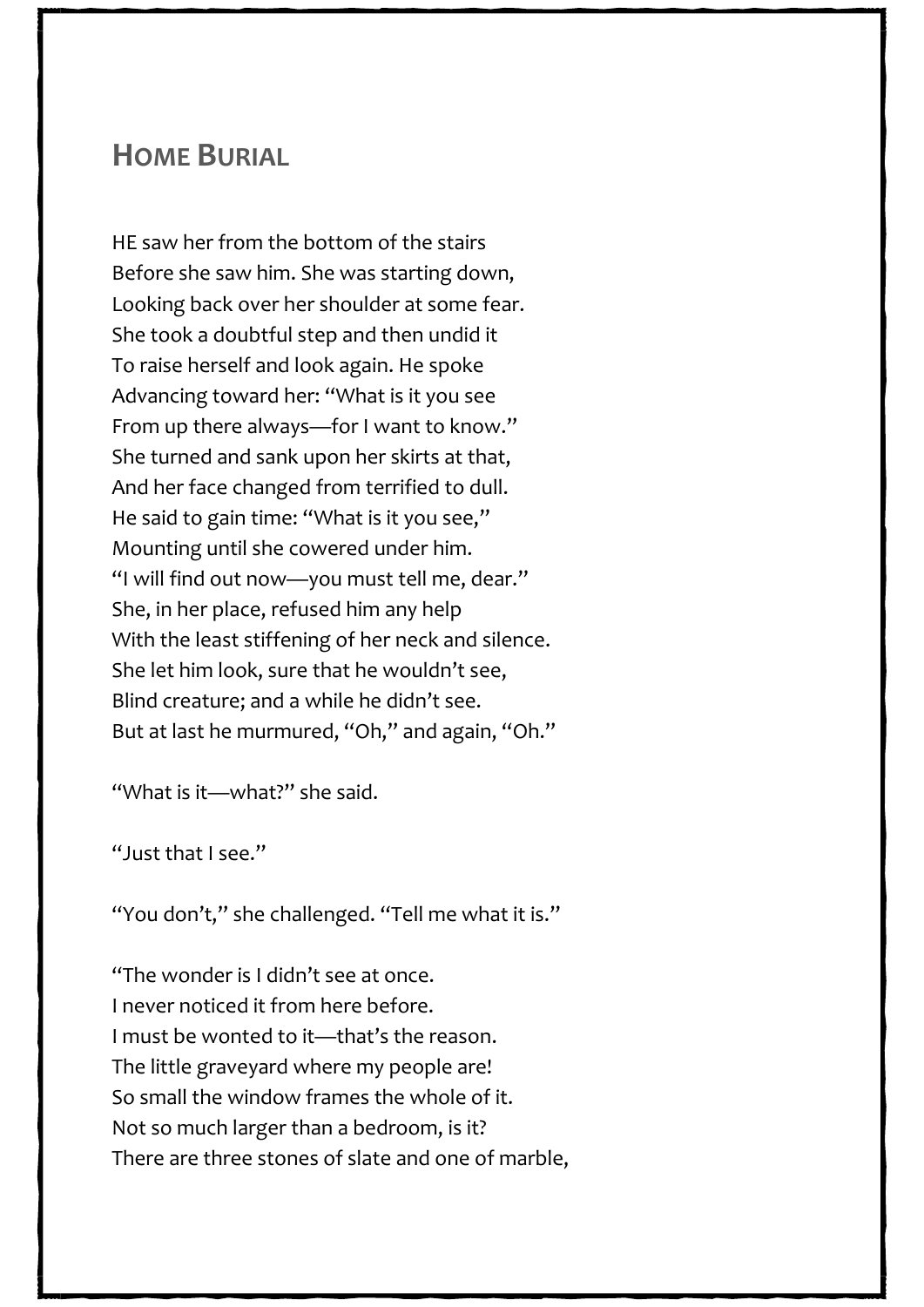## Home Burial

HE saw her from the bottom of the stairs
Before she saw him. She was starting down,
Looking back over her shoulder at some fear.
She took a doubtful step and then undid it
To raise herself and look again. He spoke
Advancing toward her: "What is it you see
From up there always—for I want to know."
She turned and sank upon her skirts at that,
And her face changed from terrified to dull.
He said to gain time: "What is it you see,"
Mounting until she cowered under him.
"I will find out now—you must tell me, dear."
She, in her place, refused him any help
With the least stiffening of her neck and silence.
She let him look, sure that he wouldn't see,
Blind creature; and a while he didn't see.
But at last he murmured, "Oh," and again, "Oh."

"What is it—what?" she said.

"Just that I see."

"You don't," she challenged. "Tell me what it is."

"The wonder is I didn't see at once.
I never noticed it from here before.
I must be wonted to it—that's the reason.
The little graveyard where my people are!
So small the window frames the whole of it.
Not so much larger than a bedroom, is it?
There are three stones of slate and one of marble,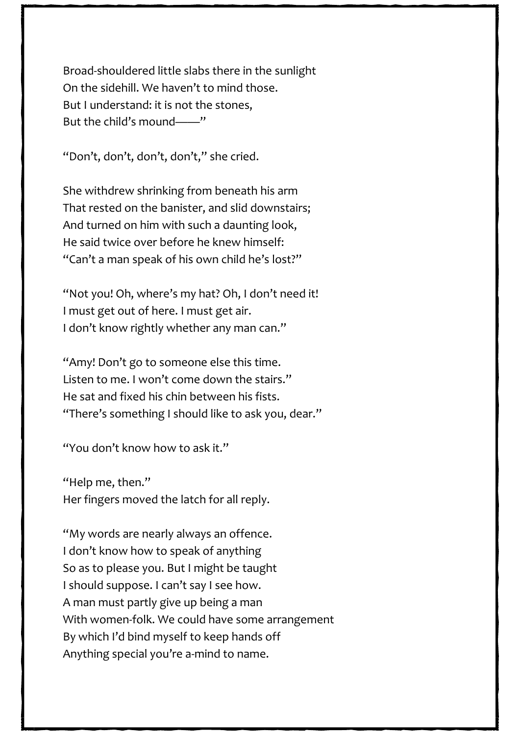Broad-shouldered little slabs there in the sunlight  
On the sidehill. We haven't to mind those.  
But I understand: it is not the stones,  
But the child's mound——"

"Don't, don't, don't, don't," she cried.

She withdrew shrinking from beneath his arm  
That rested on the banister, and slid downstairs;  
And turned on him with such a daunting look,  
He said twice over before he knew himself:  
"Can't a man speak of his own child he's lost?"

"Not you! Oh, where's my hat? Oh, I don't need it!  
I must get out of here. I must get air.  
I don't know rightly whether any man can."

"Amy! Don't go to someone else this time.  
Listen to me. I won't come down the stairs."  
He sat and fixed his chin between his fists.  
"There's something I should like to ask you, dear."

"You don't know how to ask it."

"Help me, then."  
Her fingers moved the latch for all reply.

"My words are nearly always an offence.  
I don't know how to speak of anything  
So as to please you. But I might be taught  
I should suppose. I can't say I see how.  
A man must partly give up being a man  
With women-folk. We could have some arrangement  
By which I'd bind myself to keep hands off  
Anything special you're a-mind to name.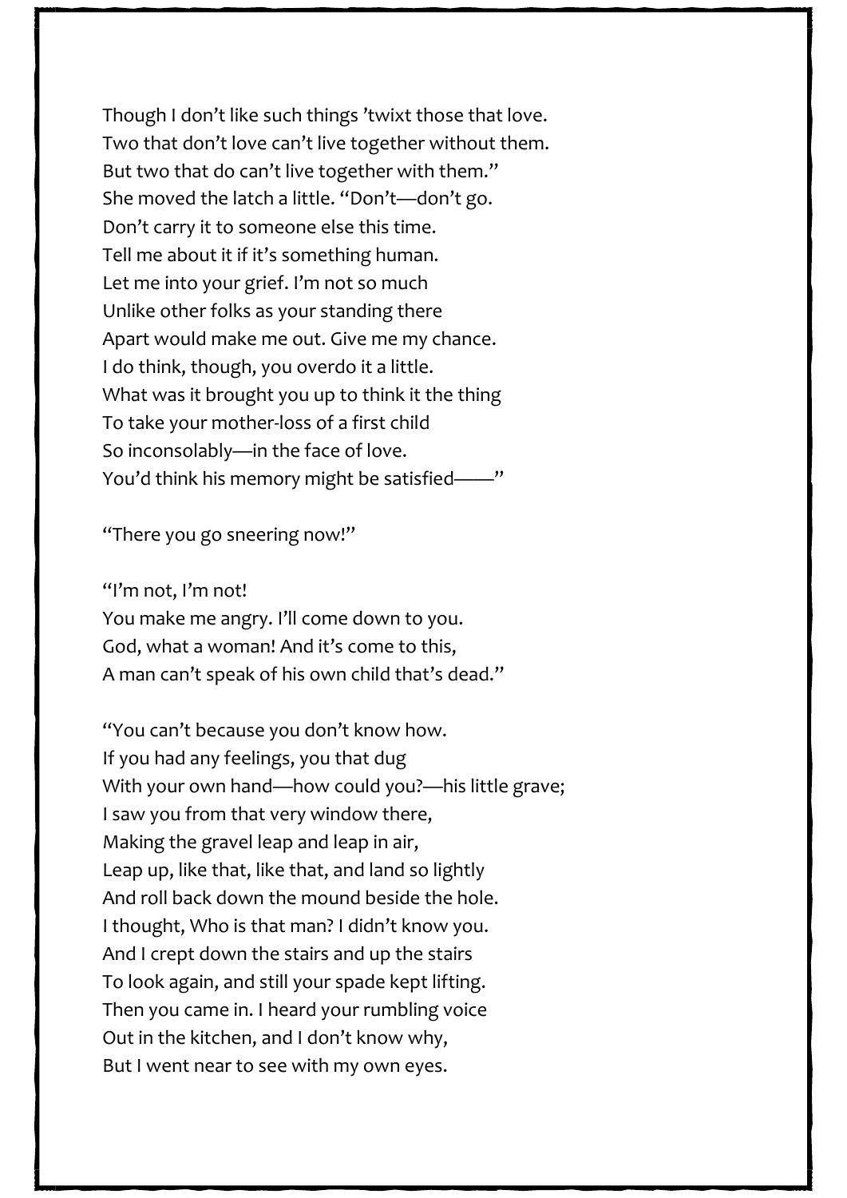Though I don’t like such things ’twixt those that love.
Two that don’t love can’t live together without them.
But two that do can’t live together with them.”
She moved the latch a little. “Don’t—don’t go.
Don’t carry it to someone else this time.
Tell me about it if it’s something human.
Let me into your grief. I’m not so much
Unlike other folks as your standing there
Apart would make me out. Give me my chance.
I do think, though, you overdo it a little.
What was it brought you up to think it the thing
To take your mother-loss of a first child
So inconsolably—in the face of love.
You’d think his memory might be satisfied——”

“There you go sneering now!”

“I’m not, I’m not!
You make me angry. I’ll come down to you.
God, what a woman! And it’s come to this,
A man can’t speak of his own child that’s dead.”

“You can’t because you don’t know how.
If you had any feelings, you that dug
With your own hand—how could you?—his little grave;
I saw you from that very window there,
Making the gravel leap and leap in air,
Leap up, like that, like that, and land so lightly
And roll back down the mound beside the hole.
I thought, Who is that man? I didn’t know you.
And I crept down the stairs and up the stairs
To look again, and still your spade kept lifting.
Then you came in. I heard your rumbling voice
Out in the kitchen, and I don’t know why,
But I went near to see with my own eyes.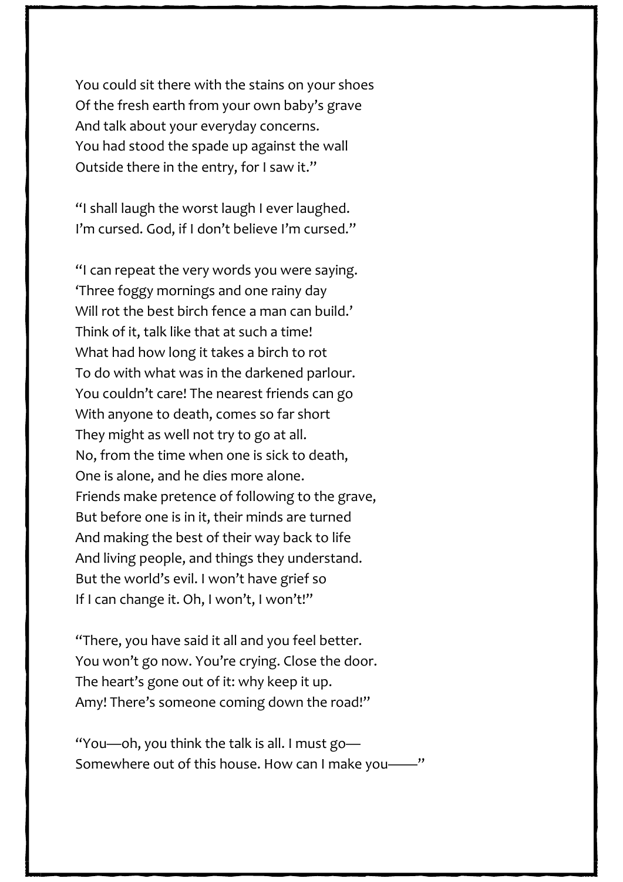You could sit there with the stains on your shoes  
Of the fresh earth from your own baby's grave  
And talk about your everyday concerns.  
You had stood the spade up against the wall  
Outside there in the entry, for I saw it."

"I shall laugh the worst laugh I ever laughed.  
I'm cursed. God, if I don't believe I'm cursed."

"I can repeat the very words you were saying.  
'Three foggy mornings and one rainy day  
Will rot the best birch fence a man can build.'  
Think of it, talk like that at such a time!  
What had how long it takes a birch to rot  
To do with what was in the darkened parlour.  
You couldn't care! The nearest friends can go  
With anyone to death, comes so far short  
They might as well not try to go at all.  
No, from the time when one is sick to death,  
One is alone, and he dies more alone.  
Friends make pretence of following to the grave,  
But before one is in it, their minds are turned  
And making the best of their way back to life  
And living people, and things they understand.  
But the world's evil. I won't have grief so  
If I can change it. Oh, I won't, I won't!"

"There, you have said it all and you feel better.  
You won't go now. You're crying. Close the door.  
The heart's gone out of it: why keep it up.  
Amy! There's someone coming down the road!"

"You—oh, you think the talk is all. I must go—  
Somewhere out of this house. How can I make you——"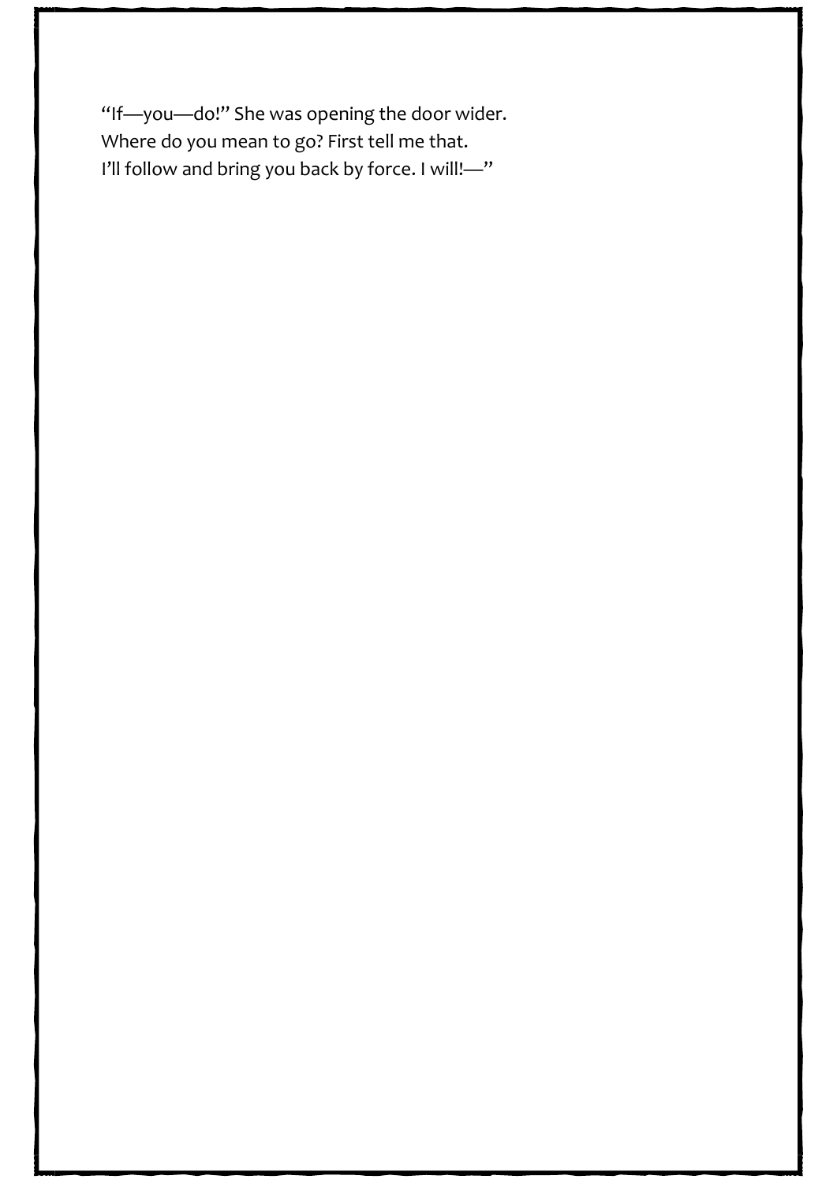"If—you—do!" She was opening the door wider.  
Where do you mean to go? First tell me that.  
I'll follow and bring you back by force. I will!—"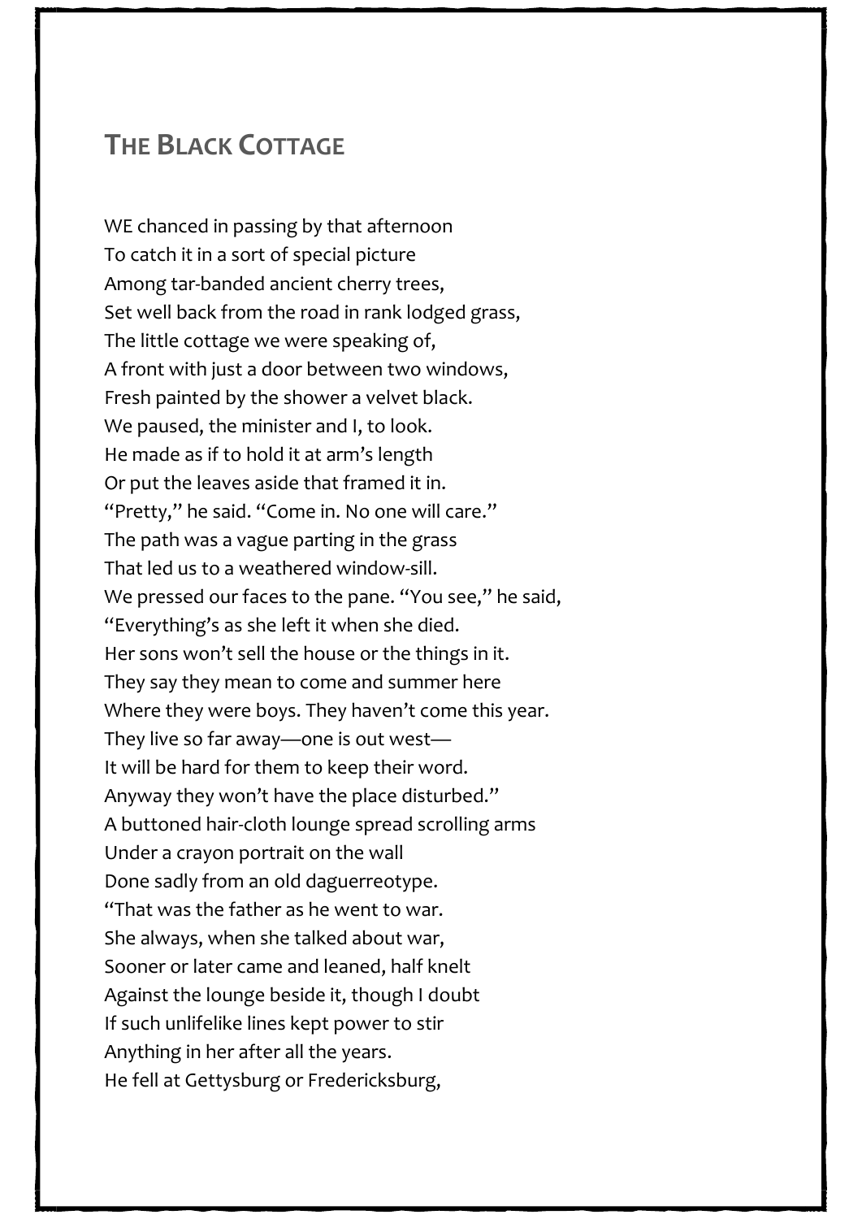## The Black Cottage

WE chanced in passing by that afternoon  
To catch it in a sort of special picture  
Among tar-banded ancient cherry trees,  
Set well back from the road in rank lodged grass,  
The little cottage we were speaking of,  
A front with just a door between two windows,  
Fresh painted by the shower a velvet black.  
We paused, the minister and I, to look.  
He made as if to hold it at arm's length  
Or put the leaves aside that framed it in.  
"Pretty," he said. "Come in. No one will care."  
The path was a vague parting in the grass  
That led us to a weathered window-sill.  
We pressed our faces to the pane. "You see," he said,  
"Everything's as she left it when she died.  
Her sons won't sell the house or the things in it.  
They say they mean to come and summer here  
Where they were boys. They haven't come this year.  
They live so far away—one is out west—  
It will be hard for them to keep their word.  
Anyway they won't have the place disturbed."  
A buttoned hair-cloth lounge spread scrolling arms  
Under a crayon portrait on the wall  
Done sadly from an old daguerreotype.  
"That was the father as he went to war.  
She always, when she talked about war,  
Sooner or later came and leaned, half knelt  
Against the lounge beside it, though I doubt  
If such unlifelike lines kept power to stir  
Anything in her after all the years.  
He fell at Gettysburg or Fredericksburg,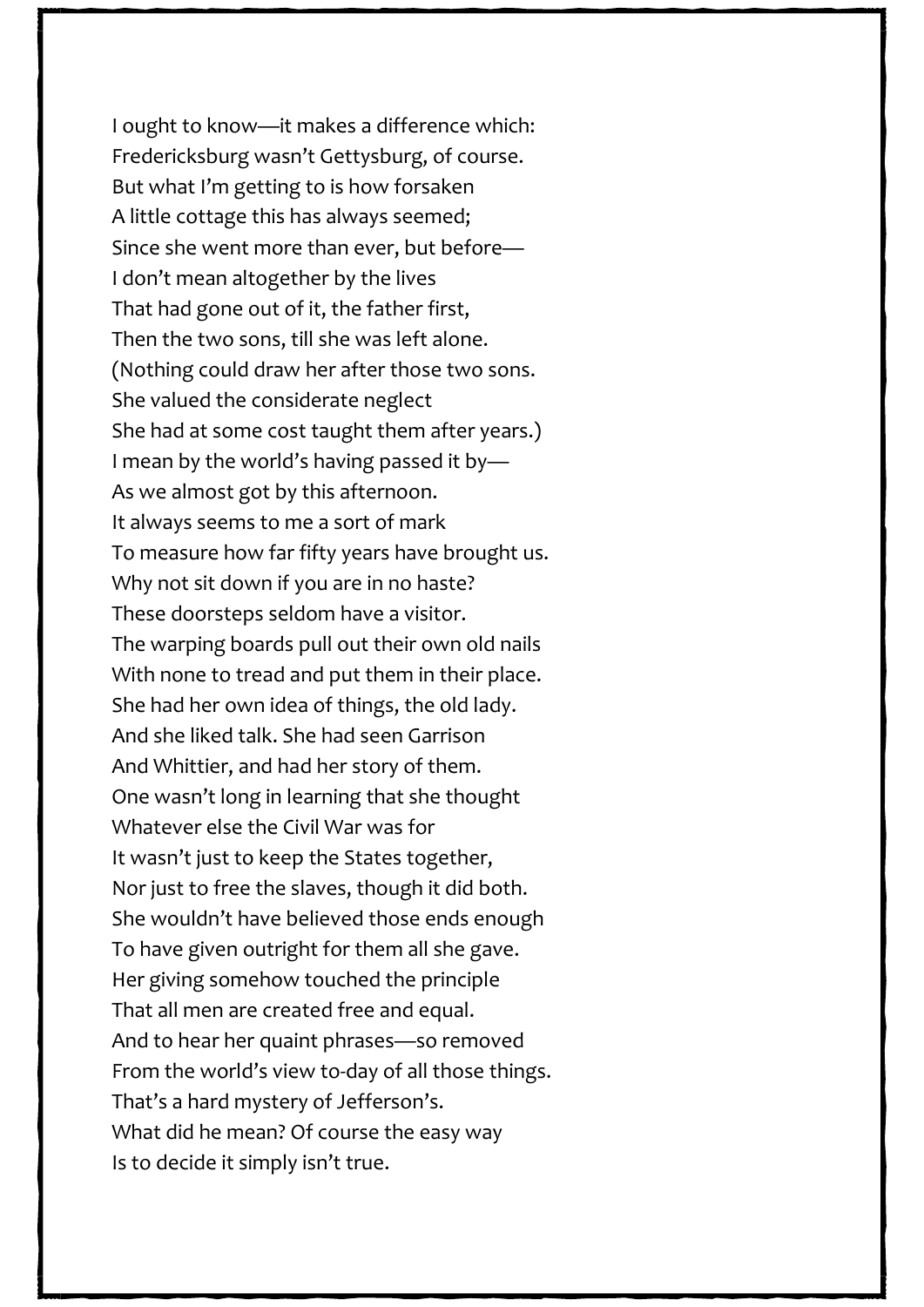I ought to know—it makes a difference which:
Fredericksburg wasn't Gettysburg, of course.
But what I'm getting to is how forsaken
A little cottage this has always seemed;
Since she went more than ever, but before—
I don't mean altogether by the lives
That had gone out of it, the father first,
Then the two sons, till she was left alone.
(Nothing could draw her after those two sons.
She valued the considerate neglect
She had at some cost taught them after years.)
I mean by the world's having passed it by—
As we almost got by this afternoon.
It always seems to me a sort of mark
To measure how far fifty years have brought us.
Why not sit down if you are in no haste?
These doorsteps seldom have a visitor.
The warping boards pull out their own old nails
With none to tread and put them in their place.
She had her own idea of things, the old lady.
And she liked talk. She had seen Garrison
And Whittier, and had her story of them.
One wasn't long in learning that she thought
Whatever else the Civil War was for
It wasn't just to keep the States together,
Nor just to free the slaves, though it did both.
She wouldn't have believed those ends enough
To have given outright for them all she gave.
Her giving somehow touched the principle
That all men are created free and equal.
And to hear her quaint phrases—so removed
From the world's view to-day of all those things.
That's a hard mystery of Jefferson's.
What did he mean? Of course the easy way
Is to decide it simply isn't true.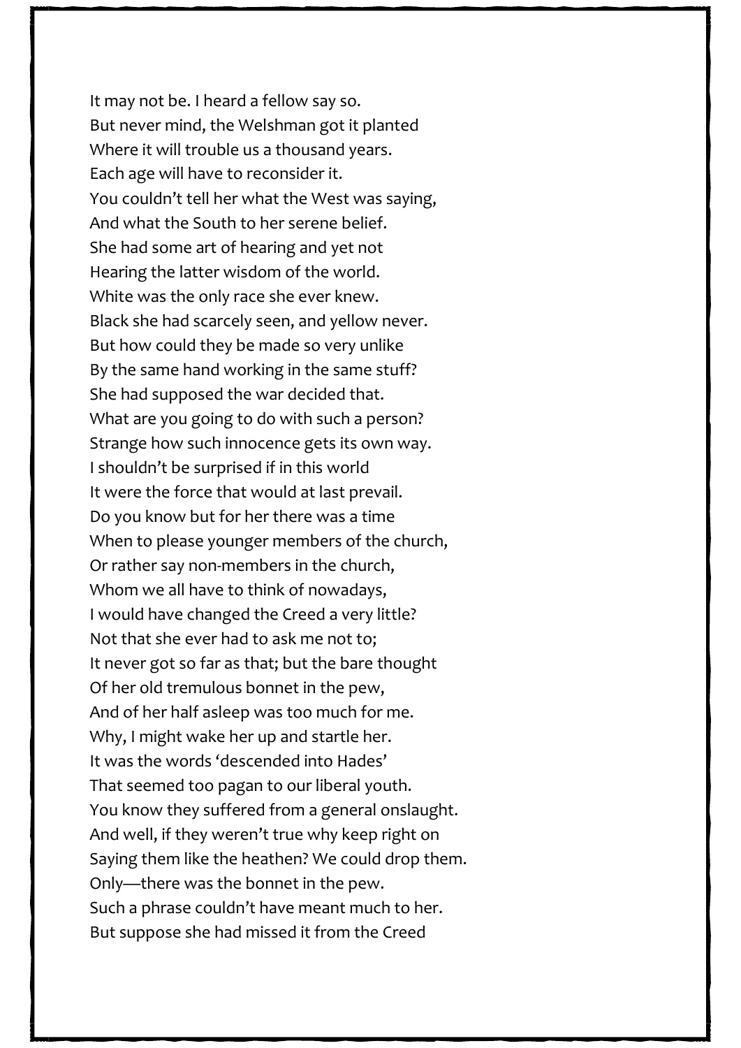It may not be. I heard a fellow say so.  
But never mind, the Welshman got it planted  
Where it will trouble us a thousand years.  
Each age will have to reconsider it.  
You couldn't tell her what the West was saying,  
And what the South to her serene belief.  
She had some art of hearing and yet not  
Hearing the latter wisdom of the world.  
White was the only race she ever knew.  
Black she had scarcely seen, and yellow never.  
But how could they be made so very unlike  
By the same hand working in the same stuff?  
She had supposed the war decided that.  
What are you going to do with such a person?  
Strange how such innocence gets its own way.  
I shouldn't be surprised if in this world  
It were the force that would at last prevail.  
Do you know but for her there was a time  
When to please younger members of the church,  
Or rather say non-members in the church,  
Whom we all have to think of nowadays,  
I would have changed the Creed a very little?  
Not that she ever had to ask me not to;  
It never got so far as that; but the bare thought  
Of her old tremulous bonnet in the pew,  
And of her half asleep was too much for me.  
Why, I might wake her up and startle her.  
It was the words 'descended into Hades'  
That seemed too pagan to our liberal youth.  
You know they suffered from a general onslaught.  
And well, if they weren't true why keep right on  
Saying them like the heathen? We could drop them.  
Only—there was the bonnet in the pew.  
Such a phrase couldn't have meant much to her.  
But suppose she had missed it from the Creed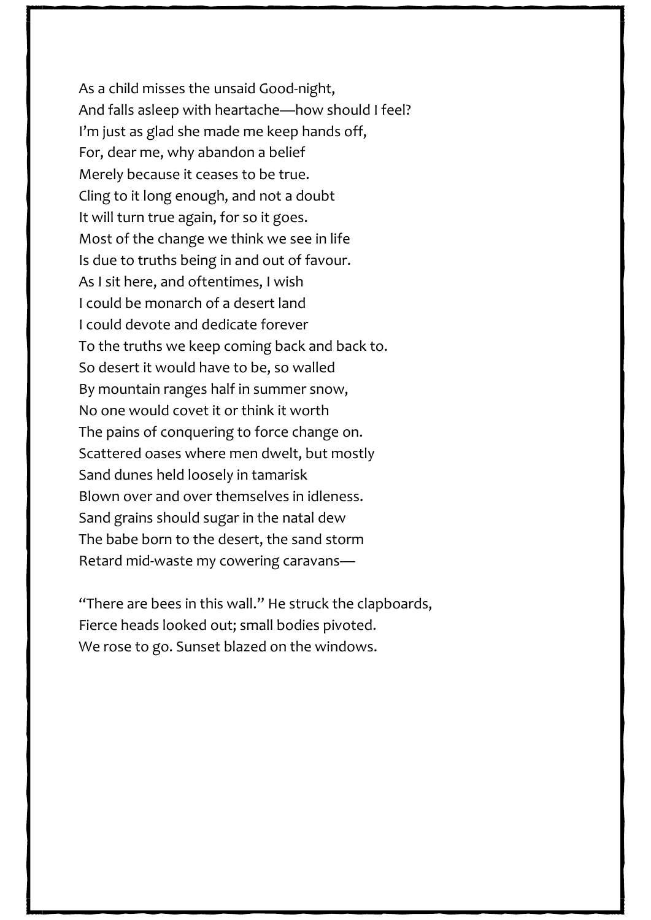As a child misses the unsaid Good-night,  
And falls asleep with heartache—how should I feel?  
I'm just as glad she made me keep hands off,  
For, dear me, why abandon a belief  
Merely because it ceases to be true.  
Cling to it long enough, and not a doubt  
It will turn true again, for so it goes.  
Most of the change we think we see in life  
Is due to truths being in and out of favour.  
As I sit here, and oftentimes, I wish  
I could be monarch of a desert land  
I could devote and dedicate forever  
To the truths we keep coming back and back to.  
So desert it would have to be, so walled  
By mountain ranges half in summer snow,  
No one would covet it or think it worth  
The pains of conquering to force change on.  
Scattered oases where men dwelt, but mostly  
Sand dunes held loosely in tamarisk  
Blown over and over themselves in idleness.  
Sand grains should sugar in the natal dew  
The babe born to the desert, the sand storm  
Retard mid-waste my cowering caravans—

"There are bees in this wall." He struck the clapboards,  
Fierce heads looked out; small bodies pivoted.  
We rose to go. Sunset blazed on the windows.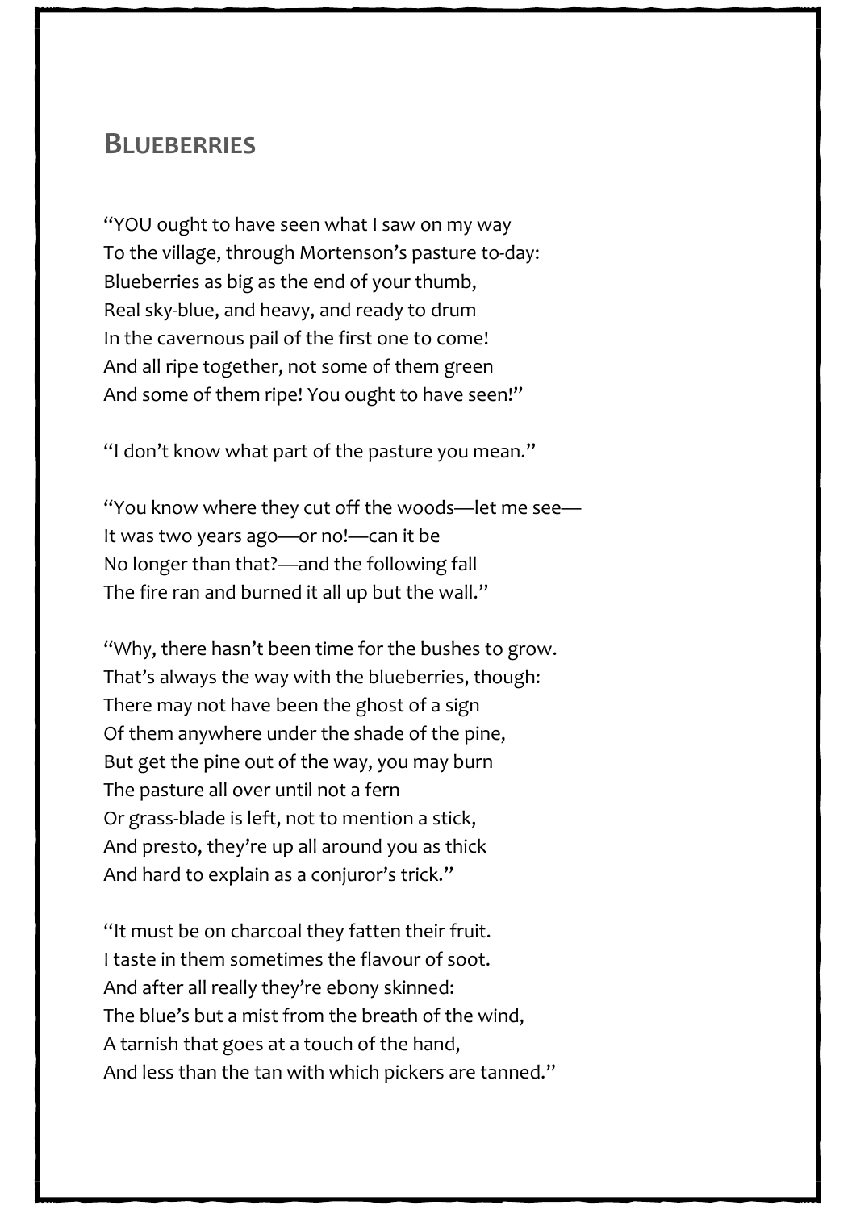## Blueberries

"YOU ought to have seen what I saw on my way
To the village, through Mortenson's pasture to-day:
Blueberries as big as the end of your thumb,
Real sky-blue, and heavy, and ready to drum
In the cavernous pail of the first one to come!
And all ripe together, not some of them green
And some of them ripe! You ought to have seen!"

"I don't know what part of the pasture you mean."

"You know where they cut off the woods—let me see—
It was two years ago—or no!—can it be
No longer than that?—and the following fall
The fire ran and burned it all up but the wall."

"Why, there hasn't been time for the bushes to grow.
That's always the way with the blueberries, though:
There may not have been the ghost of a sign
Of them anywhere under the shade of the pine,
But get the pine out of the way, you may burn
The pasture all over until not a fern
Or grass-blade is left, not to mention a stick,
And presto, they're up all around you as thick
And hard to explain as a conjuror's trick."

"It must be on charcoal they fatten their fruit.
I taste in them sometimes the flavour of soot.
And after all really they're ebony skinned:
The blue's but a mist from the breath of the wind,
A tarnish that goes at a touch of the hand,
And less than the tan with which pickers are tanned."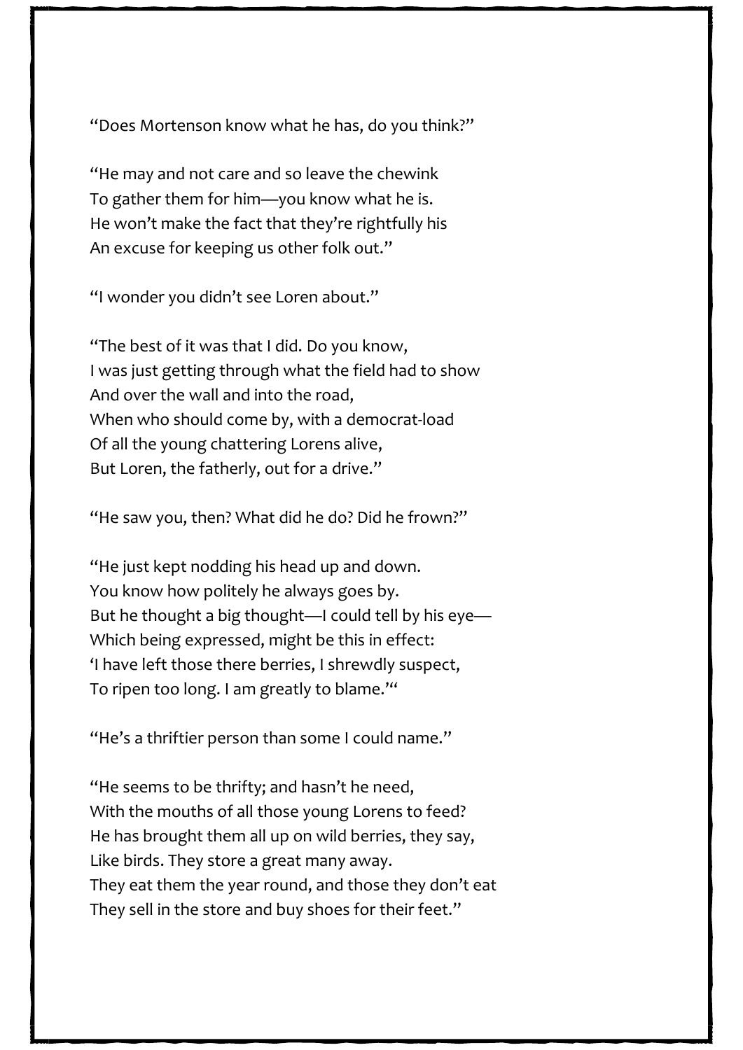"Does Mortenson know what he has, do you think?"

"He may and not care and so leave the chewink  
To gather them for him—you know what he is.  
He won't make the fact that they're rightfully his  
An excuse for keeping us other folk out."

"I wonder you didn't see Loren about."

"The best of it was that I did. Do you know,  
I was just getting through what the field had to show  
And over the wall and into the road,  
When who should come by, with a democrat-load  
Of all the young chattering Lorens alive,  
But Loren, the fatherly, out for a drive."

"He saw you, then? What did he do? Did he frown?"

"He just kept nodding his head up and down.  
You know how politely he always goes by.  
But he thought a big thought—I could tell by his eye—  
Which being expressed, might be this in effect:  
'I have left those there berries, I shrewdly suspect,  
To ripen too long. I am greatly to blame.'"

"He's a thriftier person than some I could name."

"He seems to be thrifty; and hasn't he need,  
With the mouths of all those young Lorens to feed?  
He has brought them all up on wild berries, they say,  
Like birds. They store a great many away.  
They eat them the year round, and those they don't eat  
They sell in the store and buy shoes for their feet."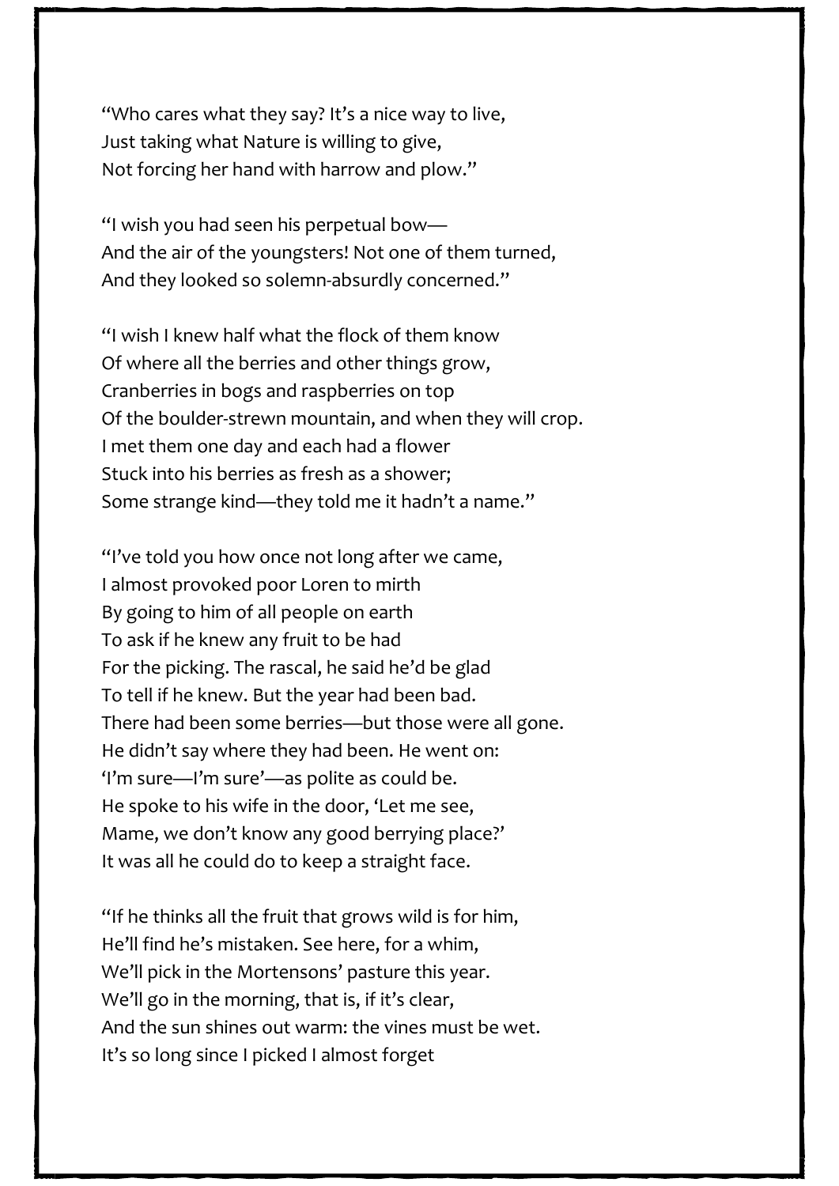"Who cares what they say? It's a nice way to live,  
Just taking what Nature is willing to give,  
Not forcing her hand with harrow and plow."

"I wish you had seen his perpetual bow—  
And the air of the youngsters! Not one of them turned,  
And they looked so solemn-absurdly concerned."

"I wish I knew half what the flock of them know  
Of where all the berries and other things grow,  
Cranberries in bogs and raspberries on top  
Of the boulder-strewn mountain, and when they will crop.  
I met them one day and each had a flower  
Stuck into his berries as fresh as a shower;  
Some strange kind—they told me it hadn't a name."

"I've told you how once not long after we came,  
I almost provoked poor Loren to mirth  
By going to him of all people on earth  
To ask if he knew any fruit to be had  
For the picking. The rascal, he said he'd be glad  
To tell if he knew. But the year had been bad.  
There had been some berries—but those were all gone.  
He didn't say where they had been. He went on:  
'I'm sure—I'm sure'—as polite as could be.  
He spoke to his wife in the door, 'Let me see,  
Mame, we don't know any good berrying place?'  
It was all he could do to keep a straight face.

"If he thinks all the fruit that grows wild is for him,  
He'll find he's mistaken. See here, for a whim,  
We'll pick in the Mortensons' pasture this year.  
We'll go in the morning, that is, if it's clear,  
And the sun shines out warm: the vines must be wet.  
It's so long since I picked I almost forget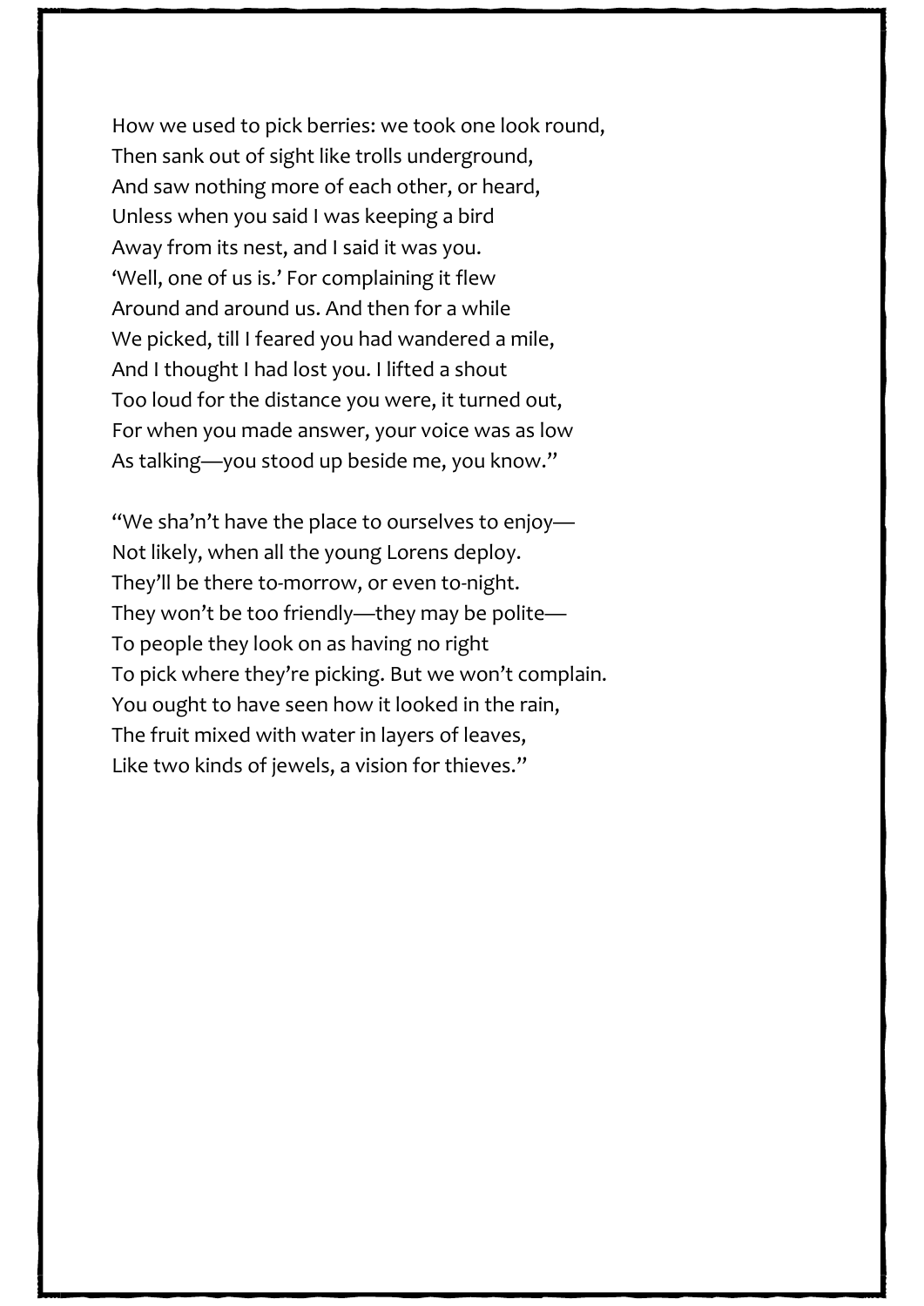How we used to pick berries: we took one look round,
Then sank out of sight like trolls underground,
And saw nothing more of each other, or heard,
Unless when you said I was keeping a bird
Away from its nest, and I said it was you.
'Well, one of us is.' For complaining it flew
Around and around us. And then for a while
We picked, till I feared you had wandered a mile,
And I thought I had lost you. I lifted a shout
Too loud for the distance you were, it turned out,
For when you made answer, your voice was as low
As talking—you stood up beside me, you know."

"We sha'n't have the place to ourselves to enjoy—
Not likely, when all the young Lorens deploy.
They'll be there to-morrow, or even to-night.
They won't be too friendly—they may be polite—
To people they look on as having no right
To pick where they're picking. But we won't complain.
You ought to have seen how it looked in the rain,
The fruit mixed with water in layers of leaves,
Like two kinds of jewels, a vision for thieves."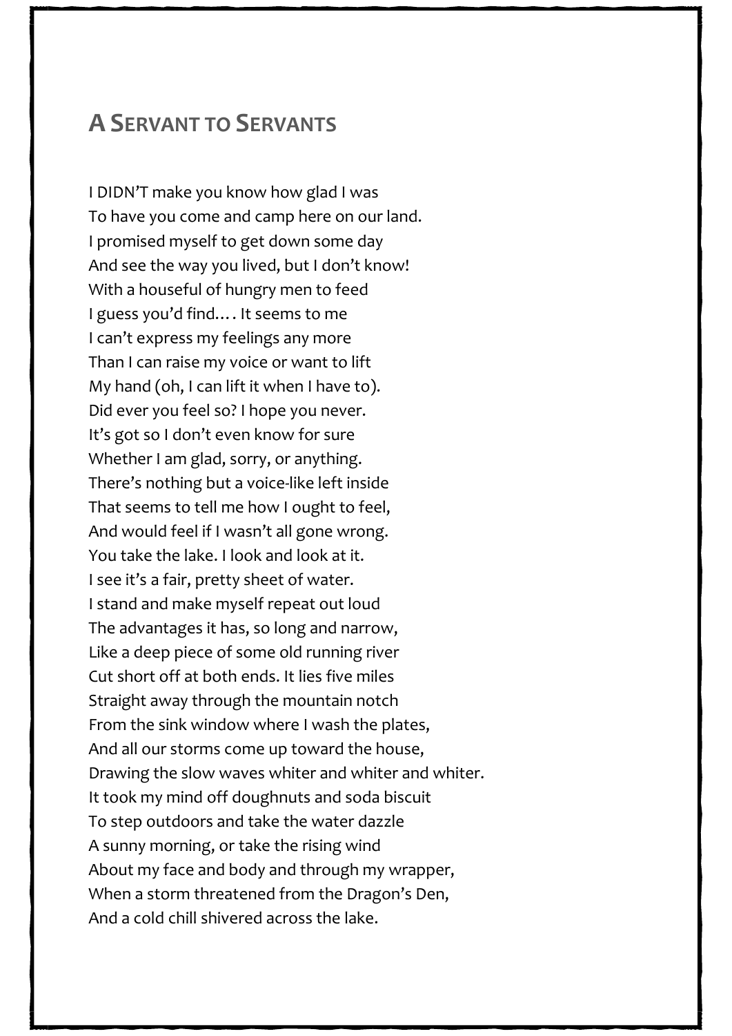## A SERVANT TO SERVANTS

I DIDN'T make you know how glad I was  
To have you come and camp here on our land.  
I promised myself to get down some day  
And see the way you lived, but I don't know!  
With a houseful of hungry men to feed  
I guess you'd find.... It seems to me  
I can't express my feelings any more  
Than I can raise my voice or want to lift  
My hand (oh, I can lift it when I have to).  
Did ever you feel so? I hope you never.  
It's got so I don't even know for sure  
Whether I am glad, sorry, or anything.  
There's nothing but a voice-like left inside  
That seems to tell me how I ought to feel,  
And would feel if I wasn't all gone wrong.  
You take the lake. I look and look at it.  
I see it's a fair, pretty sheet of water.  
I stand and make myself repeat out loud  
The advantages it has, so long and narrow,  
Like a deep piece of some old running river  
Cut short off at both ends. It lies five miles  
Straight away through the mountain notch  
From the sink window where I wash the plates,  
And all our storms come up toward the house,  
Drawing the slow waves whiter and whiter and whiter.  
It took my mind off doughnuts and soda biscuit  
To step outdoors and take the water dazzle  
A sunny morning, or take the rising wind  
About my face and body and through my wrapper,  
When a storm threatened from the Dragon's Den,  
And a cold chill shivered across the lake.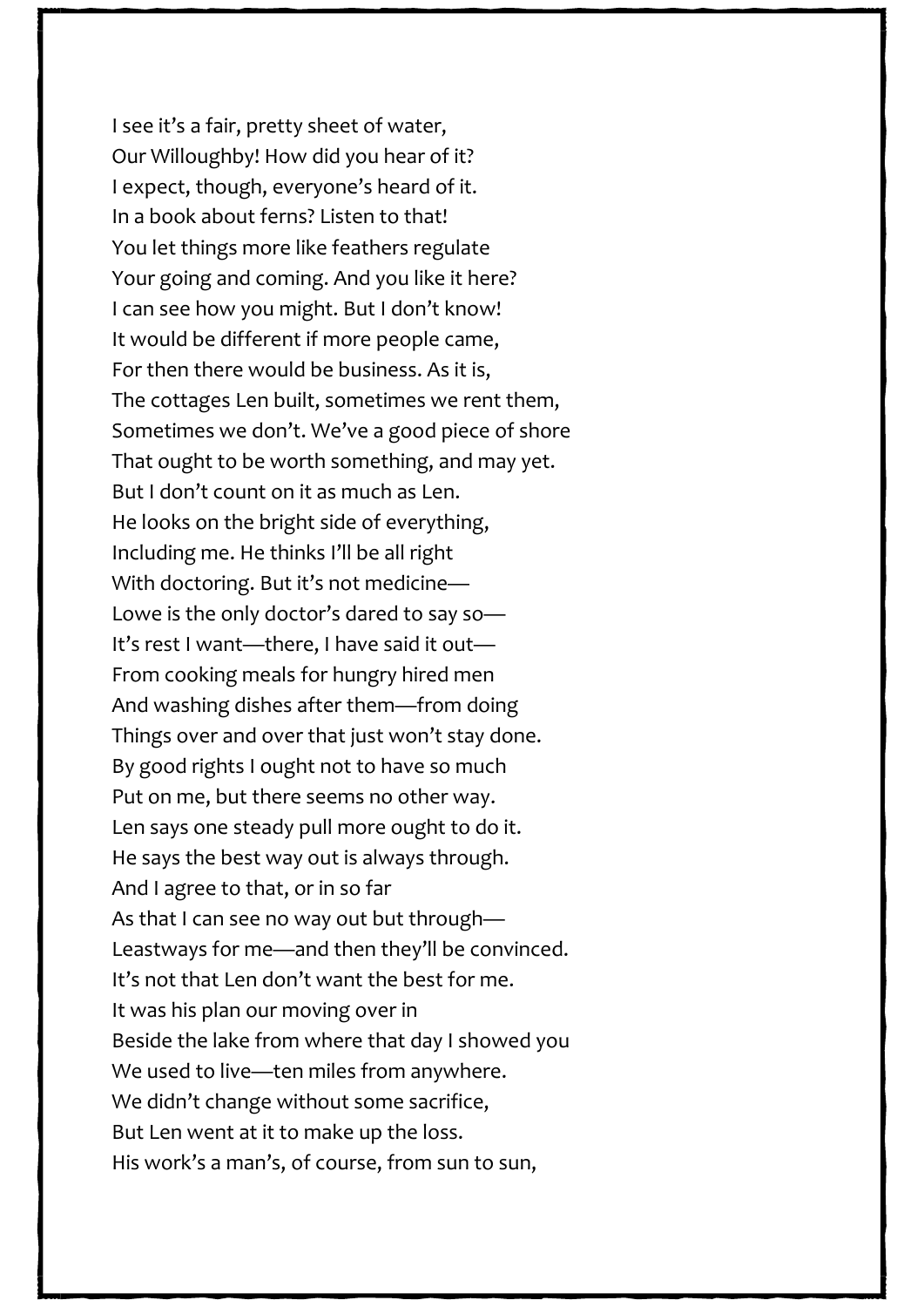I see it's a fair, pretty sheet of water,
Our Willoughby! How did you hear of it?
I expect, though, everyone's heard of it.
In a book about ferns? Listen to that!
You let things more like feathers regulate
Your going and coming. And you like it here?
I can see how you might. But I don't know!
It would be different if more people came,
For then there would be business. As it is,
The cottages Len built, sometimes we rent them,
Sometimes we don't. We've a good piece of shore
That ought to be worth something, and may yet.
But I don't count on it as much as Len.
He looks on the bright side of everything,
Including me. He thinks I'll be all right
With doctoring. But it's not medicine—
Lowe is the only doctor's dared to say so—
It's rest I want—there, I have said it out—
From cooking meals for hungry hired men
And washing dishes after them—from doing
Things over and over that just won't stay done.
By good rights I ought not to have so much
Put on me, but there seems no other way.
Len says one steady pull more ought to do it.
He says the best way out is always through.
And I agree to that, or in so far
As that I can see no way out but through—
Leastways for me—and then they'll be convinced.
It's not that Len don't want the best for me.
It was his plan our moving over in
Beside the lake from where that day I showed you
We used to live—ten miles from anywhere.
We didn't change without some sacrifice,
But Len went at it to make up the loss.
His work's a man's, of course, from sun to sun,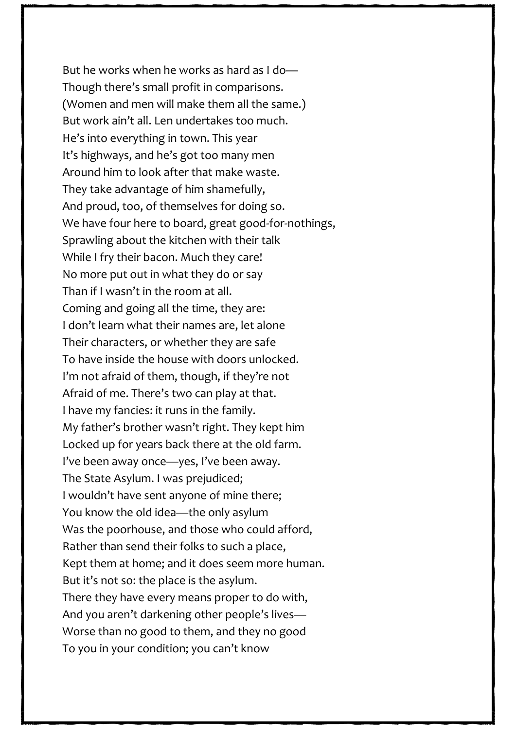But he works when he works as hard as I do—  
Though there’s small profit in comparisons.  
(Women and men will make them all the same.)  
But work ain’t all. Len undertakes too much.  
He’s into everything in town. This year  
It’s highways, and he’s got too many men  
Around him to look after that make waste.  
They take advantage of him shamefully,  
And proud, too, of themselves for doing so.  
We have four here to board, great good-for-nothings,  
Sprawling about the kitchen with their talk  
While I fry their bacon. Much they care!  
No more put out in what they do or say  
Than if I wasn’t in the room at all.  
Coming and going all the time, they are:  
I don’t learn what their names are, let alone  
Their characters, or whether they are safe  
To have inside the house with doors unlocked.  
I’m not afraid of them, though, if they’re not  
Afraid of me. There’s two can play at that.  
I have my fancies: it runs in the family.  
My father’s brother wasn’t right. They kept him  
Locked up for years back there at the old farm.  
I’ve been away once—yes, I’ve been away.  
The State Asylum. I was prejudiced;  
I wouldn’t have sent anyone of mine there;  
You know the old idea—the only asylum  
Was the poorhouse, and those who could afford,  
Rather than send their folks to such a place,  
Kept them at home; and it does seem more human.  
But it’s not so: the place is the asylum.  
There they have every means proper to do with,  
And you aren’t darkening other people’s lives—  
Worse than no good to them, and they no good  
To you in your condition; you can’t know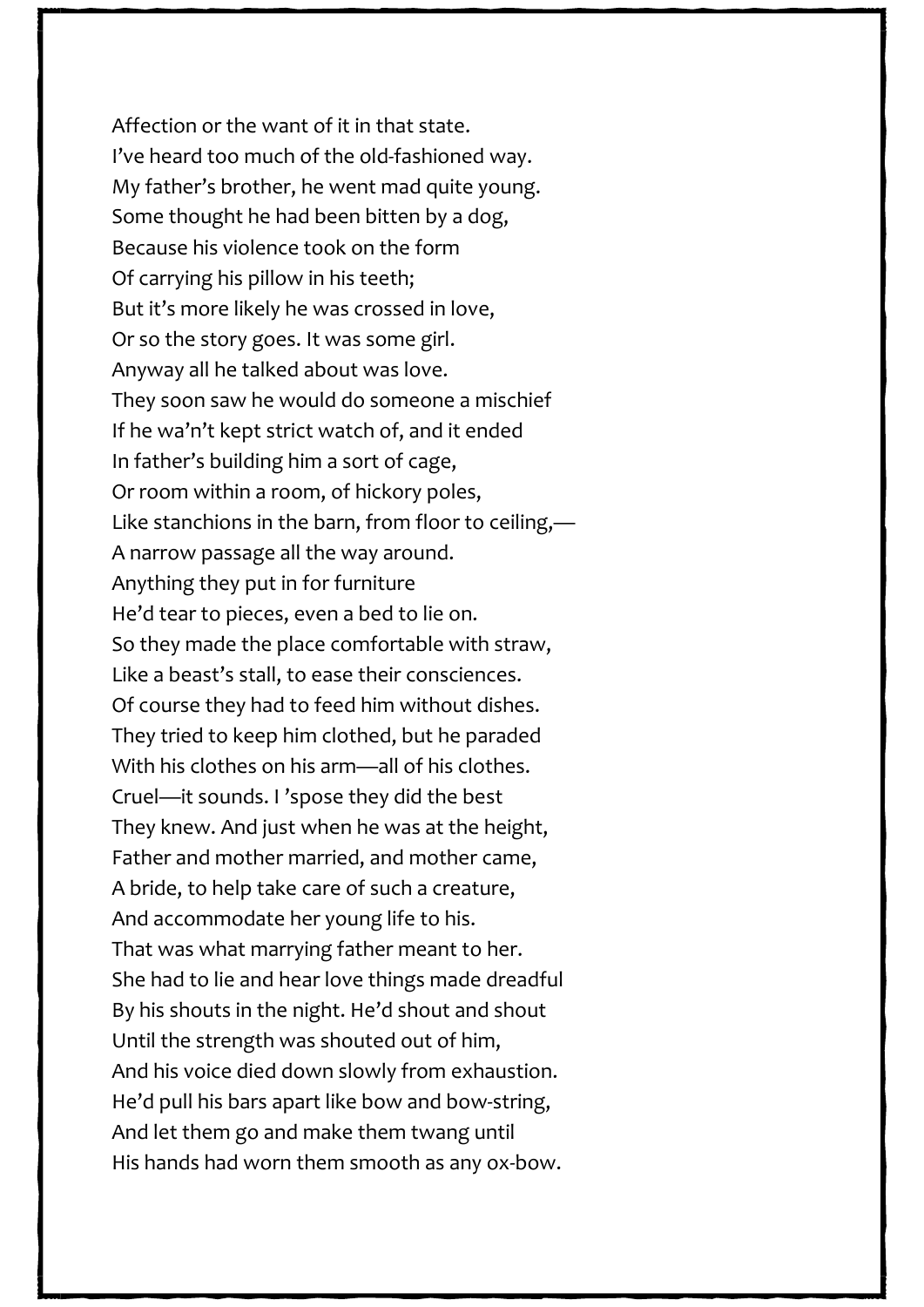Affection or the want of it in that state.
I've heard too much of the old-fashioned way.
My father's brother, he went mad quite young.
Some thought he had been bitten by a dog,
Because his violence took on the form
Of carrying his pillow in his teeth;
But it's more likely he was crossed in love,
Or so the story goes. It was some girl.
Anyway all he talked about was love.
They soon saw he would do someone a mischief
If he wa'n't kept strict watch of, and it ended
In father's building him a sort of cage,
Or room within a room, of hickory poles,
Like stanchions in the barn, from floor to ceiling,—
A narrow passage all the way around.
Anything they put in for furniture
He'd tear to pieces, even a bed to lie on.
So they made the place comfortable with straw,
Like a beast's stall, to ease their consciences.
Of course they had to feed him without dishes.
They tried to keep him clothed, but he paraded
With his clothes on his arm—all of his clothes.
Cruel—it sounds. I 'spose they did the best
They knew. And just when he was at the height,
Father and mother married, and mother came,
A bride, to help take care of such a creature,
And accommodate her young life to his.
That was what marrying father meant to her.
She had to lie and hear love things made dreadful
By his shouts in the night. He'd shout and shout
Until the strength was shouted out of him,
And his voice died down slowly from exhaustion.
He'd pull his bars apart like bow and bow-string,
And let them go and make them twang until
His hands had worn them smooth as any ox-bow.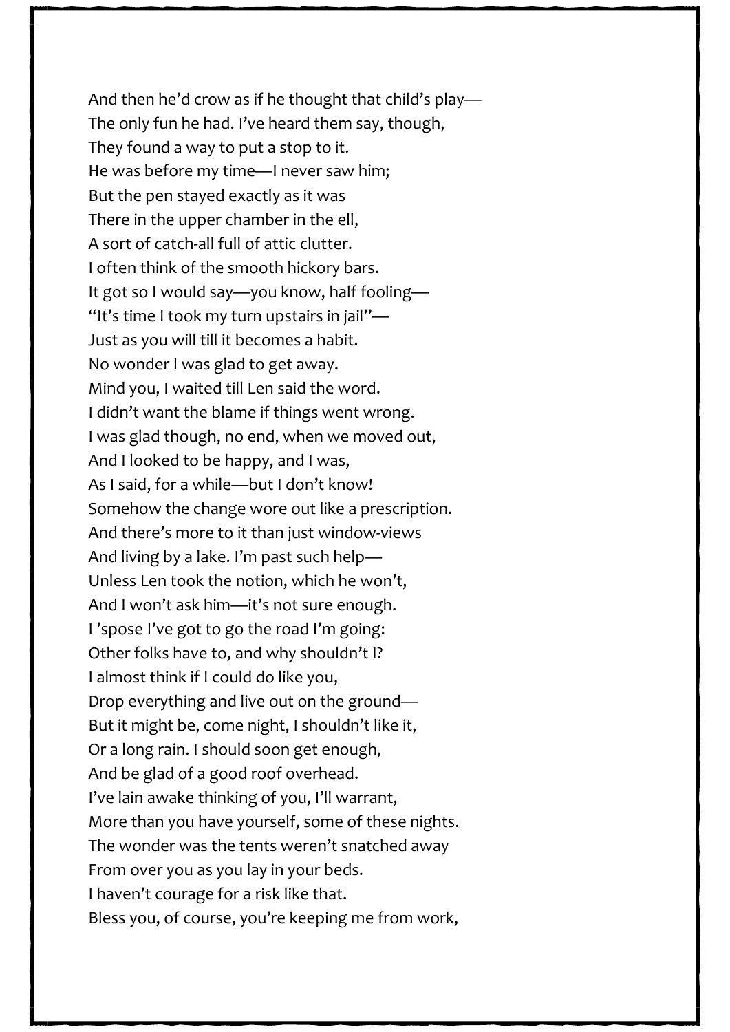And then he'd crow as if he thought that child's play—  
The only fun he had. I've heard them say, though,  
They found a way to put a stop to it.  
He was before my time—I never saw him;  
But the pen stayed exactly as it was  
There in the upper chamber in the ell,  
A sort of catch-all full of attic clutter.  
I often think of the smooth hickory bars.  
It got so I would say—you know, half fooling—  
"It's time I took my turn upstairs in jail"—  
Just as you will till it becomes a habit.  
No wonder I was glad to get away.  
Mind you, I waited till Len said the word.  
I didn't want the blame if things went wrong.  
I was glad though, no end, when we moved out,  
And I looked to be happy, and I was,  
As I said, for a while—but I don't know!  
Somehow the change wore out like a prescription.  
And there's more to it than just window-views  
And living by a lake. I'm past such help—  
Unless Len took the notion, which he won't,  
And I won't ask him—it's not sure enough.  
I 'spose I've got to go the road I'm going:  
Other folks have to, and why shouldn't I?  
I almost think if I could do like you,  
Drop everything and live out on the ground—  
But it might be, come night, I shouldn't like it,  
Or a long rain. I should soon get enough,  
And be glad of a good roof overhead.  
I've lain awake thinking of you, I'll warrant,  
More than you have yourself, some of these nights.  
The wonder was the tents weren't snatched away  
From over you as you lay in your beds.  
I haven't courage for a risk like that.  
Bless you, of course, you're keeping me from work,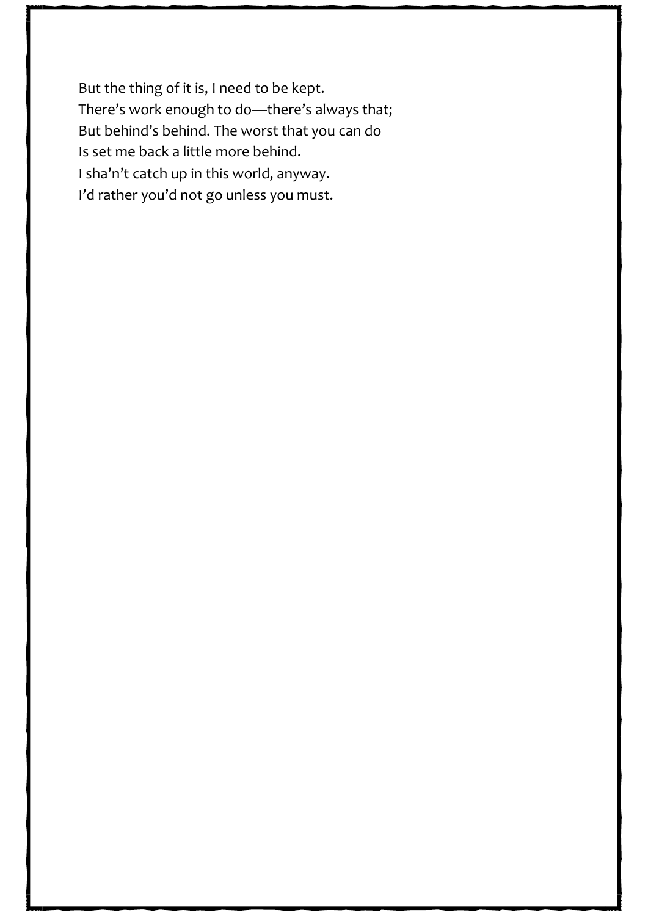But the thing of it is, I need to be kept.
There's work enough to do—there's always that;
But behind's behind. The worst that you can do
Is set me back a little more behind.
I sha'n't catch up in this world, anyway.
I'd rather you'd not go unless you must.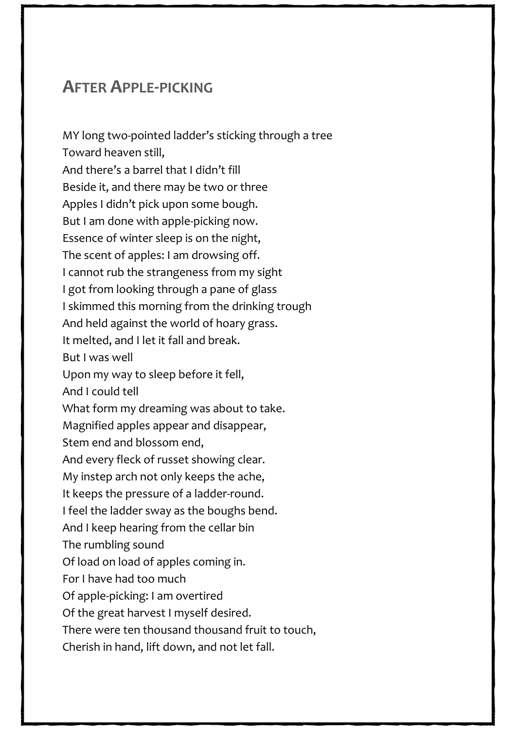## AFTER APPLE-PICKING

MY long two-pointed ladder's sticking through a tree  
Toward heaven still,  
And there's a barrel that I didn't fill  
Beside it, and there may be two or three  
Apples I didn't pick upon some bough.  
But I am done with apple-picking now.  
Essence of winter sleep is on the night,  
The scent of apples: I am drowsing off.  
I cannot rub the strangeness from my sight  
I got from looking through a pane of glass  
I skimmed this morning from the drinking trough  
And held against the world of hoary grass.  
It melted, and I let it fall and break.  
But I was well  
Upon my way to sleep before it fell,  
And I could tell  
What form my dreaming was about to take.  
Magnified apples appear and disappear,  
Stem end and blossom end,  
And every fleck of russet showing clear.  
My instep arch not only keeps the ache,  
It keeps the pressure of a ladder-round.  
I feel the ladder sway as the boughs bend.  
And I keep hearing from the cellar bin  
The rumbling sound  
Of load on load of apples coming in.  
For I have had too much  
Of apple-picking: I am overtired  
Of the great harvest I myself desired.  
There were ten thousand thousand fruit to touch,  
Cherish in hand, lift down, and not let fall.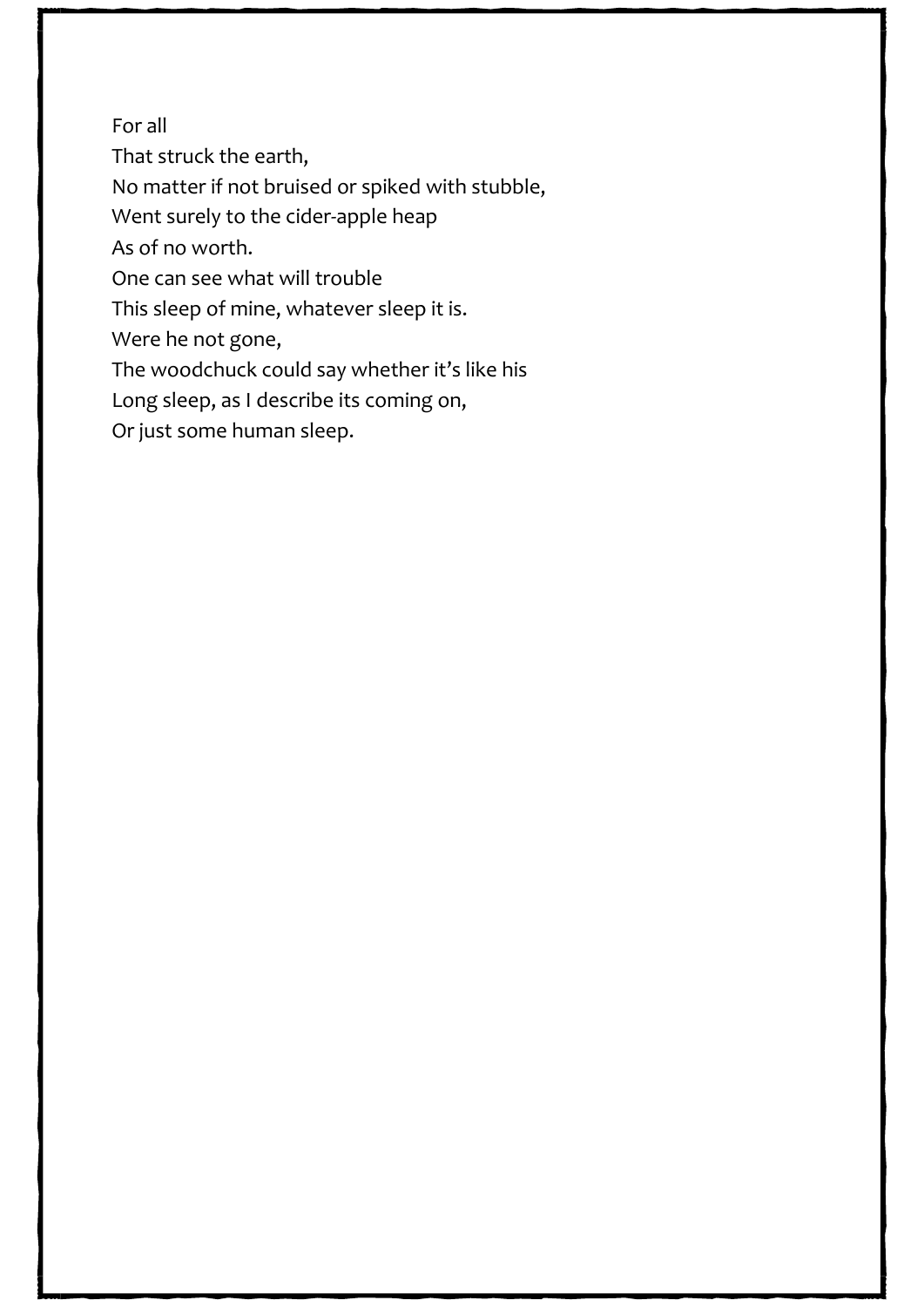For all  
That struck the earth,  
No matter if not bruised or spiked with stubble,  
Went surely to the cider-apple heap  
As of no worth.  
One can see what will trouble  
This sleep of mine, whatever sleep it is.  
Were he not gone,  
The woodchuck could say whether it's like his  
Long sleep, as I describe its coming on,  
Or just some human sleep.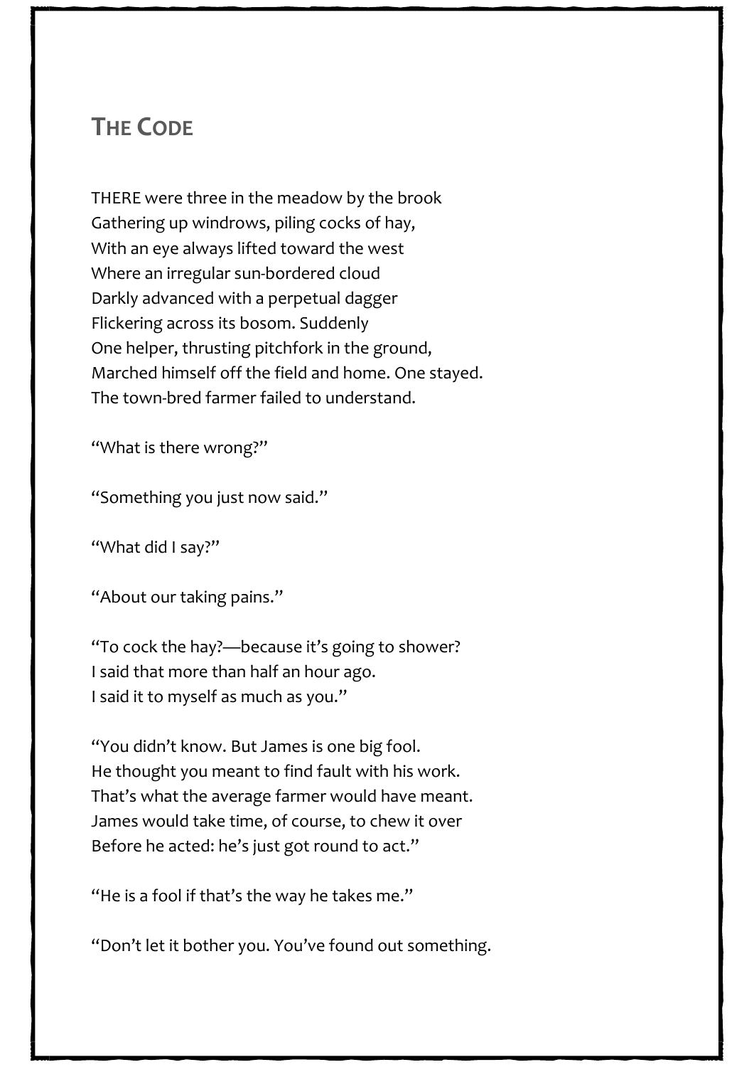## THE CODE

THERE were three in the meadow by the brook
Gathering up windrows, piling cocks of hay,
With an eye always lifted toward the west
Where an irregular sun-bordered cloud
Darkly advanced with a perpetual dagger
Flickering across its bosom. Suddenly
One helper, thrusting pitchfork in the ground,
Marched himself off the field and home. One stayed.
The town-bred farmer failed to understand.

"What is there wrong?"

"Something you just now said."

"What did I say?"

"About our taking pains."

"To cock the hay?—because it's going to shower?
I said that more than half an hour ago.
I said it to myself as much as you."

"You didn't know. But James is one big fool.
He thought you meant to find fault with his work.
That's what the average farmer would have meant.
James would take time, of course, to chew it over
Before he acted: he's just got round to act."

"He is a fool if that's the way he takes me."

"Don't let it bother you. You've found out something.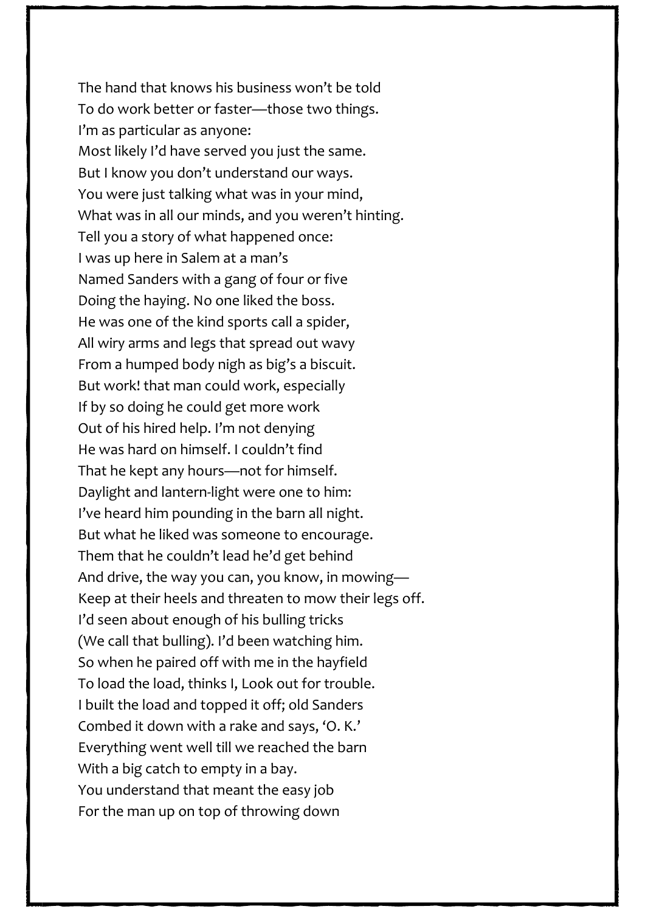The hand that knows his business won't be told
To do work better or faster—those two things.
I'm as particular as anyone:
Most likely I'd have served you just the same.
But I know you don't understand our ways.
You were just talking what was in your mind,
What was in all our minds, and you weren't hinting.
Tell you a story of what happened once:
I was up here in Salem at a man's
Named Sanders with a gang of four or five
Doing the haying. No one liked the boss.
He was one of the kind sports call a spider,
All wiry arms and legs that spread out wavy
From a humped body nigh as big's a biscuit.
But work! that man could work, especially
If by so doing he could get more work
Out of his hired help. I'm not denying
He was hard on himself. I couldn't find
That he kept any hours—not for himself.
Daylight and lantern-light were one to him:
I've heard him pounding in the barn all night.
But what he liked was someone to encourage.
Them that he couldn't lead he'd get behind
And drive, the way you can, you know, in mowing—
Keep at their heels and threaten to mow their legs off.
I'd seen about enough of his bulling tricks
(We call that bulling). I'd been watching him.
So when he paired off with me in the hayfield
To load the load, thinks I, Look out for trouble.
I built the load and topped it off; old Sanders
Combed it down with a rake and says, 'O. K.'
Everything went well till we reached the barn
With a big catch to empty in a bay.
You understand that meant the easy job
For the man up on top of throwing down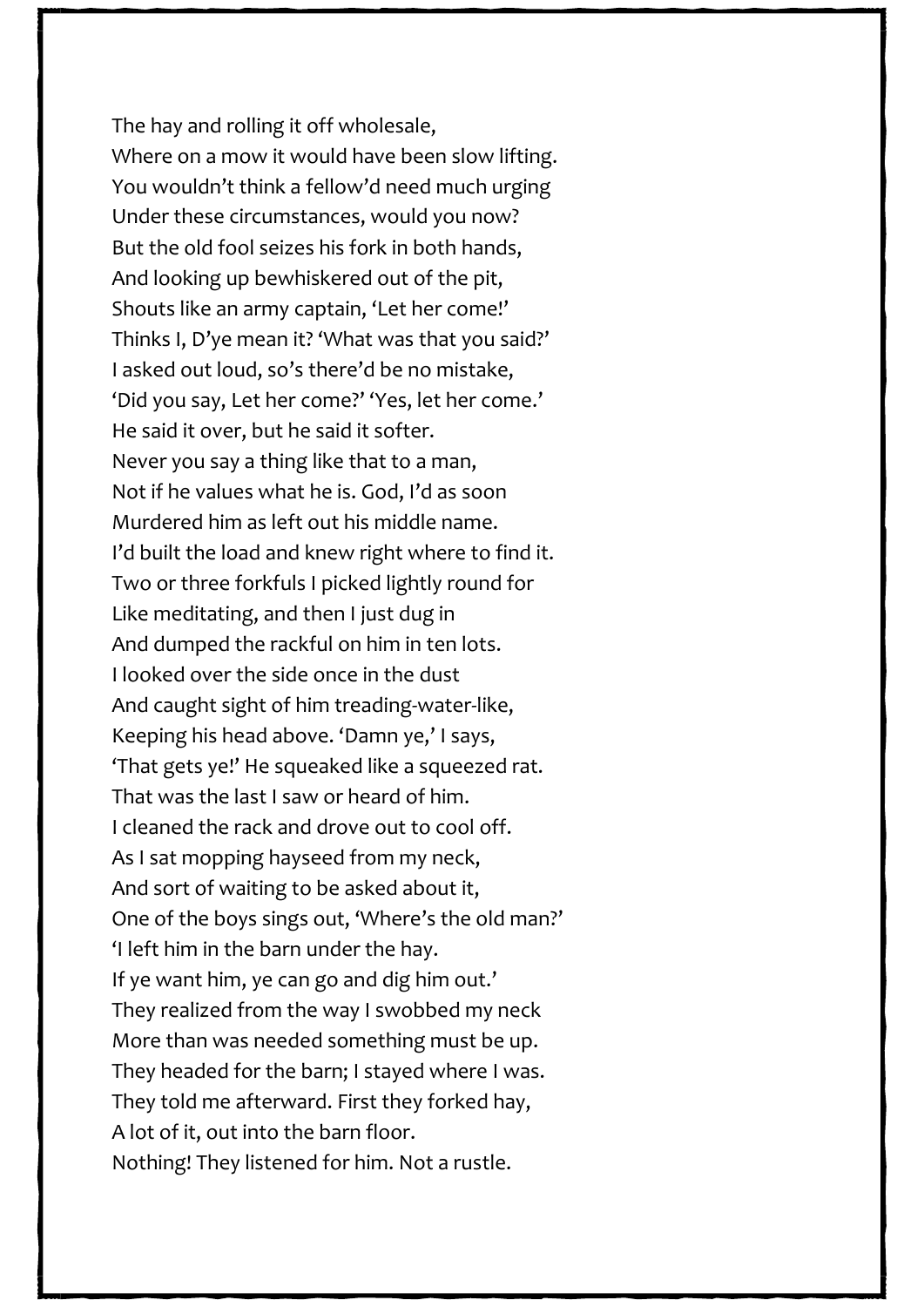The hay and rolling it off wholesale,
Where on a mow it would have been slow lifting.
You wouldn't think a fellow'd need much urging
Under these circumstances, would you now?
But the old fool seizes his fork in both hands,
And looking up bewhiskered out of the pit,
Shouts like an army captain, 'Let her come!'
Thinks I, D'ye mean it? 'What was that you said?'
I asked out loud, so's there'd be no mistake,
'Did you say, Let her come?' 'Yes, let her come.'
He said it over, but he said it softer.
Never you say a thing like that to a man,
Not if he values what he is. God, I'd as soon
Murdered him as left out his middle name.
I'd built the load and knew right where to find it.
Two or three forkfuls I picked lightly round for
Like meditating, and then I just dug in
And dumped the rackful on him in ten lots.
I looked over the side once in the dust
And caught sight of him treading-water-like,
Keeping his head above. 'Damn ye,' I says,
'That gets ye!' He squeaked like a squeezed rat.
That was the last I saw or heard of him.
I cleaned the rack and drove out to cool off.
As I sat mopping hayseed from my neck,
And sort of waiting to be asked about it,
One of the boys sings out, 'Where's the old man?'
'I left him in the barn under the hay.
If ye want him, ye can go and dig him out.'
They realized from the way I swobbed my neck
More than was needed something must be up.
They headed for the barn; I stayed where I was.
They told me afterward. First they forked hay,
A lot of it, out into the barn floor.
Nothing! They listened for him. Not a rustle.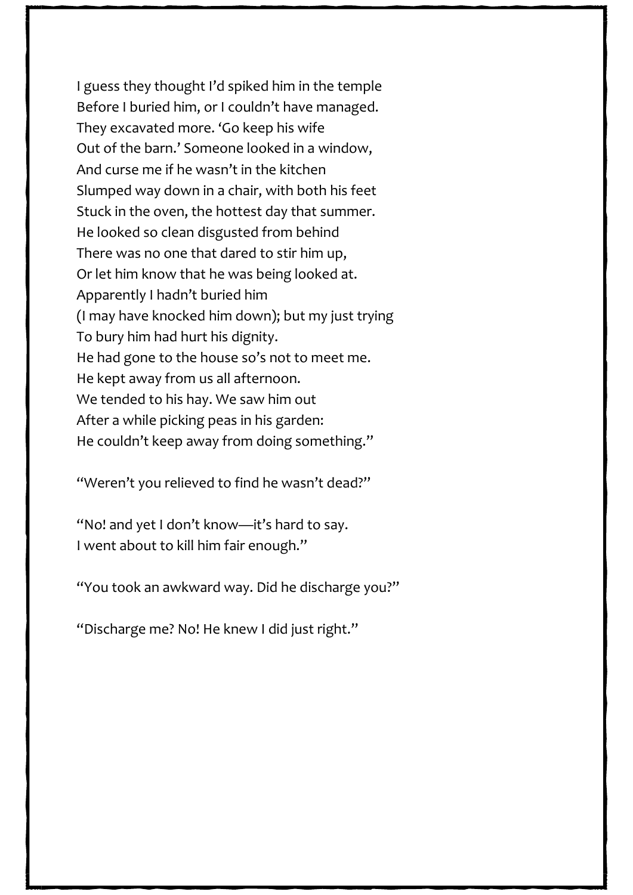I guess they thought I'd spiked him in the temple
Before I buried him, or I couldn't have managed.
They excavated more. 'Go keep his wife
Out of the barn.' Someone looked in a window,
And curse me if he wasn't in the kitchen
Slumped way down in a chair, with both his feet
Stuck in the oven, the hottest day that summer.
He looked so clean disgusted from behind
There was no one that dared to stir him up,
Or let him know that he was being looked at.
Apparently I hadn't buried him
(I may have knocked him down); but my just trying
To bury him had hurt his dignity.
He had gone to the house so's not to meet me.
He kept away from us all afternoon.
We tended to his hay. We saw him out
After a while picking peas in his garden:
He couldn't keep away from doing something."

"Weren't you relieved to find he wasn't dead?"

"No! and yet I don't know—it's hard to say.
I went about to kill him fair enough."

"You took an awkward way. Did he discharge you?"

"Discharge me? No! He knew I did just right."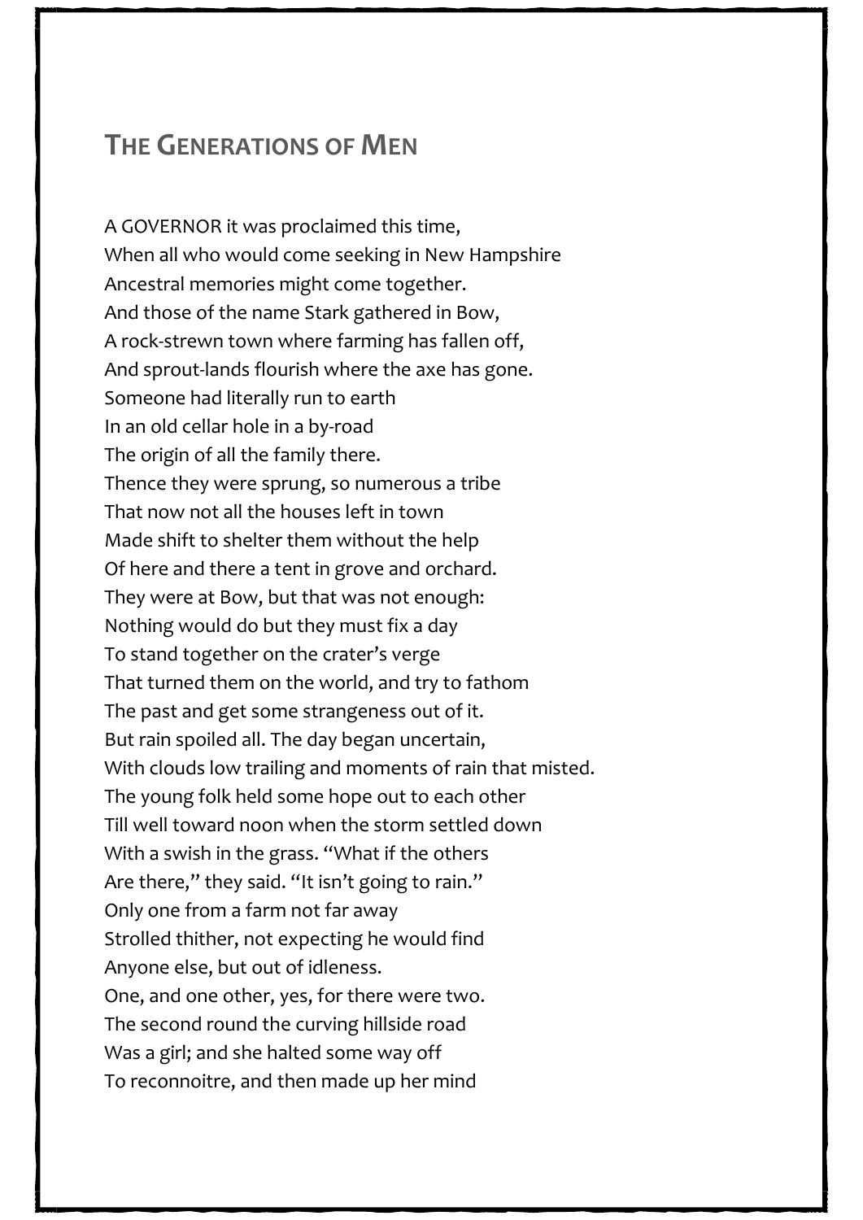## THE GENERATIONS OF MEN

A GOVERNOR it was proclaimed this time,
When all who would come seeking in New Hampshire
Ancestral memories might come together.
And those of the name Stark gathered in Bow,
A rock-strewn town where farming has fallen off,
And sprout-lands flourish where the axe has gone.
Someone had literally run to earth
In an old cellar hole in a by-road
The origin of all the family there.
Thence they were sprung, so numerous a tribe
That now not all the houses left in town
Made shift to shelter them without the help
Of here and there a tent in grove and orchard.
They were at Bow, but that was not enough:
Nothing would do but they must fix a day
To stand together on the crater's verge
That turned them on the world, and try to fathom
The past and get some strangeness out of it.
But rain spoiled all. The day began uncertain,
With clouds low trailing and moments of rain that misted.
The young folk held some hope out to each other
Till well toward noon when the storm settled down
With a swish in the grass. "What if the others
Are there," they said. "It isn't going to rain."
Only one from a farm not far away
Strolled thither, not expecting he would find
Anyone else, but out of idleness.
One, and one other, yes, for there were two.
The second round the curving hillside road
Was a girl; and she halted some way off
To reconnoitre, and then made up her mind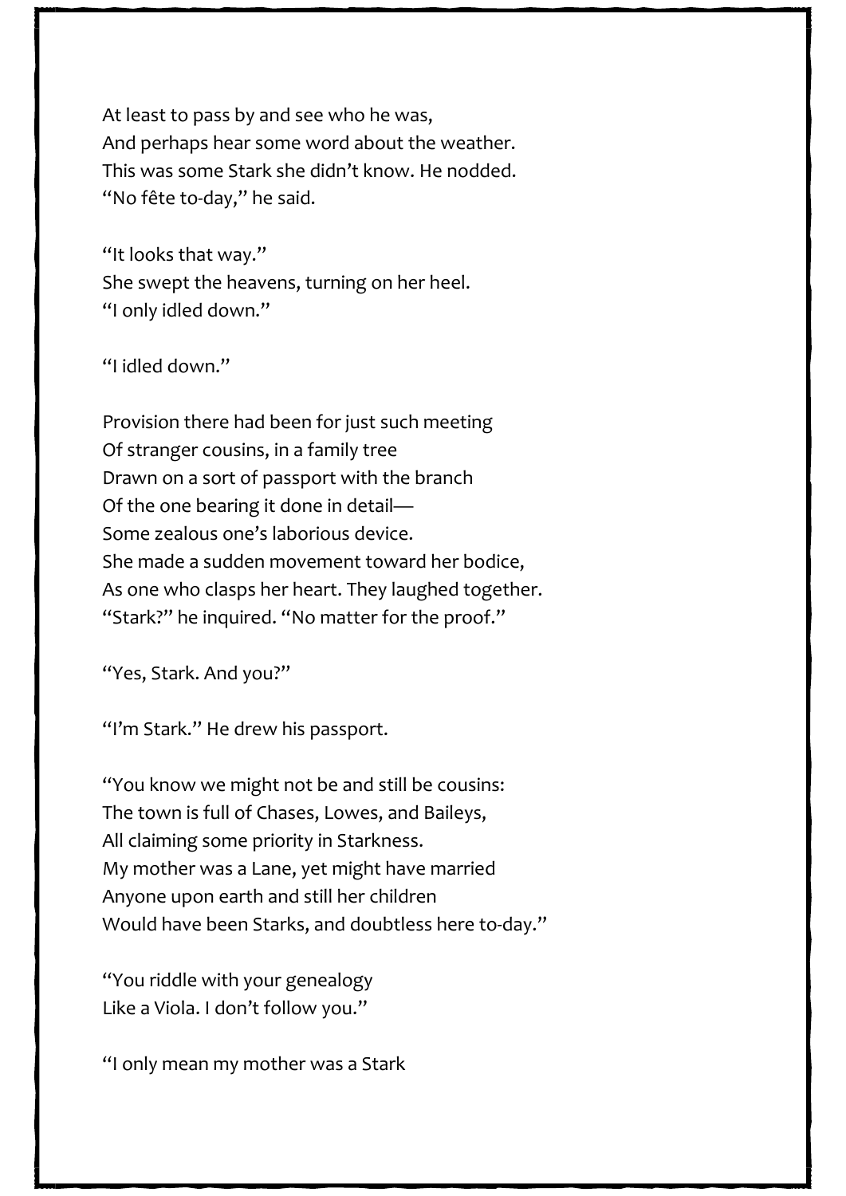At least to pass by and see who he was,  
And perhaps hear some word about the weather.  
This was some Stark she didn't know. He nodded.  
"No fête to-day," he said.

"It looks that way."  
She swept the heavens, turning on her heel.  
"I only idled down."

"I idled down."

Provision there had been for just such meeting  
Of stranger cousins, in a family tree  
Drawn on a sort of passport with the branch  
Of the one bearing it done in detail—  
Some zealous one's laborious device.  
She made a sudden movement toward her bodice,  
As one who clasps her heart. They laughed together.  
"Stark?" he inquired. "No matter for the proof."

"Yes, Stark. And you?"

"I'm Stark." He drew his passport.

"You know we might not be and still be cousins:  
The town is full of Chases, Lowes, and Baileys,  
All claiming some priority in Starkness.  
My mother was a Lane, yet might have married  
Anyone upon earth and still her children  
Would have been Starks, and doubtless here to-day."

"You riddle with your genealogy  
Like a Viola. I don't follow you."

"I only mean my mother was a Stark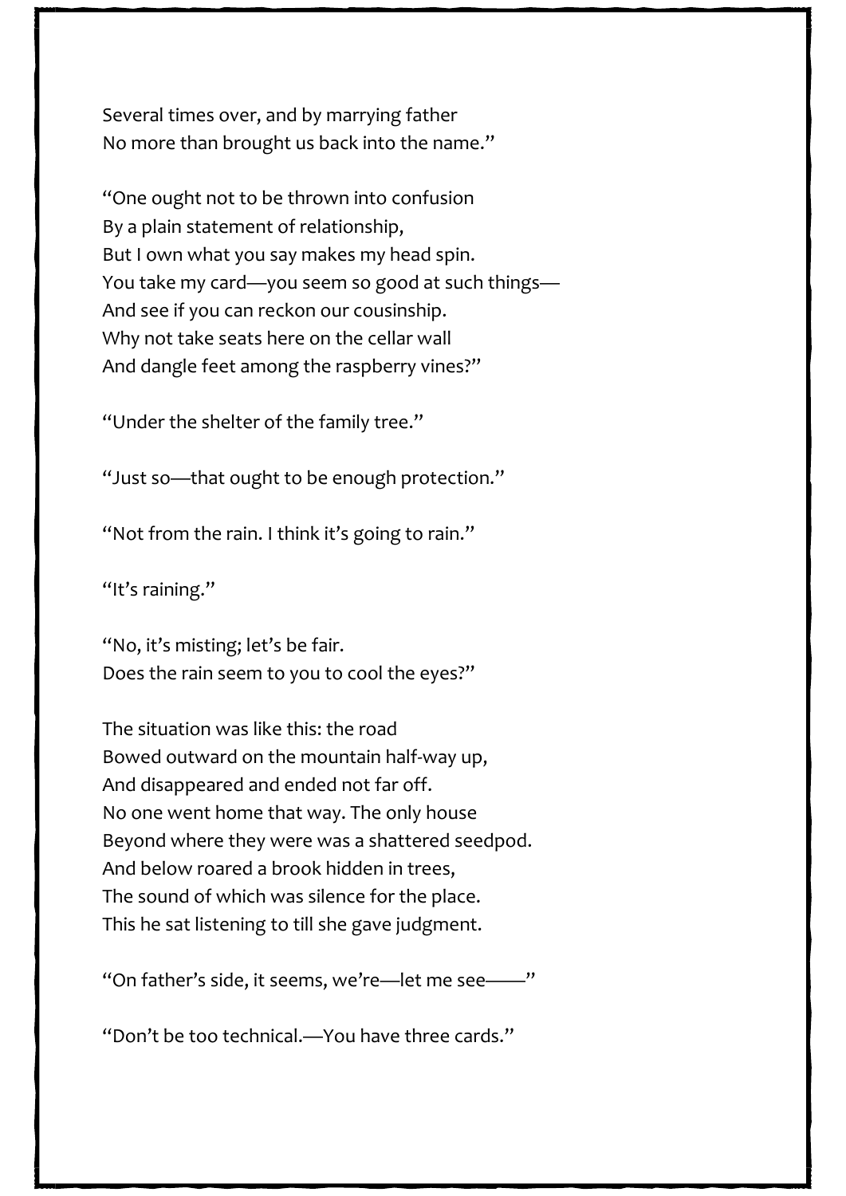Several times over, and by marrying father
No more than brought us back into the name."

"One ought not to be thrown into confusion
By a plain statement of relationship,
But I own what you say makes my head spin.
You take my card—you seem so good at such things—
And see if you can reckon our cousinship.
Why not take seats here on the cellar wall
And dangle feet among the raspberry vines?"

"Under the shelter of the family tree."

"Just so—that ought to be enough protection."

"Not from the rain. I think it's going to rain."

"It's raining."

"No, it's misting; let's be fair.
Does the rain seem to you to cool the eyes?"

The situation was like this: the road
Bowed outward on the mountain half-way up,
And disappeared and ended not far off.
No one went home that way. The only house
Beyond where they were was a shattered seedpod.
And below roared a brook hidden in trees,
The sound of which was silence for the place.
This he sat listening to till she gave judgment.

"On father's side, it seems, we're—let me see——"

"Don't be too technical.—You have three cards."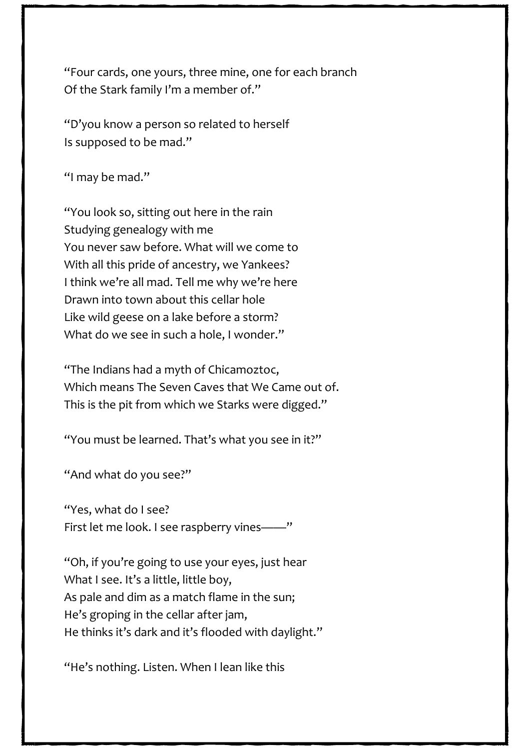"Four cards, one yours, three mine, one for each branch
Of the Stark family I'm a member of."

"D'you know a person so related to herself
Is supposed to be mad."

"I may be mad."

"You look so, sitting out here in the rain
Studying genealogy with me
You never saw before. What will we come to
With all this pride of ancestry, we Yankees?
I think we're all mad. Tell me why we're here
Drawn into town about this cellar hole
Like wild geese on a lake before a storm?
What do we see in such a hole, I wonder."

"The Indians had a myth of Chicamoztoc,
Which means The Seven Caves that We Came out of.
This is the pit from which we Starks were digged."

"You must be learned. That's what you see in it?"

"And what do you see?"

"Yes, what do I see?
First let me look. I see raspberry vines——"

"Oh, if you're going to use your eyes, just hear
What I see. It's a little, little boy,
As pale and dim as a match flame in the sun;
He's groping in the cellar after jam,
He thinks it's dark and it's flooded with daylight."

"He's nothing. Listen. When I lean like this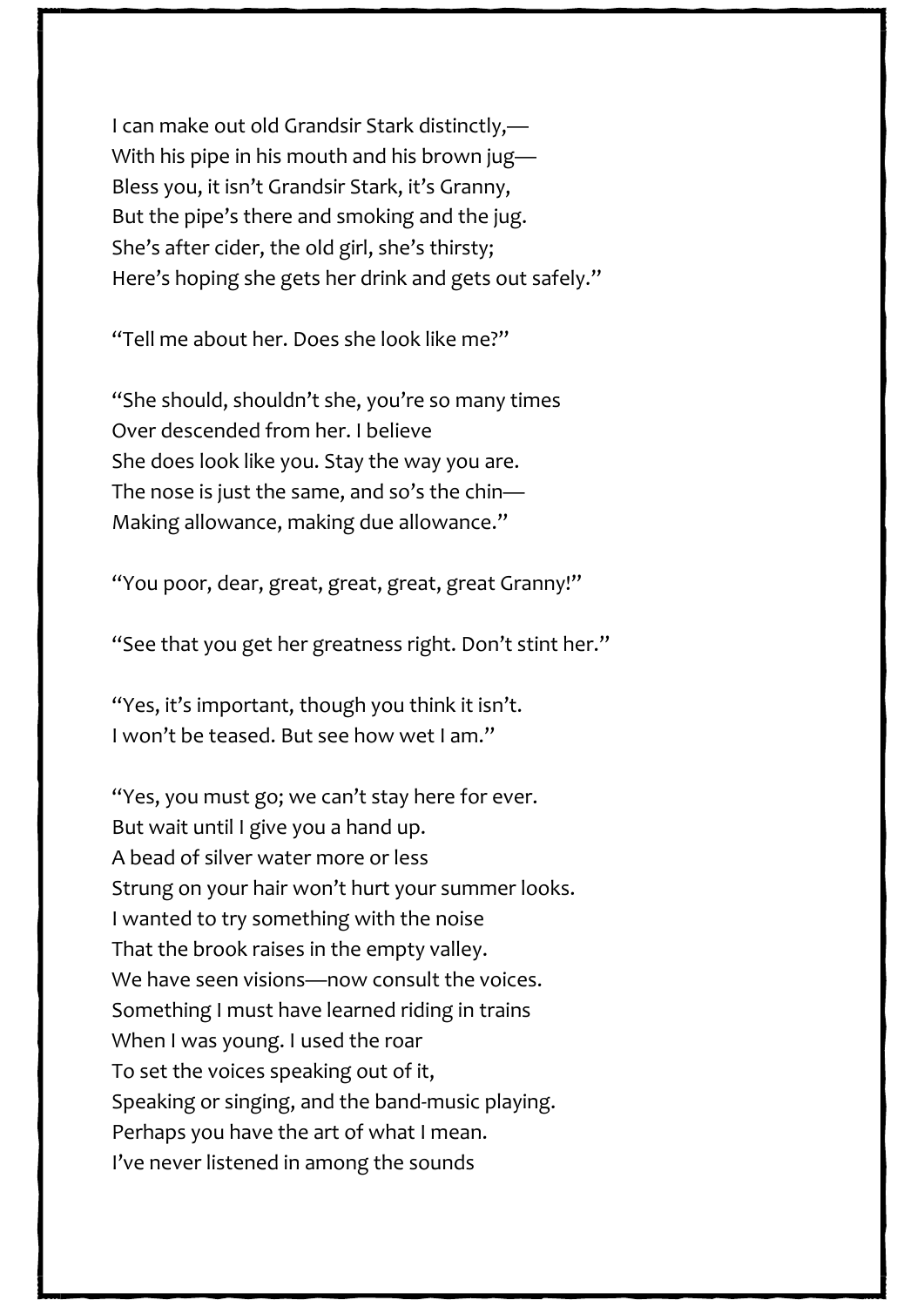I can make out old Grandsir Stark distinctly,—
With his pipe in his mouth and his brown jug—
Bless you, it isn't Grandsir Stark, it's Granny,
But the pipe's there and smoking and the jug.
She's after cider, the old girl, she's thirsty;
Here's hoping she gets her drink and gets out safely."

"Tell me about her. Does she look like me?"

"She should, shouldn't she, you're so many times
Over descended from her. I believe
She does look like you. Stay the way you are.
The nose is just the same, and so's the chin—
Making allowance, making due allowance."

"You poor, dear, great, great, great, great Granny!"

"See that you get her greatness right. Don't stint her."

"Yes, it's important, though you think it isn't.
I won't be teased. But see how wet I am."

"Yes, you must go; we can't stay here for ever.
But wait until I give you a hand up.
A bead of silver water more or less
Strung on your hair won't hurt your summer looks.
I wanted to try something with the noise
That the brook raises in the empty valley.
We have seen visions—now consult the voices.
Something I must have learned riding in trains
When I was young. I used the roar
To set the voices speaking out of it,
Speaking or singing, and the band-music playing.
Perhaps you have the art of what I mean.
I've never listened in among the sounds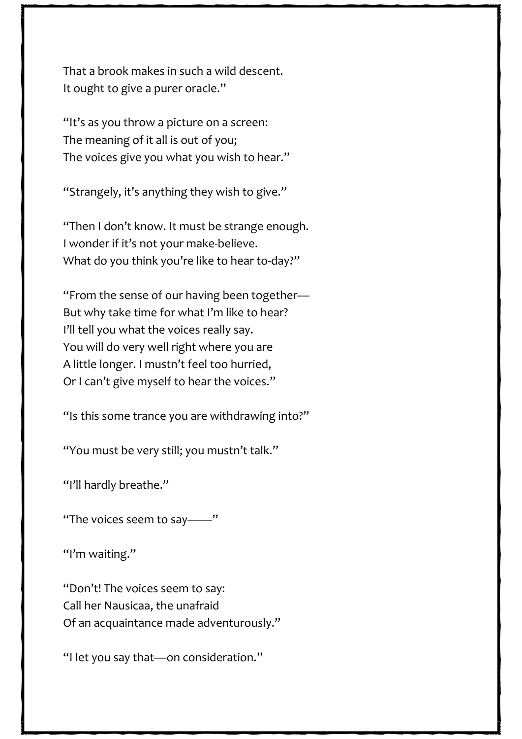That a brook makes in such a wild descent.
It ought to give a purer oracle."

"It's as you throw a picture on a screen:
The meaning of it all is out of you;
The voices give you what you wish to hear."

"Strangely, it's anything they wish to give."

"Then I don't know. It must be strange enough.
I wonder if it's not your make-believe.
What do you think you're like to hear to-day?"

"From the sense of our having been together—
But why take time for what I'm like to hear?
I'll tell you what the voices really say.
You will do very well right where you are
A little longer. I mustn't feel too hurried,
Or I can't give myself to hear the voices."

"Is this some trance you are withdrawing into?"

"You must be very still; you mustn't talk."

"I'll hardly breathe."

"The voices seem to say——"

"I'm waiting."

"Don't! The voices seem to say:
Call her Nausicaa, the unafraid
Of an acquaintance made adventurously."

"I let you say that—on consideration."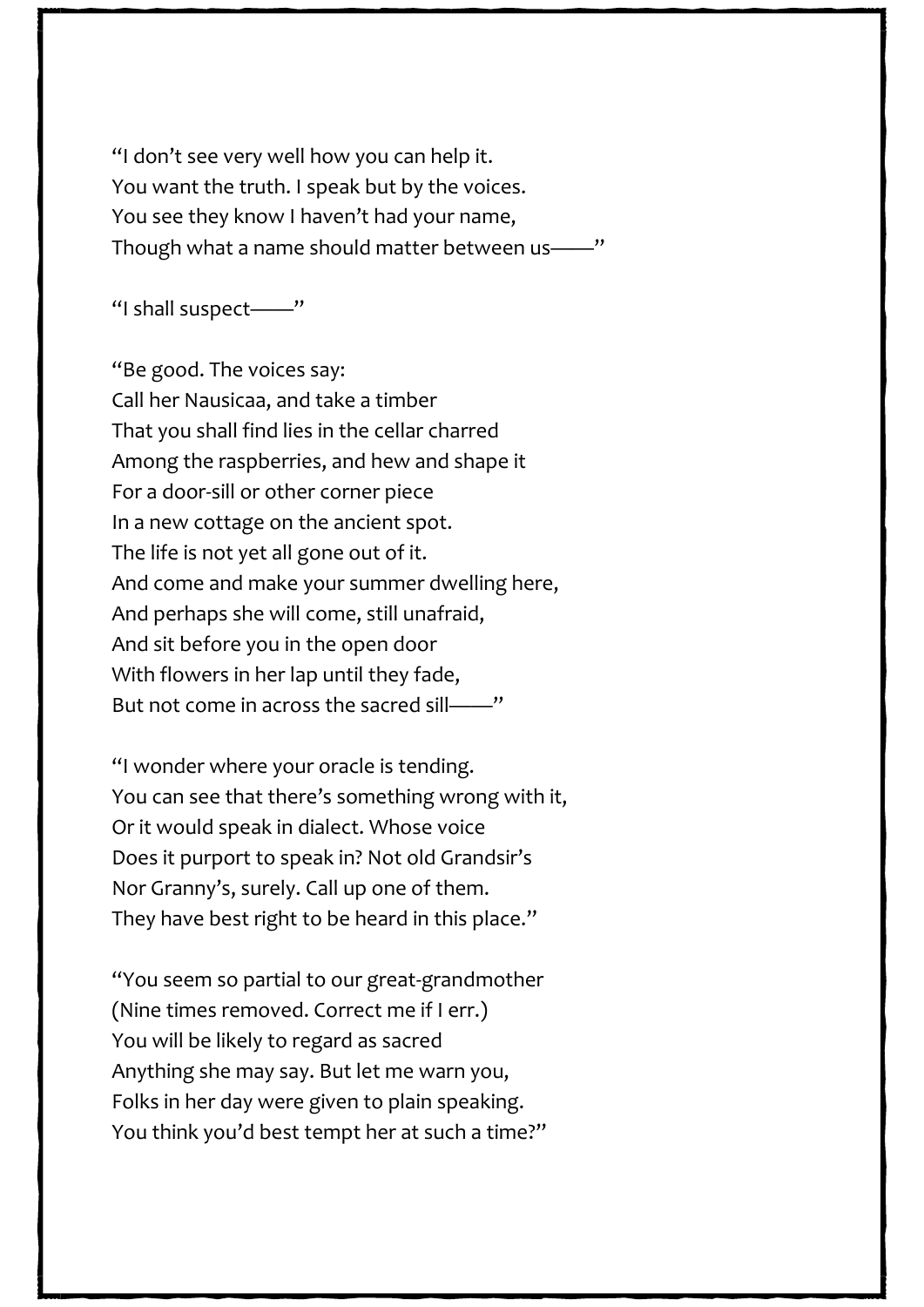"I don't see very well how you can help it.
You want the truth. I speak but by the voices.
You see they know I haven't had your name,
Though what a name should matter between us——"

"I shall suspect——"

"Be good. The voices say:
Call her Nausicaa, and take a timber
That you shall find lies in the cellar charred
Among the raspberries, and hew and shape it
For a door-sill or other corner piece
In a new cottage on the ancient spot.
The life is not yet all gone out of it.
And come and make your summer dwelling here,
And perhaps she will come, still unafraid,
And sit before you in the open door
With flowers in her lap until they fade,
But not come in across the sacred sill——"

"I wonder where your oracle is tending.
You can see that there's something wrong with it,
Or it would speak in dialect. Whose voice
Does it purport to speak in? Not old Grandsir's
Nor Granny's, surely. Call up one of them.
They have best right to be heard in this place."

"You seem so partial to our great-grandmother
(Nine times removed. Correct me if I err.)
You will be likely to regard as sacred
Anything she may say. But let me warn you,
Folks in her day were given to plain speaking.
You think you'd best tempt her at such a time?"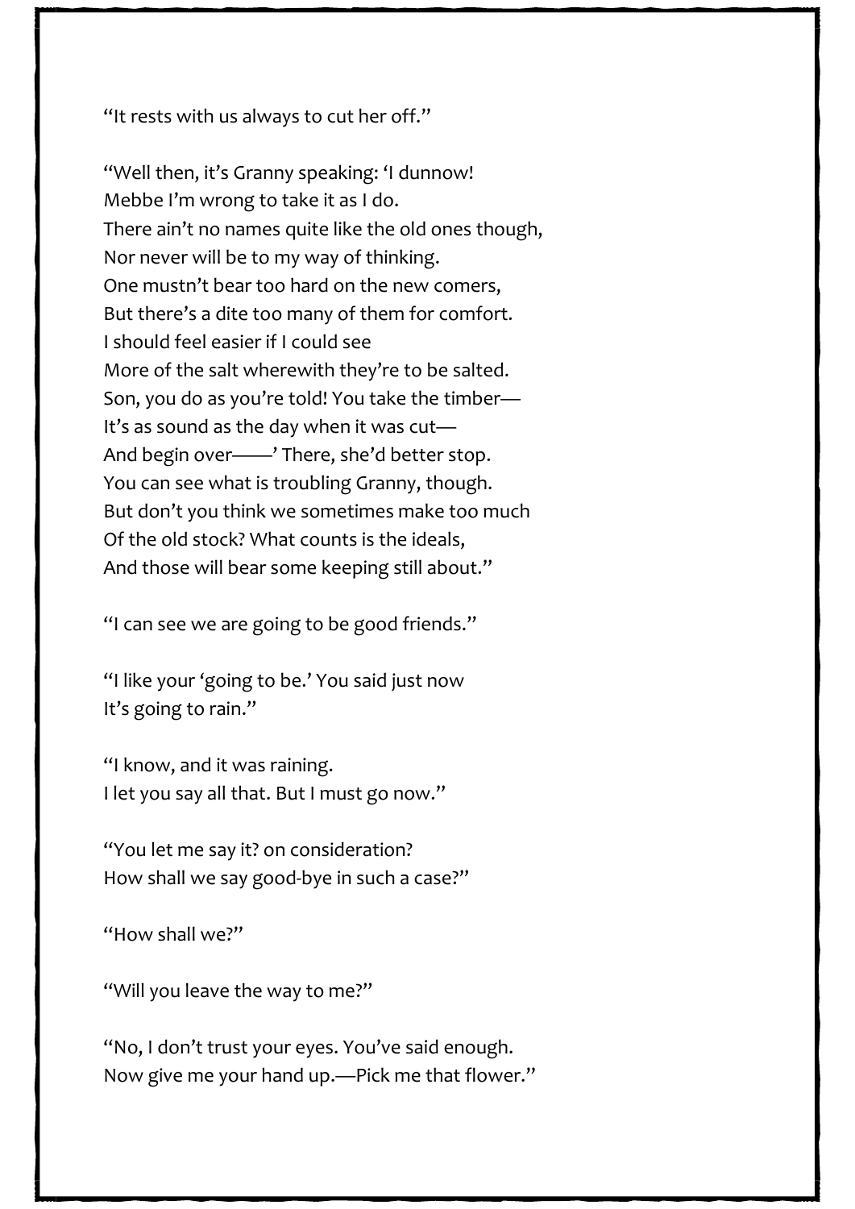"It rests with us always to cut her off."

"Well then, it's Granny speaking: 'I dunnow!  
Mebbe I'm wrong to take it as I do.  
There ain't no names quite like the old ones though,  
Nor never will be to my way of thinking.  
One mustn't bear too hard on the new comers,  
But there's a dite too many of them for comfort.  
I should feel easier if I could see  
More of the salt wherewith they're to be salted.  
Son, you do as you're told! You take the timber—  
It's as sound as the day when it was cut—  
And begin over——' There, she'd better stop.  
You can see what is troubling Granny, though.  
But don't you think we sometimes make too much  
Of the old stock? What counts is the ideals,  
And those will bear some keeping still about."

"I can see we are going to be good friends."

"I like your 'going to be.' You said just now  
It's going to rain."

"I know, and it was raining.  
I let you say all that. But I must go now."

"You let me say it? on consideration?  
How shall we say good-bye in such a case?"

"How shall we?"

"Will you leave the way to me?"

"No, I don't trust your eyes. You've said enough.  
Now give me your hand up.—Pick me that flower."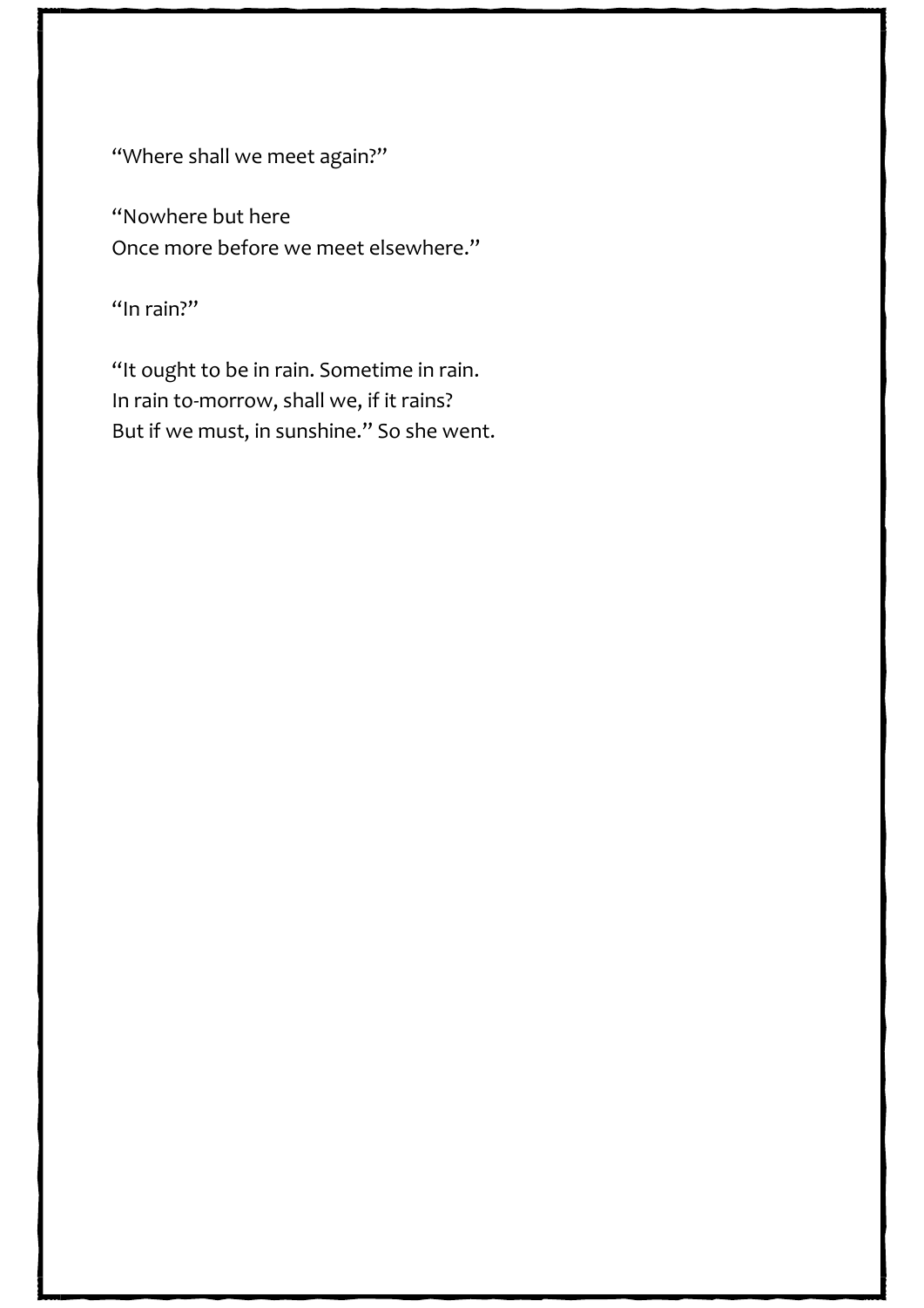"Where shall we meet again?"

"Nowhere but here  
Once more before we meet elsewhere."

"In rain?"

"It ought to be in rain. Sometime in rain.  
In rain to-morrow, shall we, if it rains?  
But if we must, in sunshine." So she went.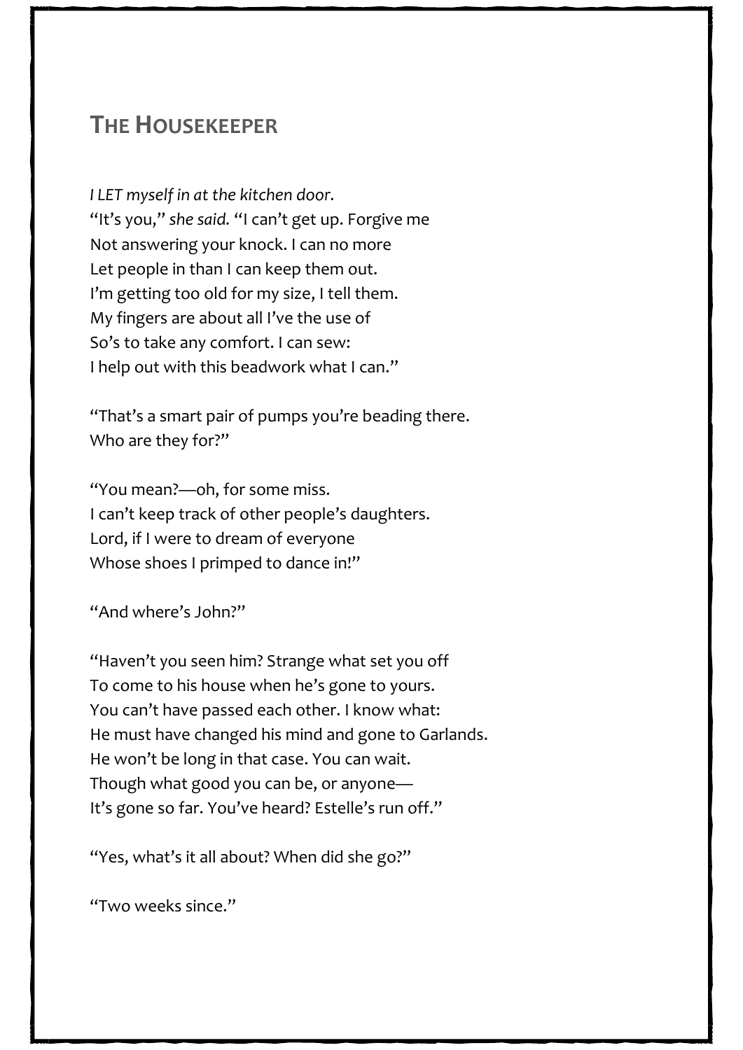## The Housekeeper

*I LET myself in at the kitchen door.*
"It's you," *she said.* "I can't get up. Forgive me
Not answering your knock. I can no more
Let people in than I can keep them out.
I'm getting too old for my size, I tell them.
My fingers are about all I've the use of
So's to take any comfort. I can sew:
I help out with this beadwork what I can."

"That's a smart pair of pumps you're beading there.
Who are they for?"

"You mean?—oh, for some miss.
I can't keep track of other people's daughters.
Lord, if I were to dream of everyone
Whose shoes I primped to dance in!"

"And where's John?"

"Haven't you seen him? Strange what set you off
To come to his house when he's gone to yours.
You can't have passed each other. I know what:
He must have changed his mind and gone to Garlands.
He won't be long in that case. You can wait.
Though what good you can be, or anyone—
It's gone so far. You've heard? Estelle's run off."

"Yes, what's it all about? When did she go?"

"Two weeks since."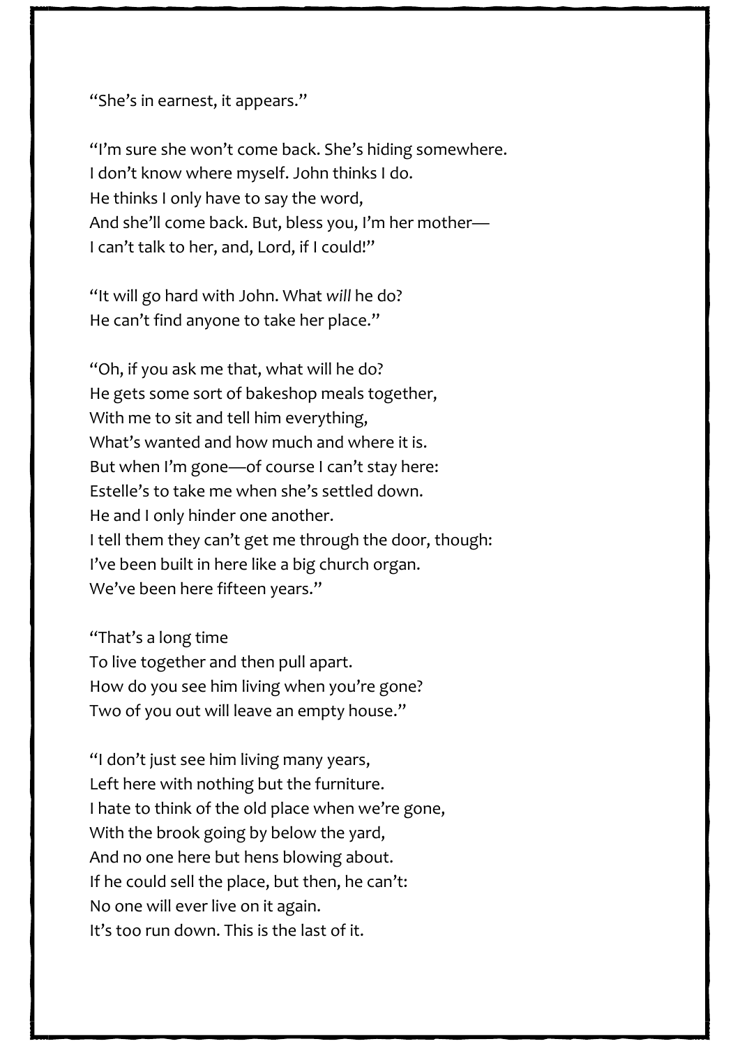"She's in earnest, it appears."

"I'm sure she won't come back. She's hiding somewhere.
I don't know where myself. John thinks I do.
He thinks I only have to say the word,
And she'll come back. But, bless you, I'm her mother—
I can't talk to her, and, Lord, if I could!"

"It will go hard with John. What *will* he do?
He can't find anyone to take her place."

"Oh, if you ask me that, what will he do?
He gets some sort of bakeshop meals together,
With me to sit and tell him everything,
What's wanted and how much and where it is.
But when I'm gone—of course I can't stay here:
Estelle's to take me when she's settled down.
He and I only hinder one another.
I tell them they can't get me through the door, though:
I've been built in here like a big church organ.
We've been here fifteen years."

"That's a long time
To live together and then pull apart.
How do you see him living when you're gone?
Two of you out will leave an empty house."

"I don't just see him living many years,
Left here with nothing but the furniture.
I hate to think of the old place when we're gone,
With the brook going by below the yard,
And no one here but hens blowing about.
If he could sell the place, but then, he can't:
No one will ever live on it again.
It's too run down. This is the last of it.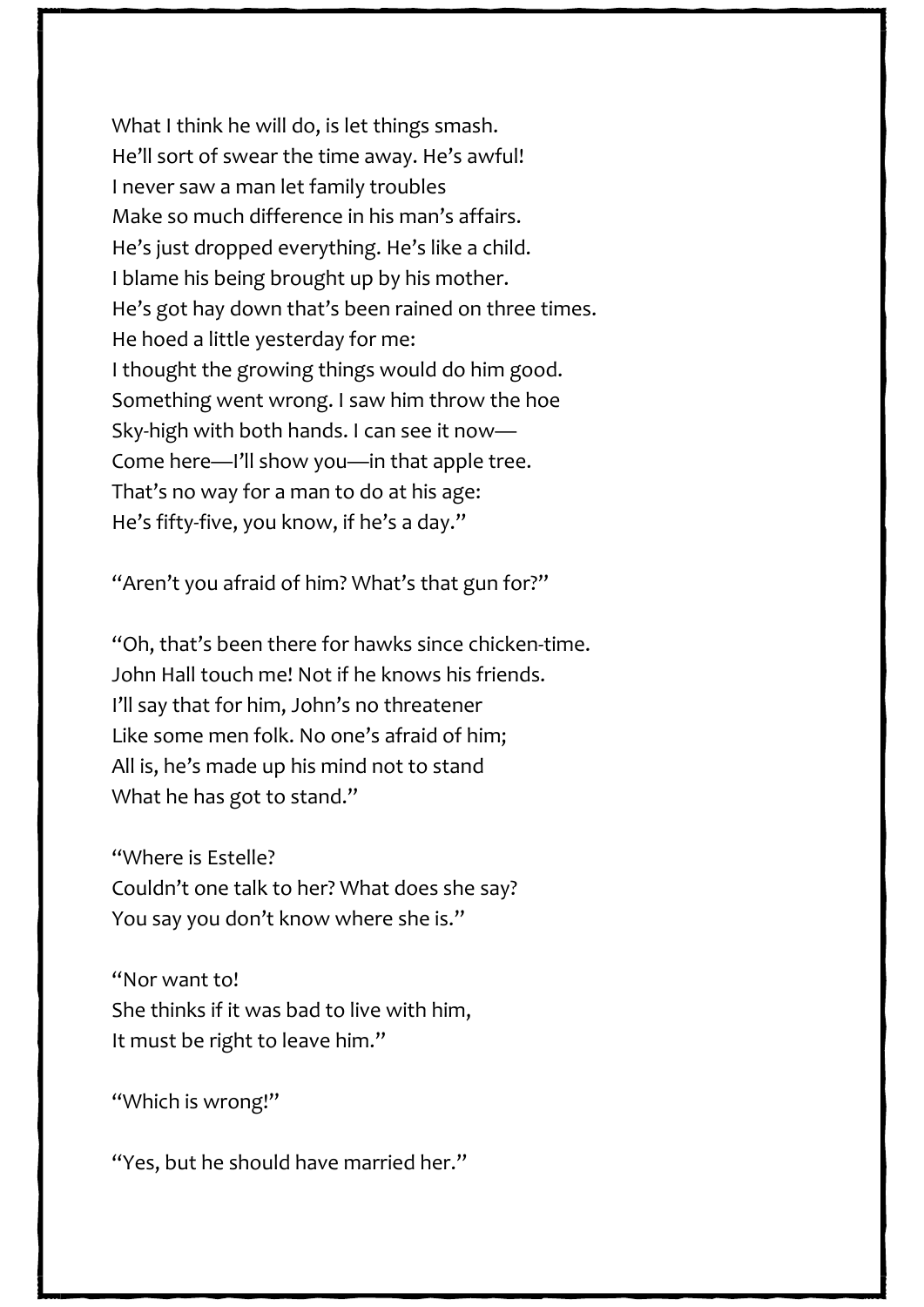What I think he will do, is let things smash.
He'll sort of swear the time away. He's awful!
I never saw a man let family troubles
Make so much difference in his man's affairs.
He's just dropped everything. He's like a child.
I blame his being brought up by his mother.
He's got hay down that's been rained on three times.
He hoed a little yesterday for me:
I thought the growing things would do him good.
Something went wrong. I saw him throw the hoe
Sky-high with both hands. I can see it now—
Come here—I'll show you—in that apple tree.
That's no way for a man to do at his age:
He's fifty-five, you know, if he's a day."

"Aren't you afraid of him? What's that gun for?"

"Oh, that's been there for hawks since chicken-time.
John Hall touch me! Not if he knows his friends.
I'll say that for him, John's no threatener
Like some men folk. No one's afraid of him;
All is, he's made up his mind not to stand
What he has got to stand."

"Where is Estelle?
Couldn't one talk to her? What does she say?
You say you don't know where she is."

"Nor want to!
She thinks if it was bad to live with him,
It must be right to leave him."

"Which is wrong!"

"Yes, but he should have married her."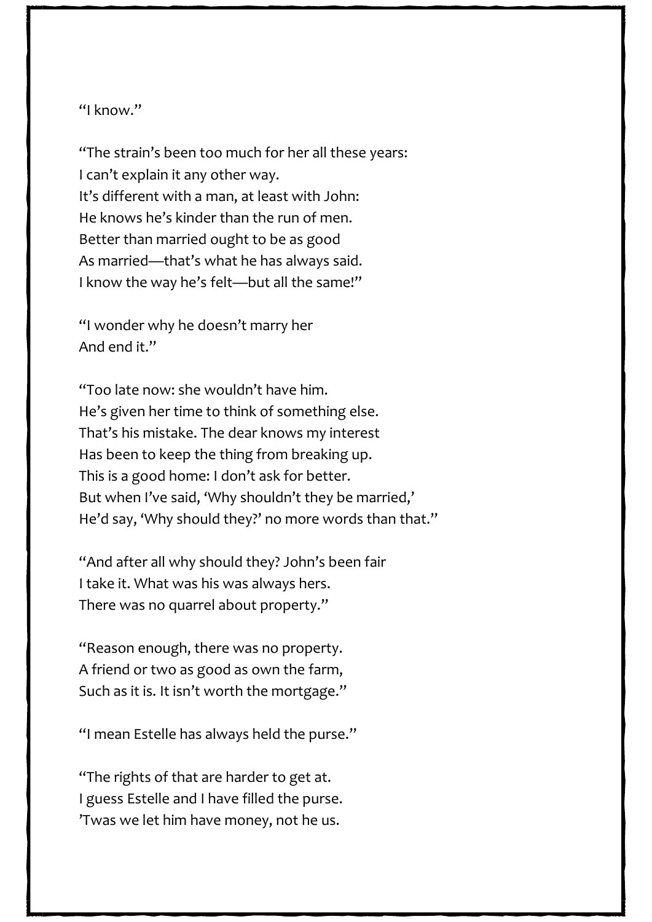"I know."

"The strain's been too much for her all these years:
I can't explain it any other way.
It's different with a man, at least with John:
He knows he's kinder than the run of men.
Better than married ought to be as good
As married—that's what he has always said.
I know the way he's felt—but all the same!"

"I wonder why he doesn't marry her
And end it."

"Too late now: she wouldn't have him.
He's given her time to think of something else.
That's his mistake. The dear knows my interest
Has been to keep the thing from breaking up.
This is a good home: I don't ask for better.
But when I've said, 'Why shouldn't they be married,'
He'd say, 'Why should they?' no more words than that."

"And after all why should they? John's been fair
I take it. What was his was always hers.
There was no quarrel about property."

"Reason enough, there was no property.
A friend or two as good as own the farm,
Such as it is. It isn't worth the mortgage."

"I mean Estelle has always held the purse."

"The rights of that are harder to get at.
I guess Estelle and I have filled the purse.
'Twas we let him have money, not he us.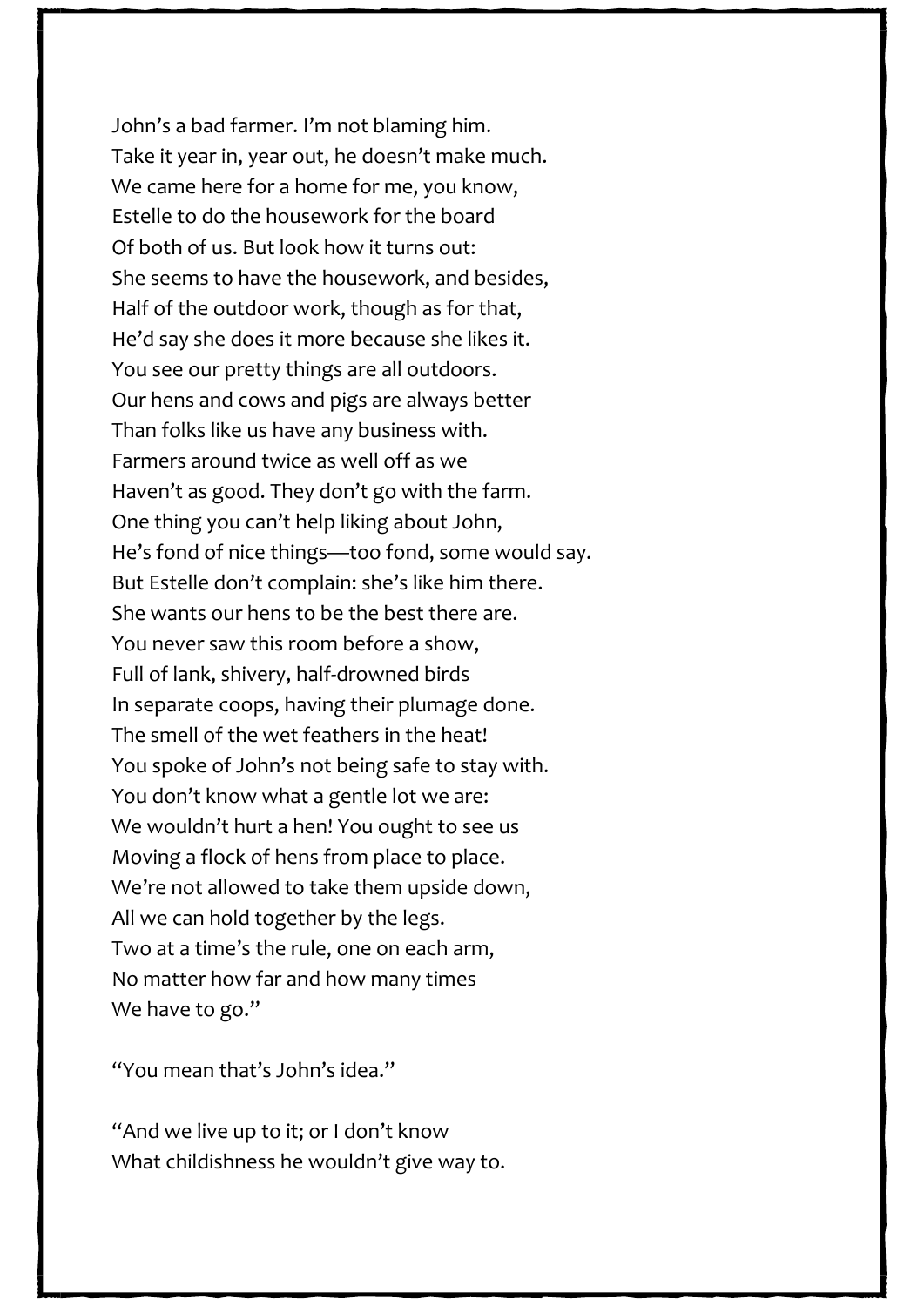John's a bad farmer. I'm not blaming him.  
Take it year in, year out, he doesn't make much.  
We came here for a home for me, you know,  
Estelle to do the housework for the board  
Of both of us. But look how it turns out:  
She seems to have the housework, and besides,  
Half of the outdoor work, though as for that,  
He'd say she does it more because she likes it.  
You see our pretty things are all outdoors.  
Our hens and cows and pigs are always better  
Than folks like us have any business with.  
Farmers around twice as well off as we  
Haven't as good. They don't go with the farm.  
One thing you can't help liking about John,  
He's fond of nice things—too fond, some would say.  
But Estelle don't complain: she's like him there.  
She wants our hens to be the best there are.  
You never saw this room before a show,  
Full of lank, shivery, half-drowned birds  
In separate coops, having their plumage done.  
The smell of the wet feathers in the heat!  
You spoke of John's not being safe to stay with.  
You don't know what a gentle lot we are:  
We wouldn't hurt a hen! You ought to see us  
Moving a flock of hens from place to place.  
We're not allowed to take them upside down,  
All we can hold together by the legs.  
Two at a time's the rule, one on each arm,  
No matter how far and how many times  
We have to go."

"You mean that's John's idea."

"And we live up to it; or I don't know  
What childishness he wouldn't give way to.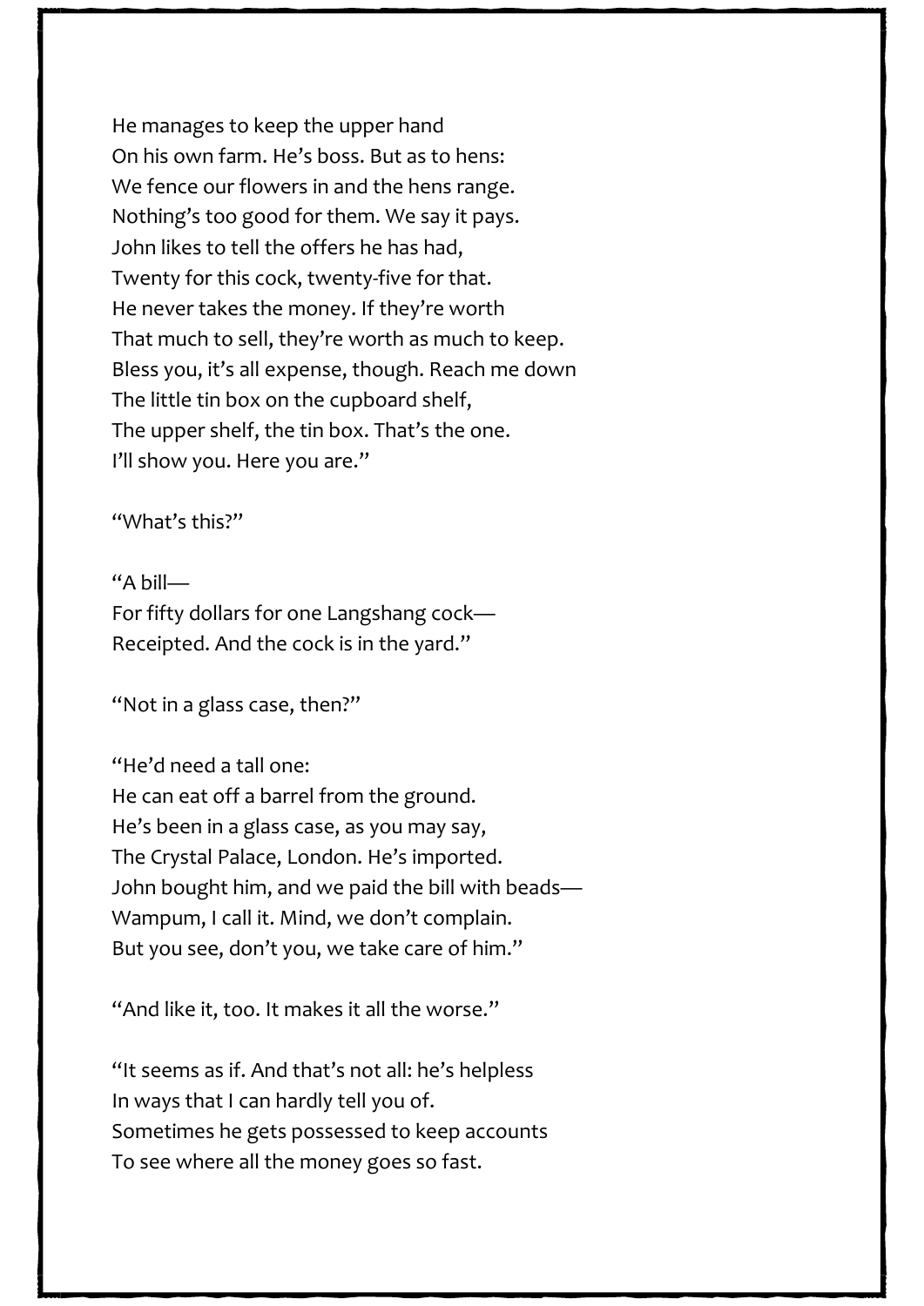He manages to keep the upper hand
On his own farm. He's boss. But as to hens:
We fence our flowers in and the hens range.
Nothing's too good for them. We say it pays.
John likes to tell the offers he has had,
Twenty for this cock, twenty-five for that.
He never takes the money. If they're worth
That much to sell, they're worth as much to keep.
Bless you, it's all expense, though. Reach me down
The little tin box on the cupboard shelf,
The upper shelf, the tin box. That's the one.
I'll show you. Here you are."

"What's this?"

"A bill—
For fifty dollars for one Langshang cock—
Receipted. And the cock is in the yard."

"Not in a glass case, then?"

"He'd need a tall one:
He can eat off a barrel from the ground.
He's been in a glass case, as you may say,
The Crystal Palace, London. He's imported.
John bought him, and we paid the bill with beads—
Wampum, I call it. Mind, we don't complain.
But you see, don't you, we take care of him."

"And like it, too. It makes it all the worse."

"It seems as if. And that's not all: he's helpless
In ways that I can hardly tell you of.
Sometimes he gets possessed to keep accounts
To see where all the money goes so fast.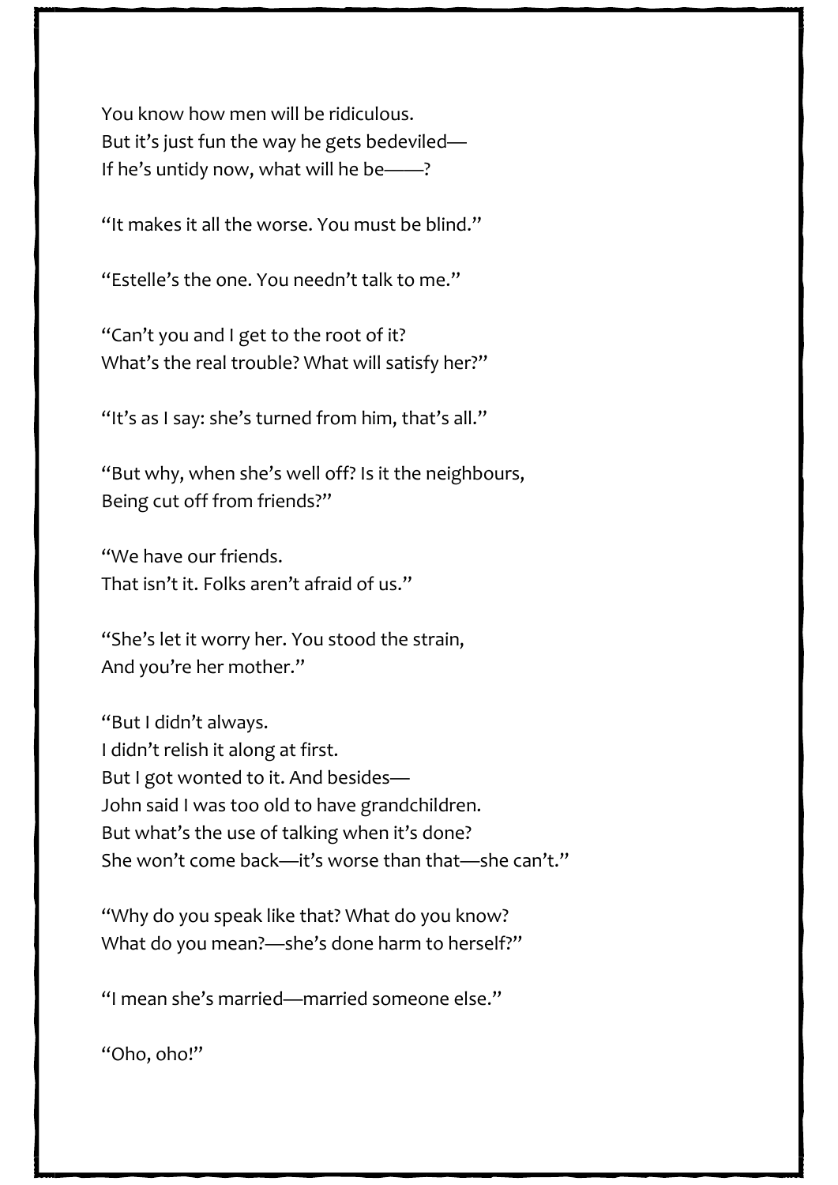You know how men will be ridiculous.
But it's just fun the way he gets bedeviled—
If he's untidy now, what will he be——?

"It makes it all the worse. You must be blind."

"Estelle's the one. You needn't talk to me."

"Can't you and I get to the root of it?
What's the real trouble? What will satisfy her?"

"It's as I say: she's turned from him, that's all."

"But why, when she's well off? Is it the neighbours,
Being cut off from friends?"

"We have our friends.
That isn't it. Folks aren't afraid of us."

"She's let it worry her. You stood the strain,
And you're her mother."

"But I didn't always.
I didn't relish it along at first.
But I got wonted to it. And besides—
John said I was too old to have grandchildren.
But what's the use of talking when it's done?
She won't come back—it's worse than that—she can't."

"Why do you speak like that? What do you know?
What do you mean?—she's done harm to herself?"

"I mean she's married—married someone else."

"Oho, oho!"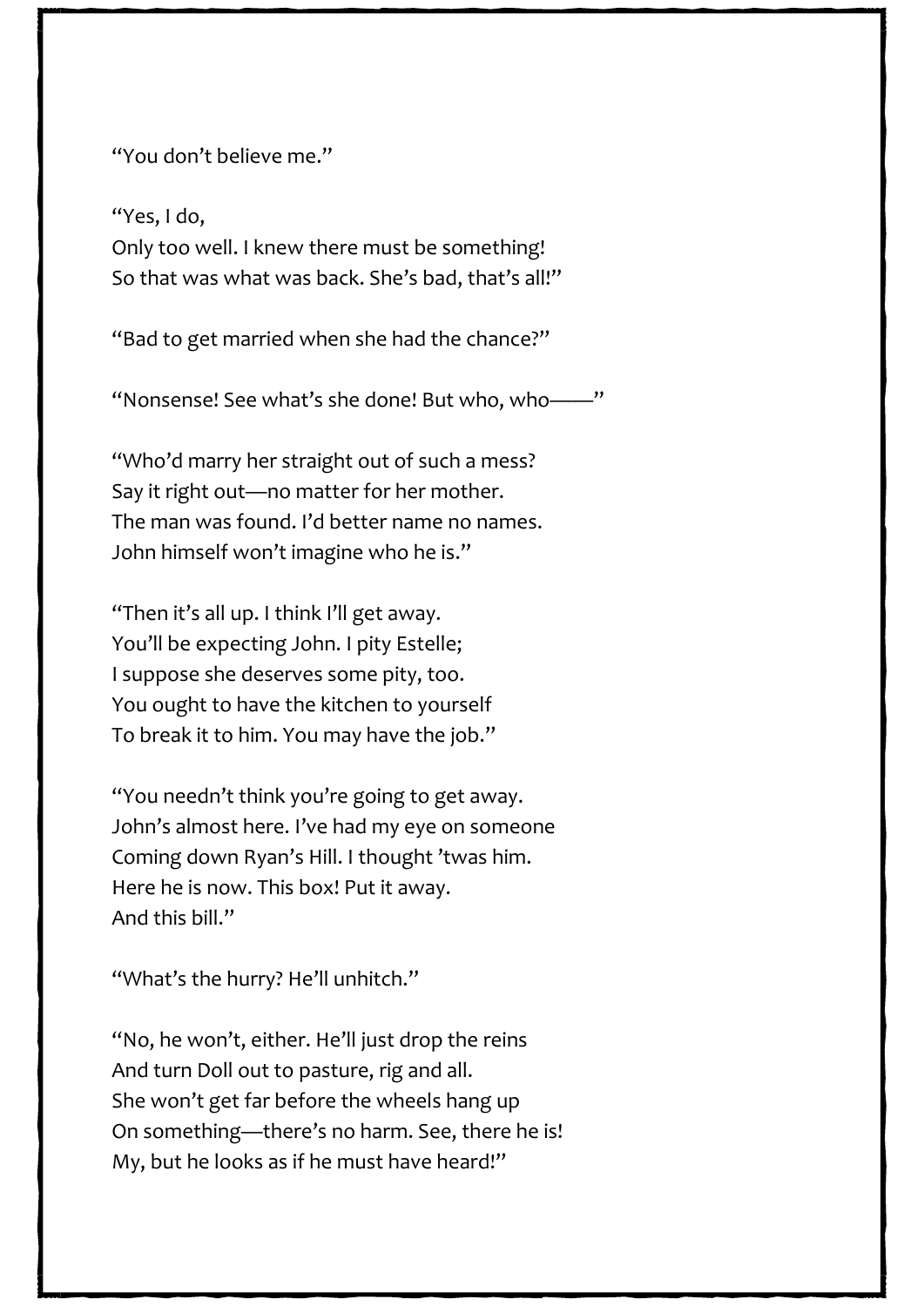"You don't believe me."

"Yes, I do,
Only too well. I knew there must be something!
So that was what was back. She's bad, that's all!"

"Bad to get married when she had the chance?"

"Nonsense! See what's she done! But who, who——"

"Who'd marry her straight out of such a mess?
Say it right out—no matter for her mother.
The man was found. I'd better name no names.
John himself won't imagine who he is."

"Then it's all up. I think I'll get away.
You'll be expecting John. I pity Estelle;
I suppose she deserves some pity, too.
You ought to have the kitchen to yourself
To break it to him. You may have the job."

"You needn't think you're going to get away.
John's almost here. I've had my eye on someone
Coming down Ryan's Hill. I thought 'twas him.
Here he is now. This box! Put it away.
And this bill."

"What's the hurry? He'll unhitch."

"No, he won't, either. He'll just drop the reins
And turn Doll out to pasture, rig and all.
She won't get far before the wheels hang up
On something—there's no harm. See, there he is!
My, but he looks as if he must have heard!"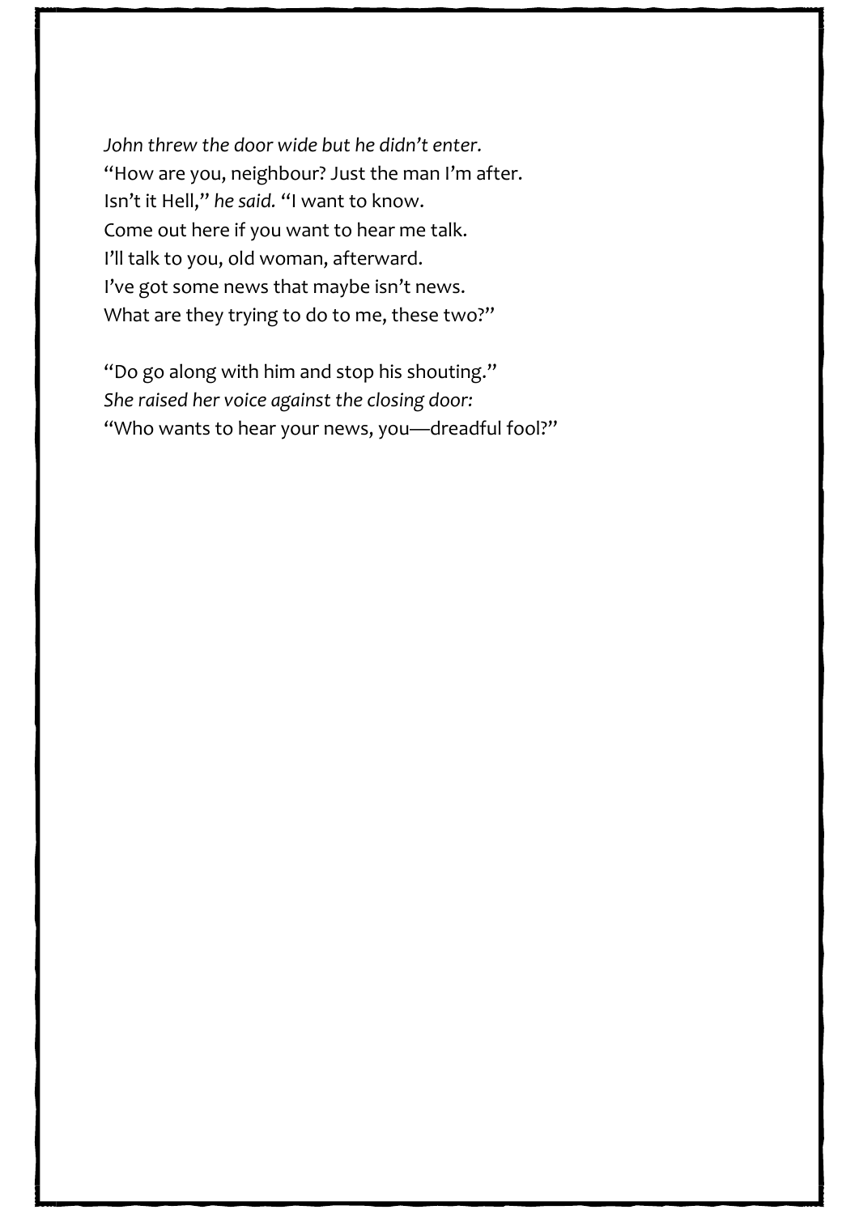*John threw the door wide but he didn't enter.*  
"How are you, neighbour? Just the man I'm after.  
Isn't it Hell," *he said.* "I want to know.  
Come out here if you want to hear me talk.  
I'll talk to you, old woman, afterward.  
I've got some news that maybe isn't news.  
What are they trying to do to me, these two?"

"Do go along with him and stop his shouting."  
*She raised her voice against the closing door:*  
"Who wants to hear your news, you—dreadful fool?"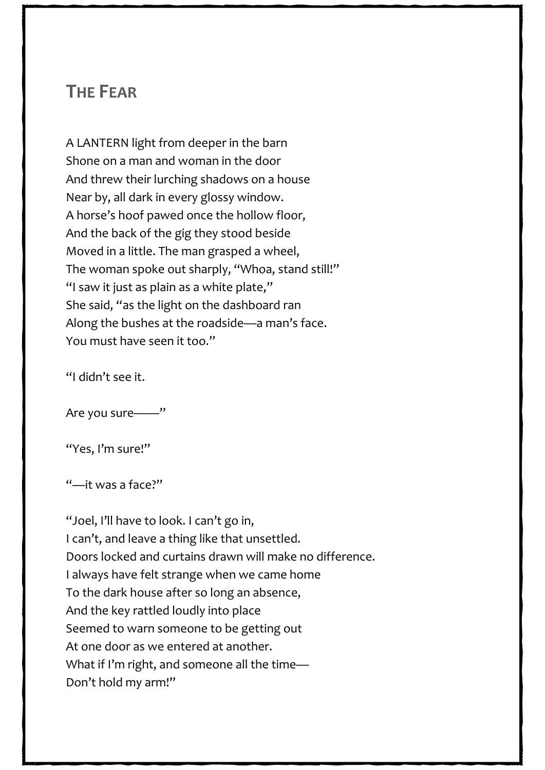## The Fear

A LANTERN light from deeper in the barn  
Shone on a man and woman in the door  
And threw their lurching shadows on a house  
Near by, all dark in every glossy window.  
A horse's hoof pawed once the hollow floor,  
And the back of the gig they stood beside  
Moved in a little. The man grasped a wheel,  
The woman spoke out sharply, "Whoa, stand still!"  
"I saw it just as plain as a white plate,"  
She said, "as the light on the dashboard ran  
Along the bushes at the roadside—a man's face.  
You must have seen it too."

"I didn't see it.

Are you sure——"

"Yes, I'm sure!"

"—it was a face?"

"Joel, I'll have to look. I can't go in,  
I can't, and leave a thing like that unsettled.  
Doors locked and curtains drawn will make no difference.  
I always have felt strange when we came home  
To the dark house after so long an absence,  
And the key rattled loudly into place  
Seemed to warn someone to be getting out  
At one door as we entered at another.  
What if I'm right, and someone all the time—  
Don't hold my arm!"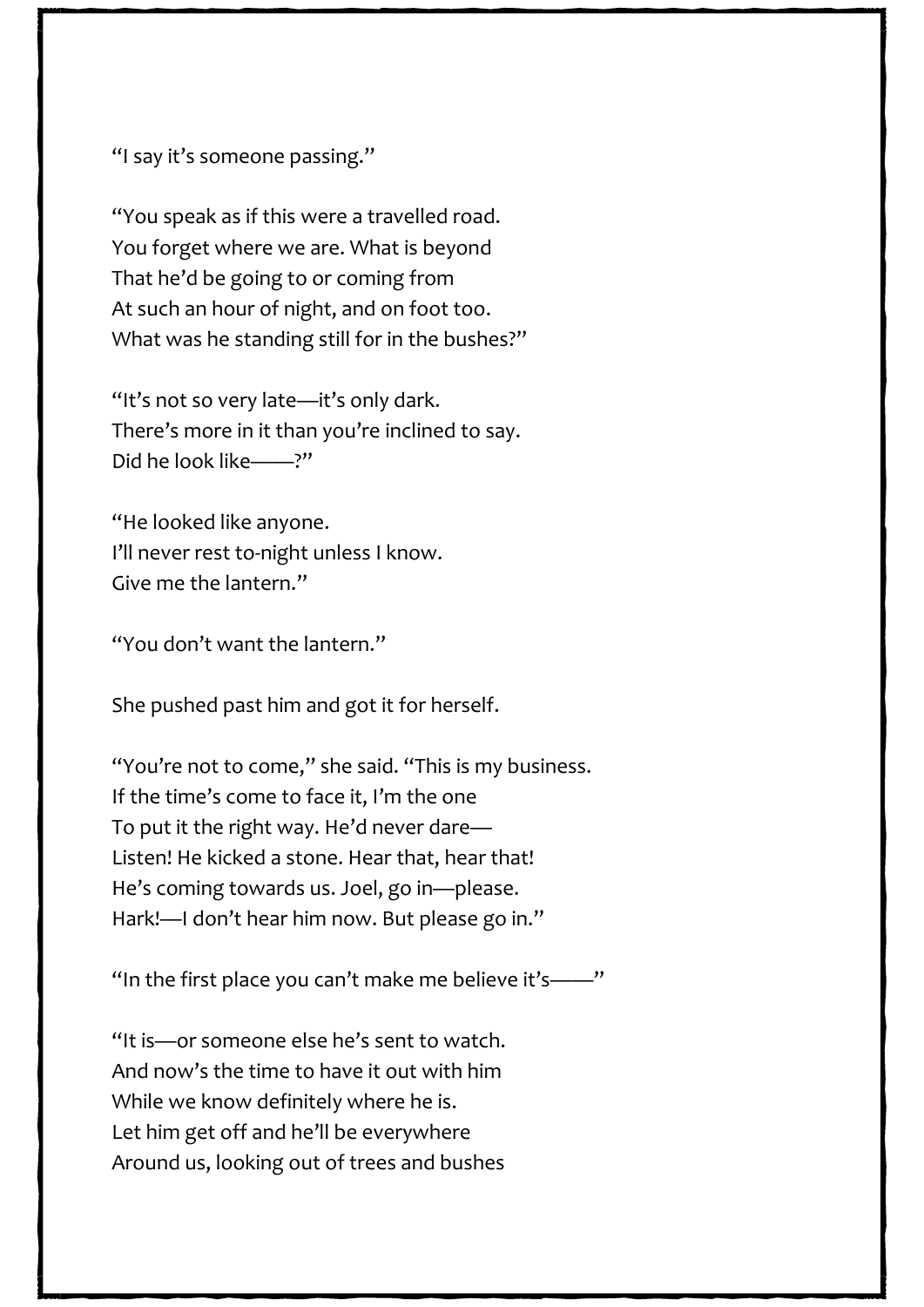"I say it's someone passing."

"You speak as if this were a travelled road.  
You forget where we are. What is beyond  
That he'd be going to or coming from  
At such an hour of night, and on foot too.  
What was he standing still for in the bushes?"

"It's not so very late—it's only dark.  
There's more in it than you're inclined to say.  
Did he look like——?"

"He looked like anyone.  
I'll never rest to-night unless I know.  
Give me the lantern."

"You don't want the lantern."

She pushed past him and got it for herself.

"You're not to come," she said. "This is my business.  
If the time's come to face it, I'm the one  
To put it the right way. He'd never dare—  
Listen! He kicked a stone. Hear that, hear that!  
He's coming towards us. Joel, go in—please.  
Hark!—I don't hear him now. But please go in."

"In the first place you can't make me believe it's——"

"It is—or someone else he's sent to watch.  
And now's the time to have it out with him  
While we know definitely where he is.  
Let him get off and he'll be everywhere  
Around us, looking out of trees and bushes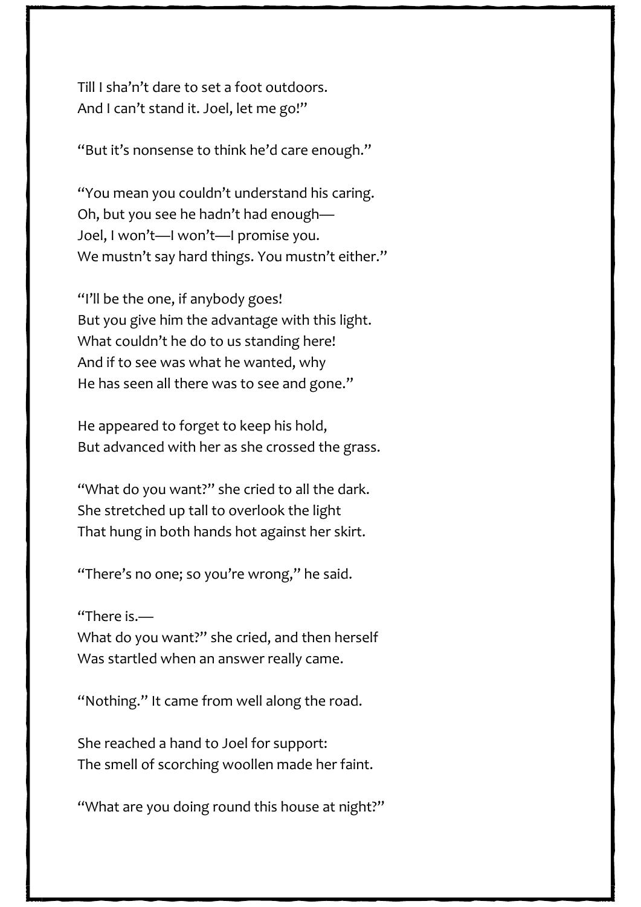Till I sha’n’t dare to set a foot outdoors.
And I can’t stand it. Joel, let me go!”

“But it’s nonsense to think he’d care enough.”

“You mean you couldn’t understand his caring.
Oh, but you see he hadn’t had enough—
Joel, I won’t—I won’t—I promise you.
We mustn’t say hard things. You mustn’t either.”

“I’ll be the one, if anybody goes!
But you give him the advantage with this light.
What couldn’t he do to us standing here!
And if to see was what he wanted, why
He has seen all there was to see and gone.”

He appeared to forget to keep his hold,
But advanced with her as she crossed the grass.

“What do you want?” she cried to all the dark.
She stretched up tall to overlook the light
That hung in both hands hot against her skirt.

“There’s no one; so you’re wrong,” he said.

“There is.—
What do you want?” she cried, and then herself
Was startled when an answer really came.

“Nothing.” It came from well along the road.

She reached a hand to Joel for support:
The smell of scorching woollen made her faint.

“What are you doing round this house at night?”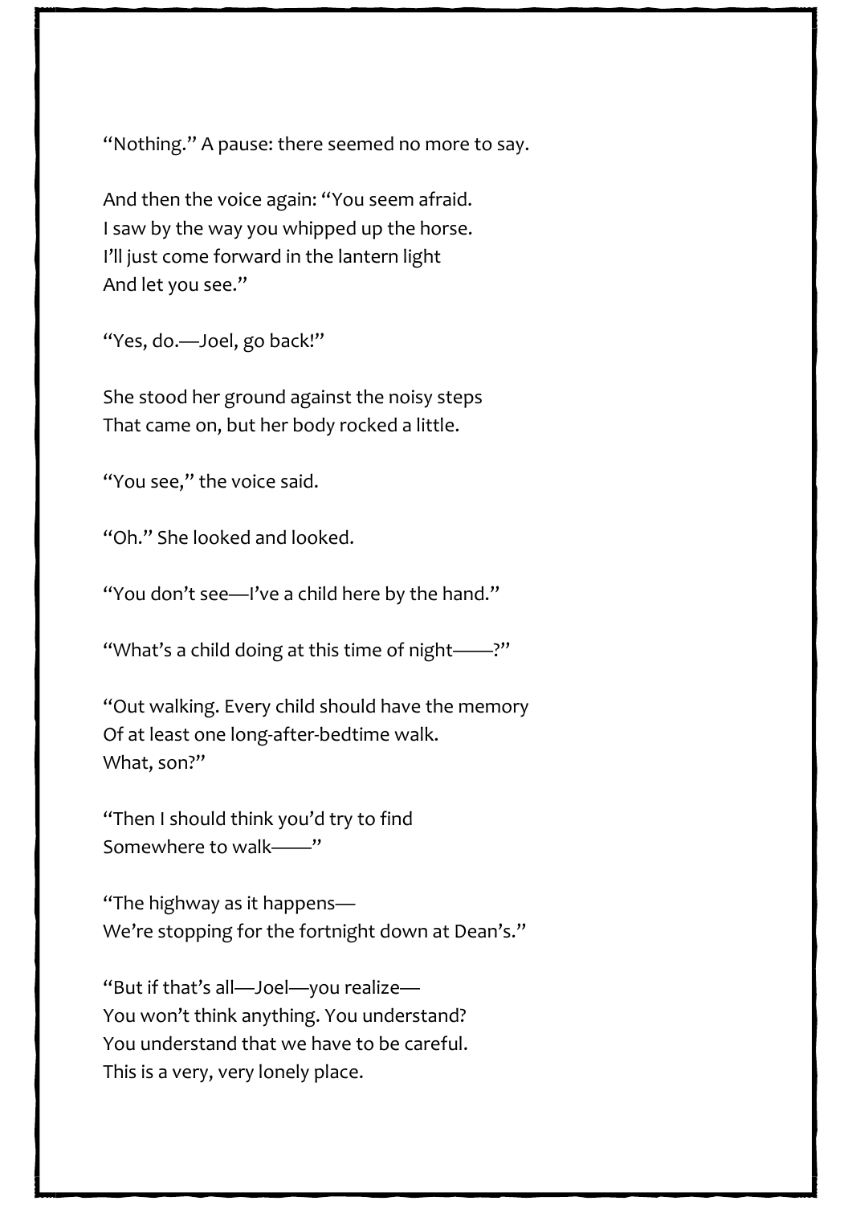"Nothing." A pause: there seemed no more to say.

And then the voice again: "You seem afraid.  
I saw by the way you whipped up the horse.  
I'll just come forward in the lantern light  
And let you see."

"Yes, do.—Joel, go back!"

She stood her ground against the noisy steps  
That came on, but her body rocked a little.

"You see," the voice said.

"Oh." She looked and looked.

"You don't see—I've a child here by the hand."

"What's a child doing at this time of night——?"

"Out walking. Every child should have the memory  
Of at least one long-after-bedtime walk.  
What, son?"

"Then I should think you'd try to find  
Somewhere to walk——"

"The highway as it happens—  
We're stopping for the fortnight down at Dean's."

"But if that's all—Joel—you realize—  
You won't think anything. You understand?  
You understand that we have to be careful.  
This is a very, very lonely place.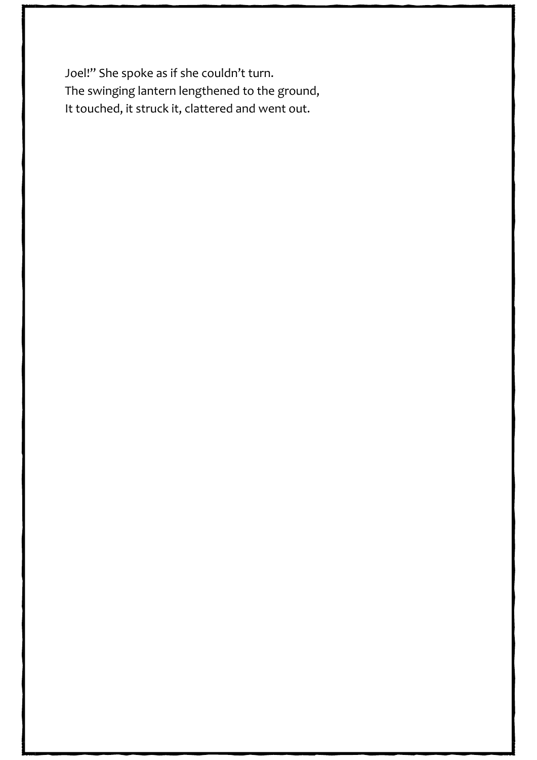Joel!" She spoke as if she couldn't turn.
The swinging lantern lengthened to the ground,
It touched, it struck it, clattered and went out.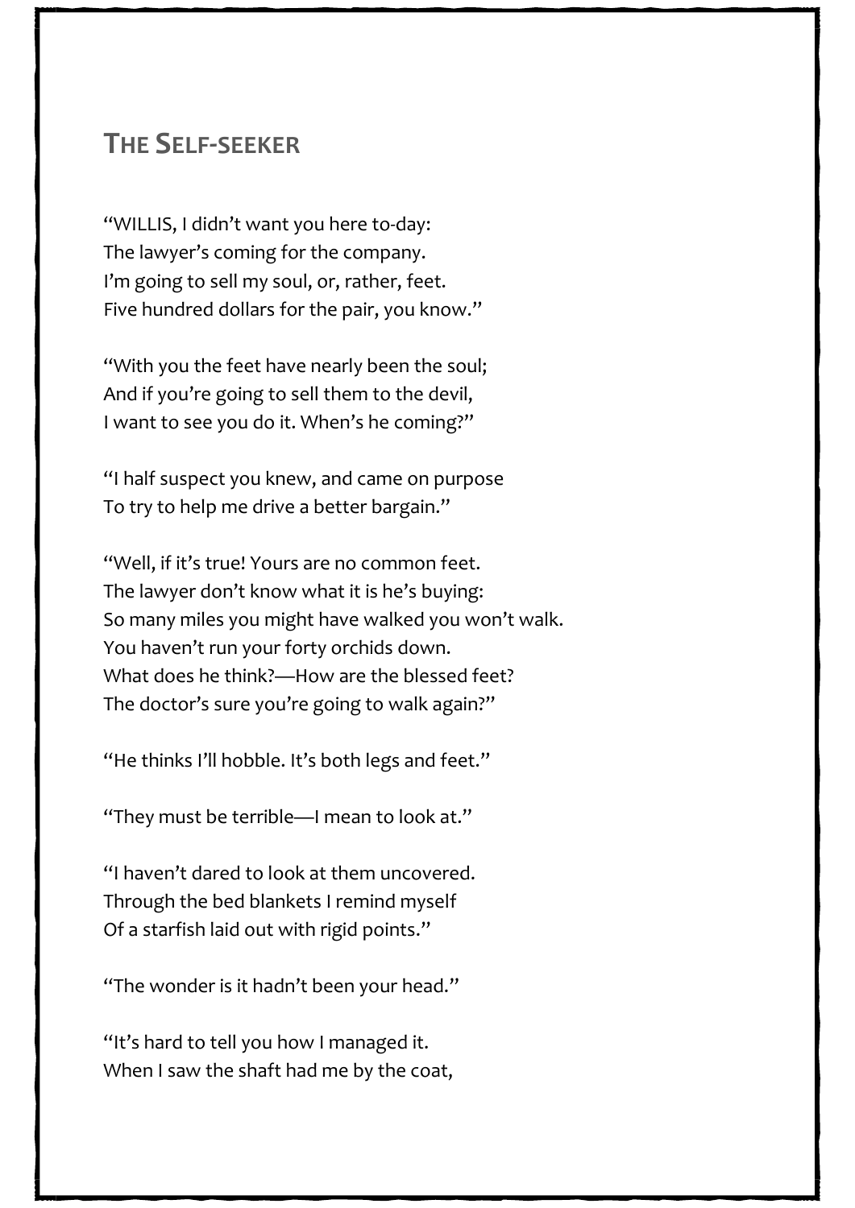## The Self-seeker

"WILLIS, I didn't want you here to-day:
The lawyer's coming for the company.
I'm going to sell my soul, or, rather, feet.
Five hundred dollars for the pair, you know."

"With you the feet have nearly been the soul;
And if you're going to sell them to the devil,
I want to see you do it. When's he coming?"

"I half suspect you knew, and came on purpose
To try to help me drive a better bargain."

"Well, if it's true! Yours are no common feet.
The lawyer don't know what it is he's buying:
So many miles you might have walked you won't walk.
You haven't run your forty orchids down.
What does he think?—How are the blessed feet?
The doctor's sure you're going to walk again?"

"He thinks I'll hobble. It's both legs and feet."

"They must be terrible—I mean to look at."

"I haven't dared to look at them uncovered.
Through the bed blankets I remind myself
Of a starfish laid out with rigid points."

"The wonder is it hadn't been your head."

"It's hard to tell you how I managed it.
When I saw the shaft had me by the coat,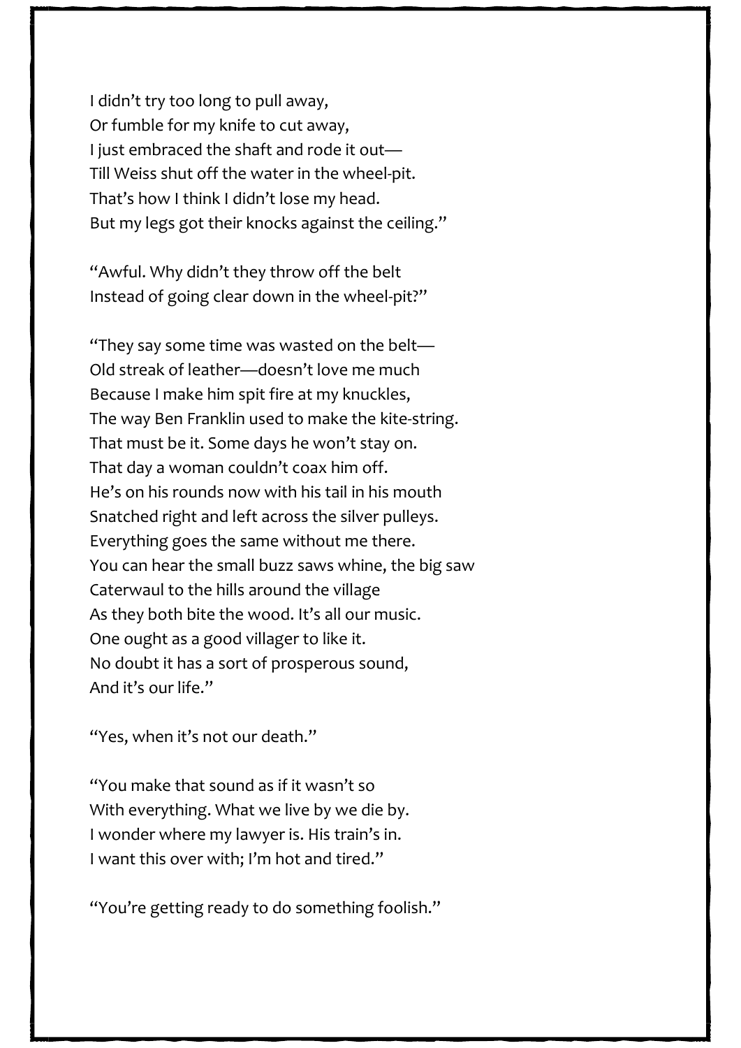I didn't try too long to pull away,
Or fumble for my knife to cut away,
I just embraced the shaft and rode it out—
Till Weiss shut off the water in the wheel-pit.
That's how I think I didn't lose my head.
But my legs got their knocks against the ceiling."

"Awful. Why didn't they throw off the belt
Instead of going clear down in the wheel-pit?"

"They say some time was wasted on the belt—
Old streak of leather—doesn't love me much
Because I make him spit fire at my knuckles,
The way Ben Franklin used to make the kite-string.
That must be it. Some days he won't stay on.
That day a woman couldn't coax him off.
He's on his rounds now with his tail in his mouth
Snatched right and left across the silver pulleys.
Everything goes the same without me there.
You can hear the small buzz saws whine, the big saw
Caterwaul to the hills around the village
As they both bite the wood. It's all our music.
One ought as a good villager to like it.
No doubt it has a sort of prosperous sound,
And it's our life."

"Yes, when it's not our death."

"You make that sound as if it wasn't so
With everything. What we live by we die by.
I wonder where my lawyer is. His train's in.
I want this over with; I'm hot and tired."

"You're getting ready to do something foolish."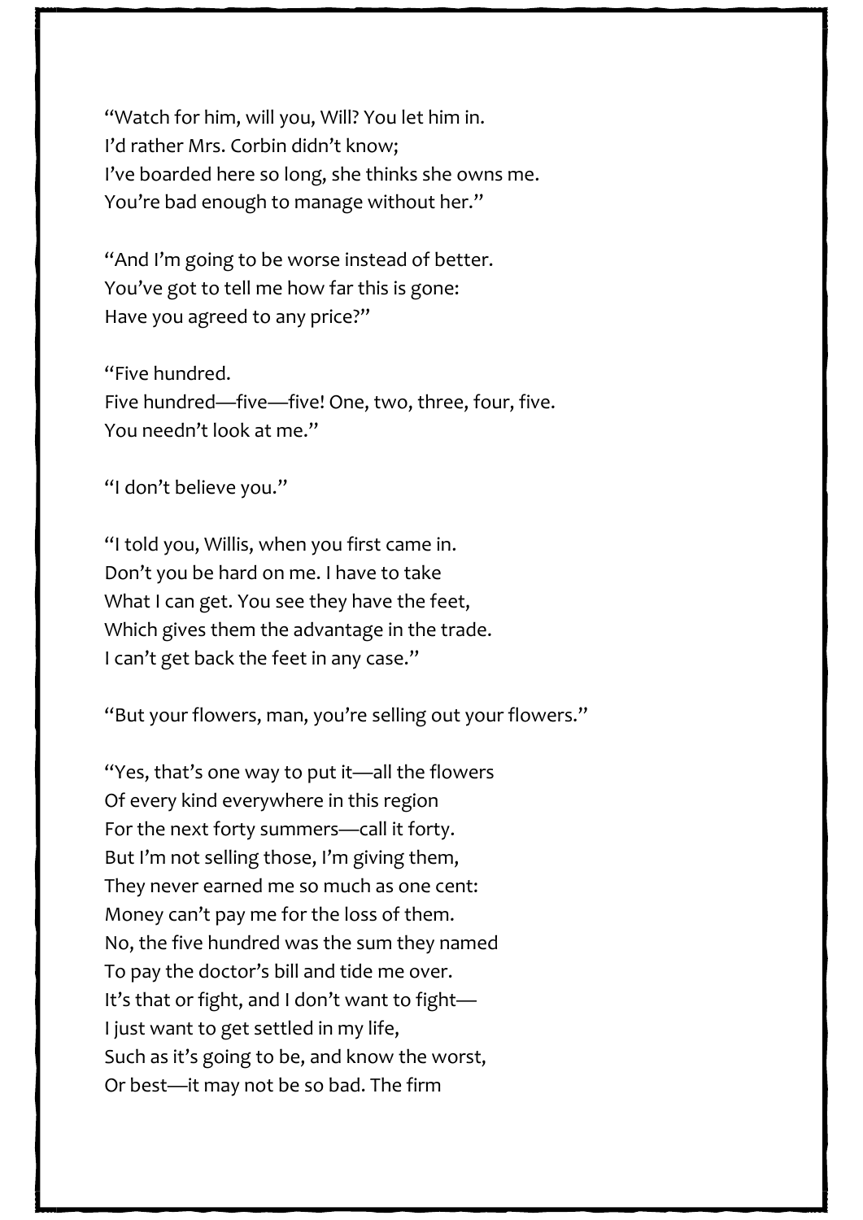"Watch for him, will you, Will? You let him in.
I'd rather Mrs. Corbin didn't know;
I've boarded here so long, she thinks she owns me.
You're bad enough to manage without her."

"And I'm going to be worse instead of better.
You've got to tell me how far this is gone:
Have you agreed to any price?"

"Five hundred.
Five hundred—five—five! One, two, three, four, five.
You needn't look at me."

"I don't believe you."

"I told you, Willis, when you first came in.
Don't you be hard on me. I have to take
What I can get. You see they have the feet,
Which gives them the advantage in the trade.
I can't get back the feet in any case."

"But your flowers, man, you're selling out your flowers."

"Yes, that's one way to put it—all the flowers
Of every kind everywhere in this region
For the next forty summers—call it forty.
But I'm not selling those, I'm giving them,
They never earned me so much as one cent:
Money can't pay me for the loss of them.
No, the five hundred was the sum they named
To pay the doctor's bill and tide me over.
It's that or fight, and I don't want to fight—
I just want to get settled in my life,
Such as it's going to be, and know the worst,
Or best—it may not be so bad. The firm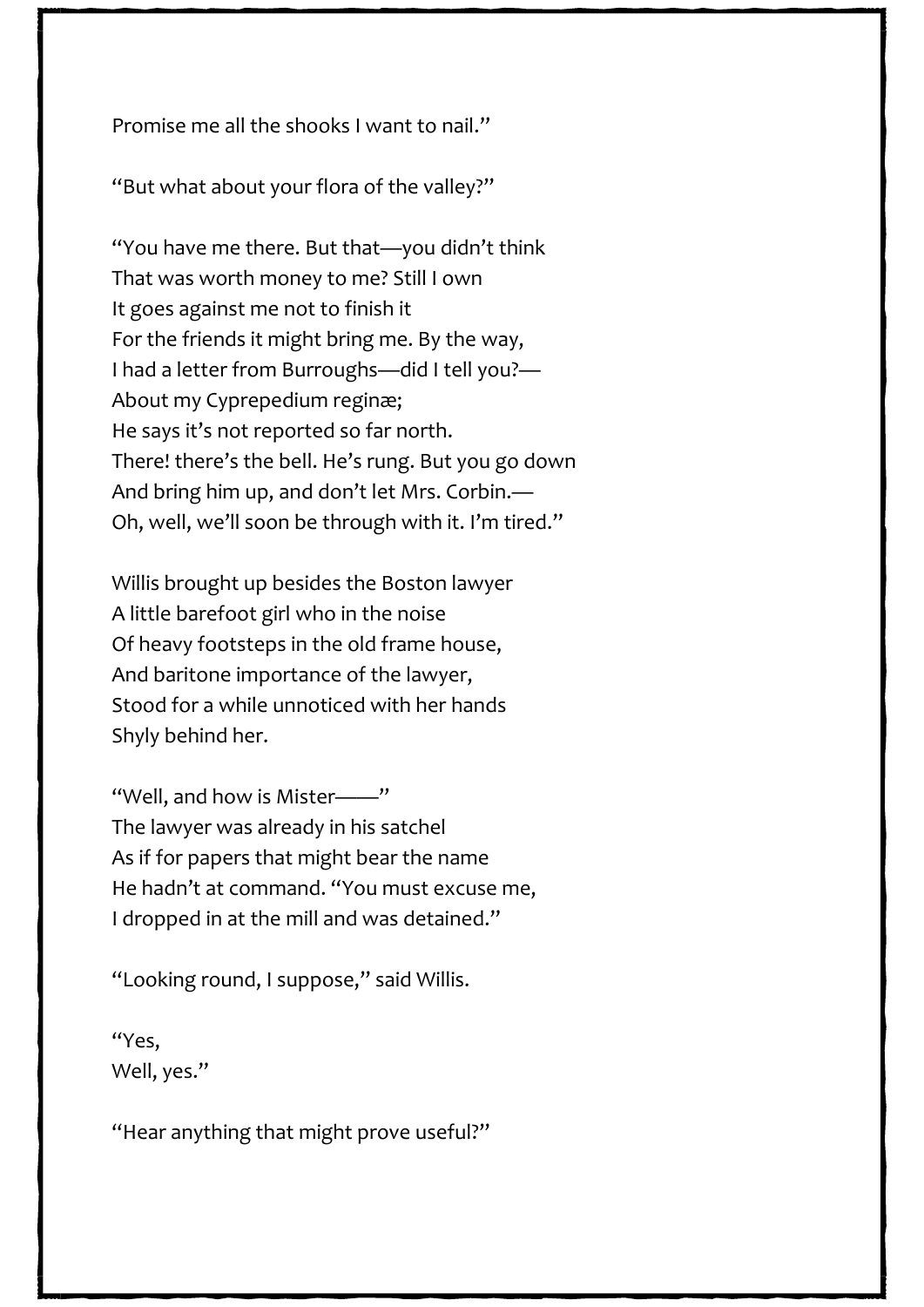Promise me all the shooks I want to nail."

"But what about your flora of the valley?"

"You have me there. But that—you didn't think
That was worth money to me? Still I own
It goes against me not to finish it
For the friends it might bring me. By the way,
I had a letter from Burroughs—did I tell you?—
About my Cyprepedium reginæ;
He says it's not reported so far north.
There! there's the bell. He's rung. But you go down
And bring him up, and don't let Mrs. Corbin.—
Oh, well, we'll soon be through with it. I'm tired."

Willis brought up besides the Boston lawyer
A little barefoot girl who in the noise
Of heavy footsteps in the old frame house,
And baritone importance of the lawyer,
Stood for a while unnoticed with her hands
Shyly behind her.

"Well, and how is Mister——"
The lawyer was already in his satchel
As if for papers that might bear the name
He hadn't at command. "You must excuse me,
I dropped in at the mill and was detained."

"Looking round, I suppose," said Willis.

"Yes,
Well, yes."

"Hear anything that might prove useful?"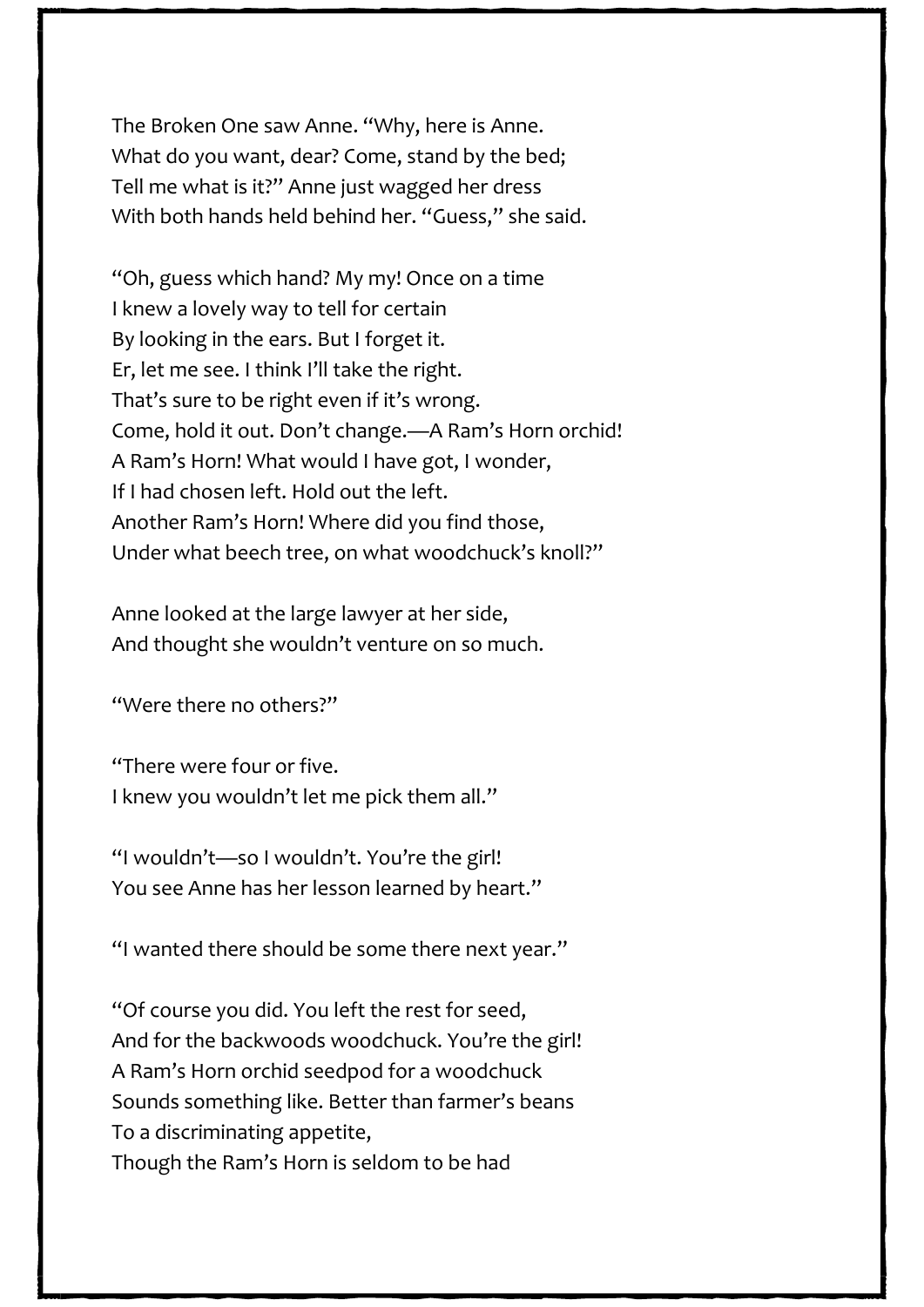The Broken One saw Anne. "Why, here is Anne.
What do you want, dear? Come, stand by the bed;
Tell me what is it?" Anne just wagged her dress
With both hands held behind her. "Guess," she said.

"Oh, guess which hand? My my! Once on a time
I knew a lovely way to tell for certain
By looking in the ears. But I forget it.
Er, let me see. I think I'll take the right.
That's sure to be right even if it's wrong.
Come, hold it out. Don't change.—A Ram's Horn orchid!
A Ram's Horn! What would I have got, I wonder,
If I had chosen left. Hold out the left.
Another Ram's Horn! Where did you find those,
Under what beech tree, on what woodchuck's knoll?"

Anne looked at the large lawyer at her side,
And thought she wouldn't venture on so much.

"Were there no others?"

"There were four or five.
I knew you wouldn't let me pick them all."

"I wouldn't—so I wouldn't. You're the girl!
You see Anne has her lesson learned by heart."

"I wanted there should be some there next year."

"Of course you did. You left the rest for seed,
And for the backwoods woodchuck. You're the girl!
A Ram's Horn orchid seedpod for a woodchuck
Sounds something like. Better than farmer's beans
To a discriminating appetite,
Though the Ram's Horn is seldom to be had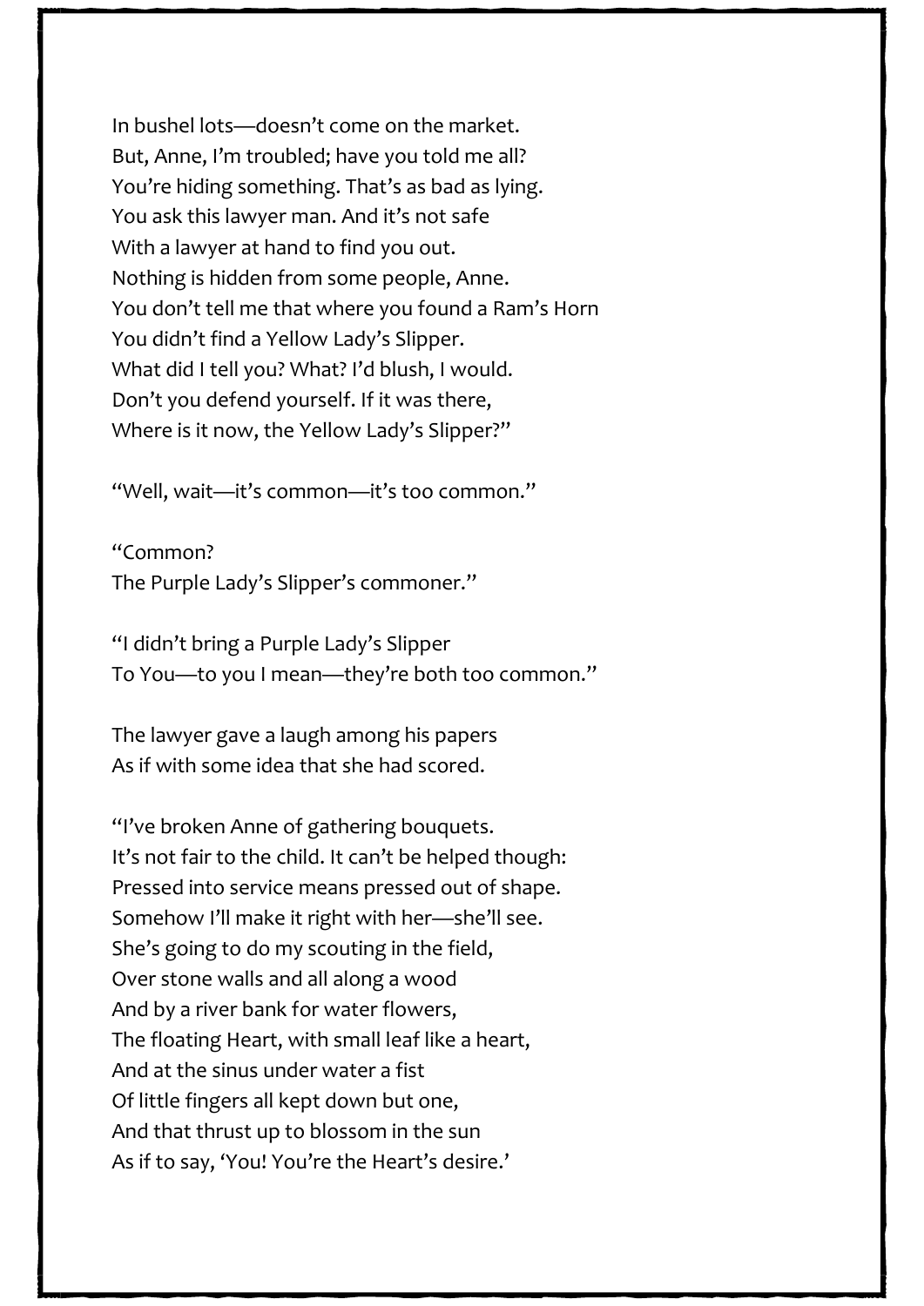In bushel lots—doesn’t come on the market.  
But, Anne, I’m troubled; have you told me all?  
You’re hiding something. That’s as bad as lying.  
You ask this lawyer man. And it’s not safe  
With a lawyer at hand to find you out.  
Nothing is hidden from some people, Anne.  
You don’t tell me that where you found a Ram’s Horn  
You didn’t find a Yellow Lady’s Slipper.  
What did I tell you? What? I’d blush, I would.  
Don’t you defend yourself. If it was there,  
Where is it now, the Yellow Lady’s Slipper?”

“Well, wait—it’s common—it’s too common.”

“Common?  
The Purple Lady’s Slipper’s commoner.”

“I didn’t bring a Purple Lady’s Slipper  
To You—to you I mean—they’re both too common.”

The lawyer gave a laugh among his papers  
As if with some idea that she had scored.

“I’ve broken Anne of gathering bouquets.  
It’s not fair to the child. It can’t be helped though:  
Pressed into service means pressed out of shape.  
Somehow I’ll make it right with her—she’ll see.  
She’s going to do my scouting in the field,  
Over stone walls and all along a wood  
And by a river bank for water flowers,  
The floating Heart, with small leaf like a heart,  
And at the sinus under water a fist  
Of little fingers all kept down but one,  
And that thrust up to blossom in the sun  
As if to say, ‘You! You’re the Heart’s desire.’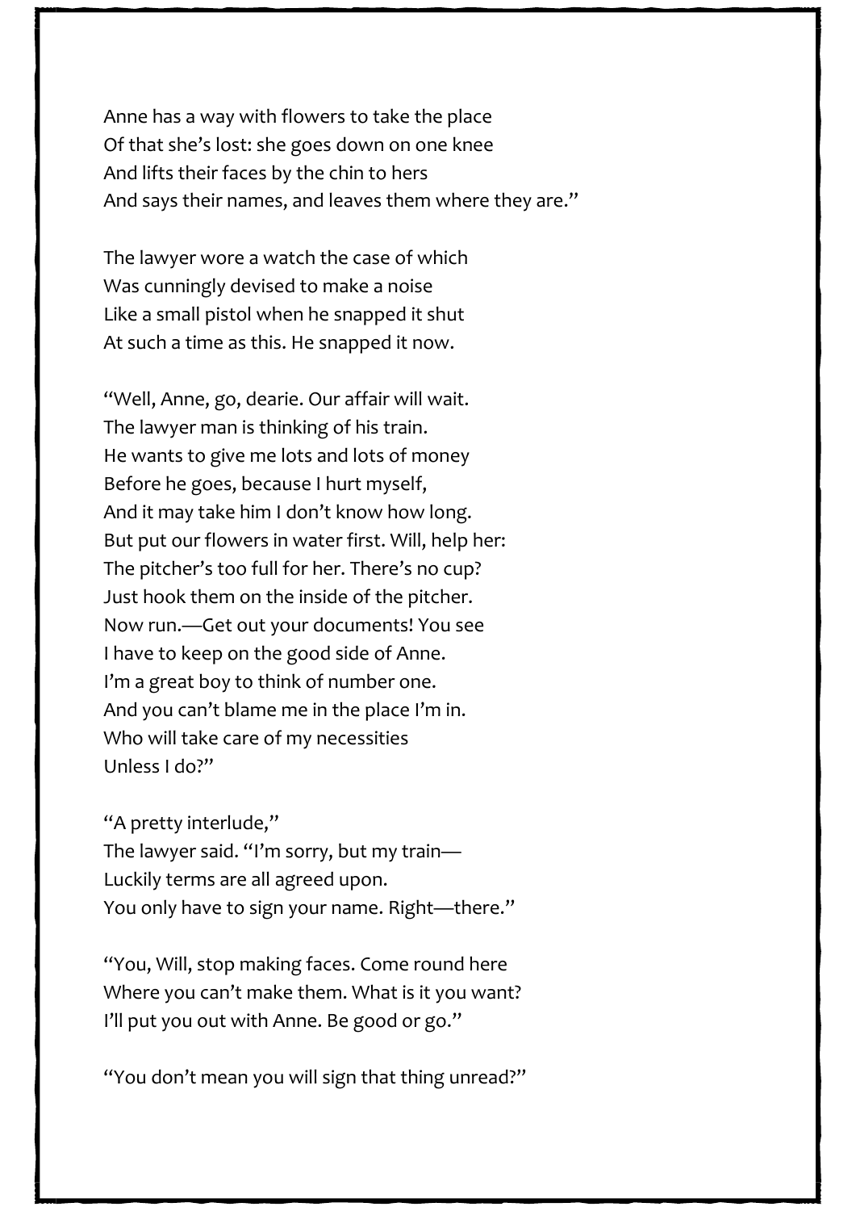Anne has a way with flowers to take the place  
Of that she's lost: she goes down on one knee  
And lifts their faces by the chin to hers  
And says their names, and leaves them where they are."

The lawyer wore a watch the case of which  
Was cunningly devised to make a noise  
Like a small pistol when he snapped it shut  
At such a time as this. He snapped it now.

"Well, Anne, go, dearie. Our affair will wait.  
The lawyer man is thinking of his train.  
He wants to give me lots and lots of money  
Before he goes, because I hurt myself,  
And it may take him I don't know how long.  
But put our flowers in water first. Will, help her:  
The pitcher's too full for her. There's no cup?  
Just hook them on the inside of the pitcher.  
Now run.—Get out your documents! You see  
I have to keep on the good side of Anne.  
I'm a great boy to think of number one.  
And you can't blame me in the place I'm in.  
Who will take care of my necessities  
Unless I do?"

"A pretty interlude,"  
The lawyer said. "I'm sorry, but my train—  
Luckily terms are all agreed upon.  
You only have to sign your name. Right—there."

"You, Will, stop making faces. Come round here  
Where you can't make them. What is it you want?  
I'll put you out with Anne. Be good or go."

"You don't mean you will sign that thing unread?"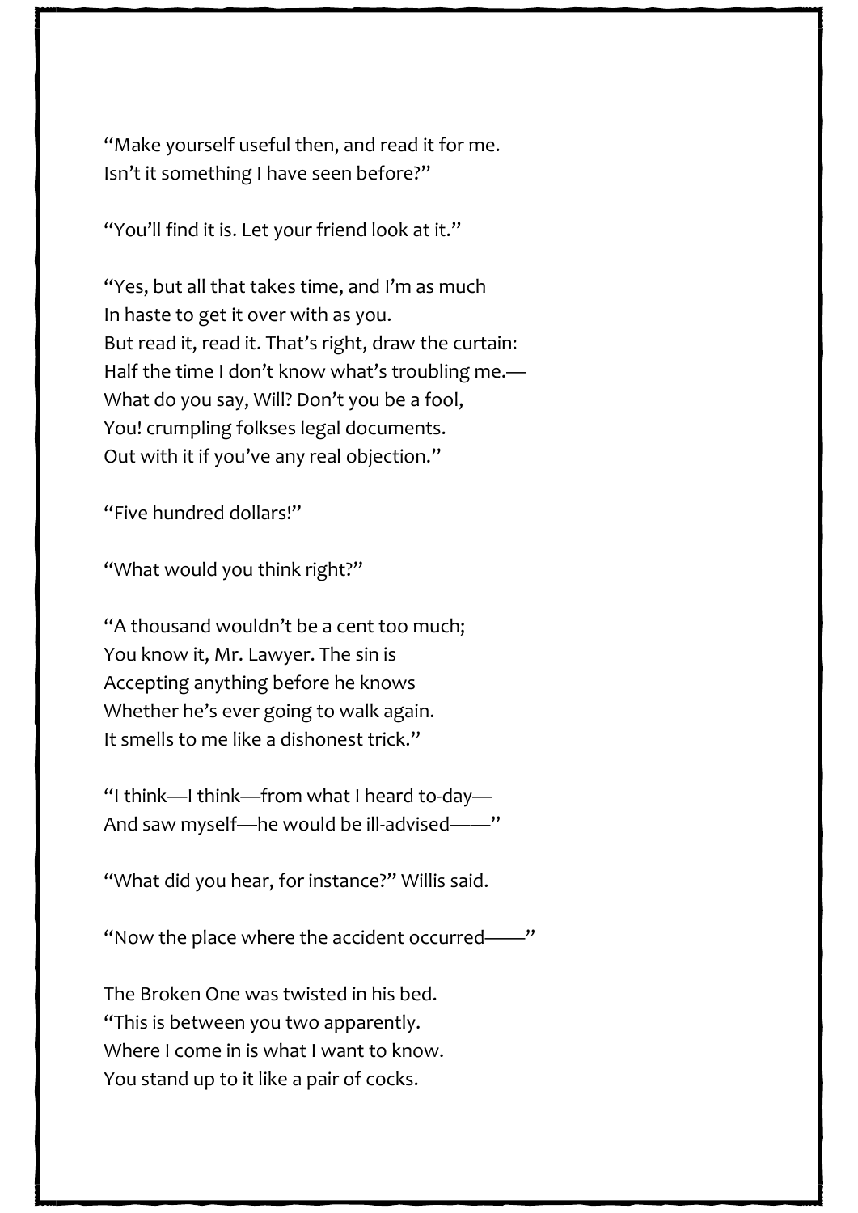"Make yourself useful then, and read it for me.  
Isn't it something I have seen before?"

"You'll find it is. Let your friend look at it."

"Yes, but all that takes time, and I'm as much  
In haste to get it over with as you.  
But read it, read it. That's right, draw the curtain:  
Half the time I don't know what's troubling me.—  
What do you say, Will? Don't you be a fool,  
You! crumpling folkses legal documents.  
Out with it if you've any real objection."

"Five hundred dollars!"

"What would you think right?"

"A thousand wouldn't be a cent too much;  
You know it, Mr. Lawyer. The sin is  
Accepting anything before he knows  
Whether he's ever going to walk again.  
It smells to me like a dishonest trick."

"I think—I think—from what I heard to-day—  
And saw myself—he would be ill-advised——"

"What did you hear, for instance?" Willis said.

"Now the place where the accident occurred——"

The Broken One was twisted in his bed.  
"This is between you two apparently.  
Where I come in is what I want to know.  
You stand up to it like a pair of cocks.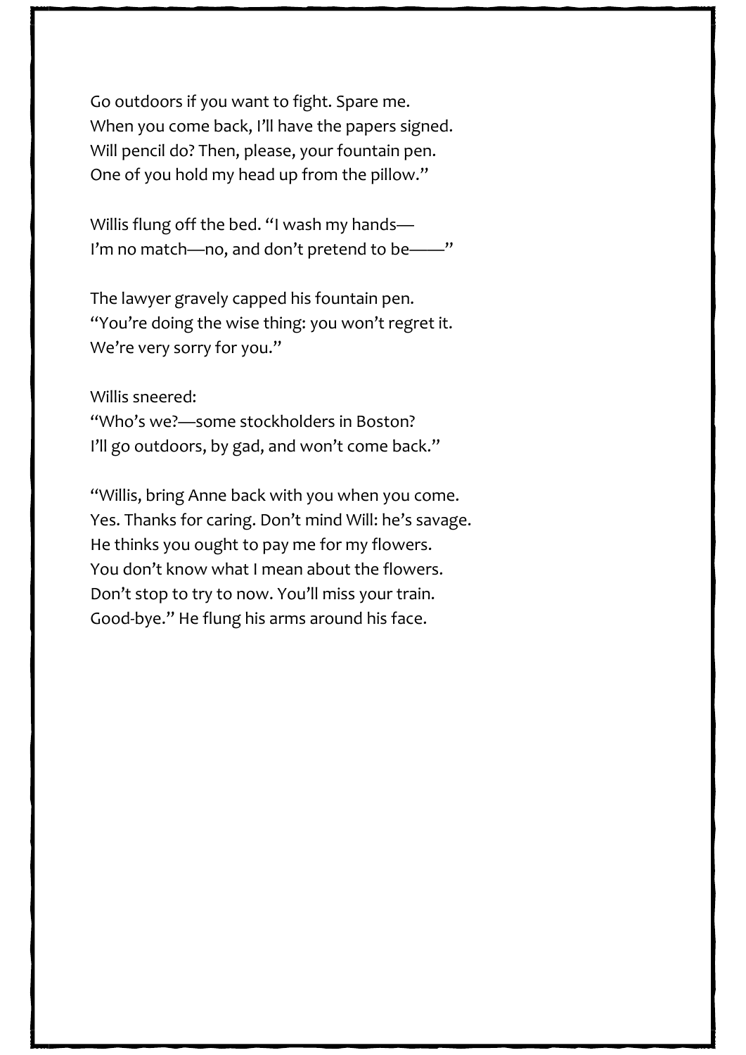Go outdoors if you want to fight. Spare me.
When you come back, I'll have the papers signed.
Will pencil do? Then, please, your fountain pen.
One of you hold my head up from the pillow."

Willis flung off the bed. "I wash my hands—
I'm no match—no, and don't pretend to be——"

The lawyer gravely capped his fountain pen.
"You're doing the wise thing: you won't regret it.
We're very sorry for you."

Willis sneered:
"Who's we?—some stockholders in Boston?
I'll go outdoors, by gad, and won't come back."

"Willis, bring Anne back with you when you come.
Yes. Thanks for caring. Don't mind Will: he's savage.
He thinks you ought to pay me for my flowers.
You don't know what I mean about the flowers.
Don't stop to try to now. You'll miss your train.
Good-bye." He flung his arms around his face.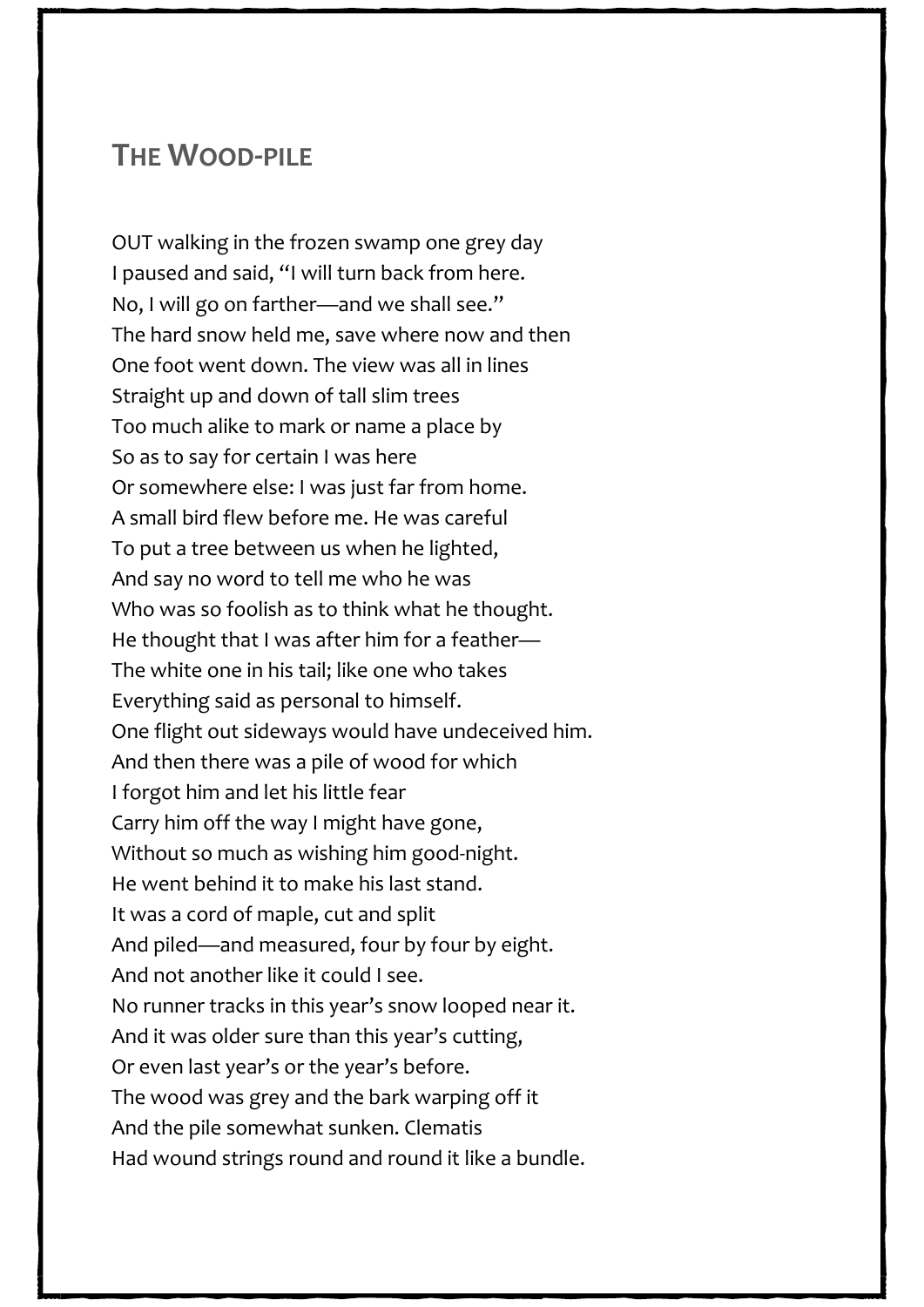## THE WOOD-PILE

OUT walking in the frozen swamp one grey day
I paused and said, "I will turn back from here.
No, I will go on farther—and we shall see."
The hard snow held me, save where now and then
One foot went down. The view was all in lines
Straight up and down of tall slim trees
Too much alike to mark or name a place by
So as to say for certain I was here
Or somewhere else: I was just far from home.
A small bird flew before me. He was careful
To put a tree between us when he lighted,
And say no word to tell me who he was
Who was so foolish as to think what he thought.
He thought that I was after him for a feather—
The white one in his tail; like one who takes
Everything said as personal to himself.
One flight out sideways would have undeceived him.
And then there was a pile of wood for which
I forgot him and let his little fear
Carry him off the way I might have gone,
Without so much as wishing him good-night.
He went behind it to make his last stand.
It was a cord of maple, cut and split
And piled—and measured, four by four by eight.
And not another like it could I see.
No runner tracks in this year's snow looped near it.
And it was older sure than this year's cutting,
Or even last year's or the year's before.
The wood was grey and the bark warping off it
And the pile somewhat sunken. Clematis
Had wound strings round and round it like a bundle.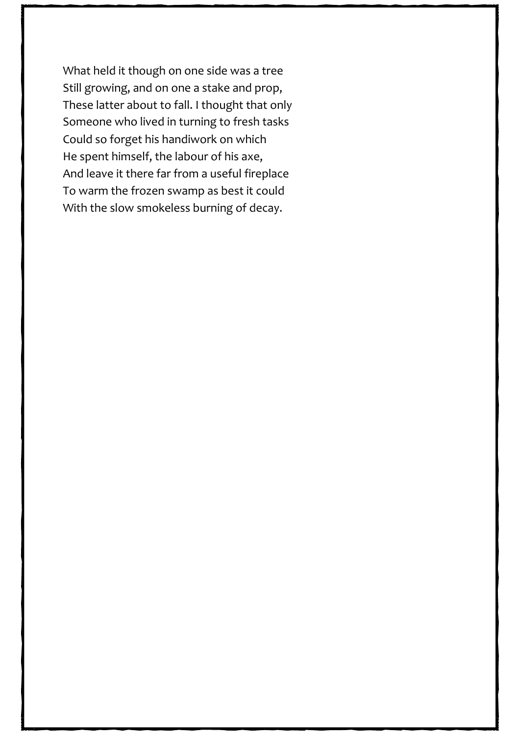What held it though on one side was a tree
Still growing, and on one a stake and prop,
These latter about to fall. I thought that only
Someone who lived in turning to fresh tasks
Could so forget his handiwork on which
He spent himself, the labour of his axe,
And leave it there far from a useful fireplace
To warm the frozen swamp as best it could
With the slow smokeless burning of decay.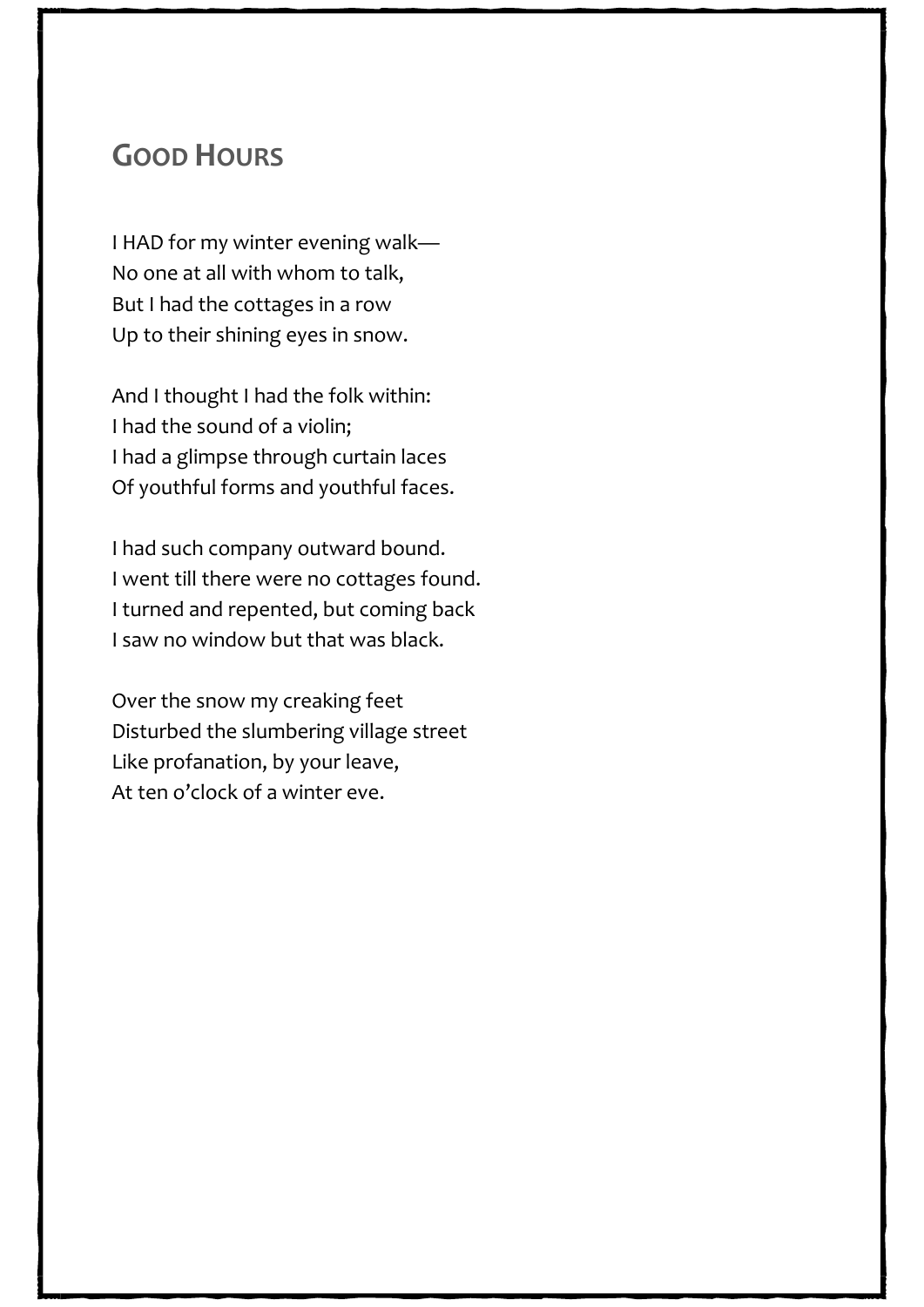## Good Hours

I HAD for my winter evening walk—
No one at all with whom to talk,
But I had the cottages in a row
Up to their shining eyes in snow.

And I thought I had the folk within:
I had the sound of a violin;
I had a glimpse through curtain laces
Of youthful forms and youthful faces.

I had such company outward bound.
I went till there were no cottages found.
I turned and repented, but coming back
I saw no window but that was black.

Over the snow my creaking feet
Disturbed the slumbering village street
Like profanation, by your leave,
At ten o'clock of a winter eve.